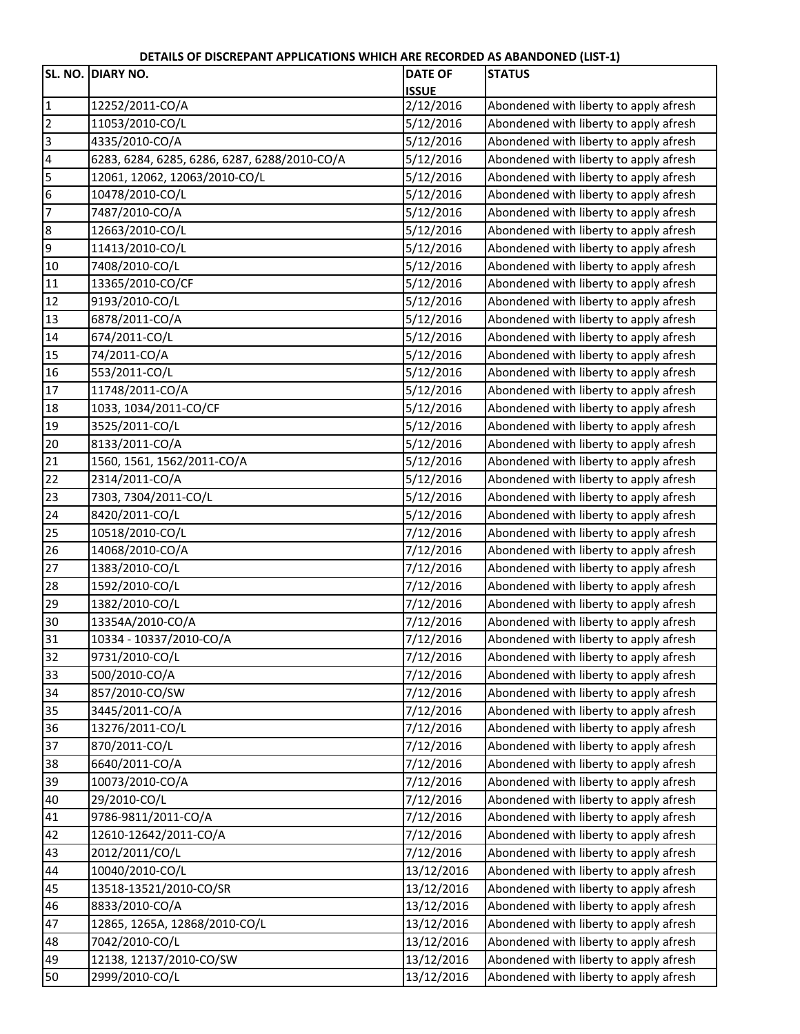**DETAILS OF DISCREPANT APPLICATIONS WHICH ARE RECORDED AS ABANDONED (LIST-1)**

| SL. NO. | DIARY NO. | DATE OF ISSUE | STATUS |
|---|---|---|---|
| 1 | 12252/2011-CO/A | 2/12/2016 | Abondened with liberty to apply afresh |
| 2 | 11053/2010-CO/L | 5/12/2016 | Abondened with liberty to apply afresh |
| 3 | 4335/2010-CO/A | 5/12/2016 | Abondened with liberty to apply afresh |
| 4 | 6283, 6284, 6285, 6286, 6287, 6288/2010-CO/A | 5/12/2016 | Abondened with liberty to apply afresh |
| 5 | 12061, 12062, 12063/2010-CO/L | 5/12/2016 | Abondened with liberty to apply afresh |
| 6 | 10478/2010-CO/L | 5/12/2016 | Abondened with liberty to apply afresh |
| 7 | 7487/2010-CO/A | 5/12/2016 | Abondened with liberty to apply afresh |
| 8 | 12663/2010-CO/L | 5/12/2016 | Abondened with liberty to apply afresh |
| 9 | 11413/2010-CO/L | 5/12/2016 | Abondened with liberty to apply afresh |
| 10 | 7408/2010-CO/L | 5/12/2016 | Abondened with liberty to apply afresh |
| 11 | 13365/2010-CO/CF | 5/12/2016 | Abondened with liberty to apply afresh |
| 12 | 9193/2010-CO/L | 5/12/2016 | Abondened with liberty to apply afresh |
| 13 | 6878/2011-CO/A | 5/12/2016 | Abondened with liberty to apply afresh |
| 14 | 674/2011-CO/L | 5/12/2016 | Abondened with liberty to apply afresh |
| 15 | 74/2011-CO/A | 5/12/2016 | Abondened with liberty to apply afresh |
| 16 | 553/2011-CO/L | 5/12/2016 | Abondened with liberty to apply afresh |
| 17 | 11748/2011-CO/A | 5/12/2016 | Abondened with liberty to apply afresh |
| 18 | 1033, 1034/2011-CO/CF | 5/12/2016 | Abondened with liberty to apply afresh |
| 19 | 3525/2011-CO/L | 5/12/2016 | Abondened with liberty to apply afresh |
| 20 | 8133/2011-CO/A | 5/12/2016 | Abondened with liberty to apply afresh |
| 21 | 1560, 1561, 1562/2011-CO/A | 5/12/2016 | Abondened with liberty to apply afresh |
| 22 | 2314/2011-CO/A | 5/12/2016 | Abondened with liberty to apply afresh |
| 23 | 7303, 7304/2011-CO/L | 5/12/2016 | Abondened with liberty to apply afresh |
| 24 | 8420/2011-CO/L | 5/12/2016 | Abondened with liberty to apply afresh |
| 25 | 10518/2010-CO/L | 7/12/2016 | Abondened with liberty to apply afresh |
| 26 | 14068/2010-CO/A | 7/12/2016 | Abondened with liberty to apply afresh |
| 27 | 1383/2010-CO/L | 7/12/2016 | Abondened with liberty to apply afresh |
| 28 | 1592/2010-CO/L | 7/12/2016 | Abondened with liberty to apply afresh |
| 29 | 1382/2010-CO/L | 7/12/2016 | Abondened with liberty to apply afresh |
| 30 | 13354A/2010-CO/A | 7/12/2016 | Abondened with liberty to apply afresh |
| 31 | 10334 - 10337/2010-CO/A | 7/12/2016 | Abondened with liberty to apply afresh |
| 32 | 9731/2010-CO/L | 7/12/2016 | Abondened with liberty to apply afresh |
| 33 | 500/2010-CO/A | 7/12/2016 | Abondened with liberty to apply afresh |
| 34 | 857/2010-CO/SW | 7/12/2016 | Abondened with liberty to apply afresh |
| 35 | 3445/2011-CO/A | 7/12/2016 | Abondened with liberty to apply afresh |
| 36 | 13276/2011-CO/L | 7/12/2016 | Abondened with liberty to apply afresh |
| 37 | 870/2011-CO/L | 7/12/2016 | Abondened with liberty to apply afresh |
| 38 | 6640/2011-CO/A | 7/12/2016 | Abondened with liberty to apply afresh |
| 39 | 10073/2010-CO/A | 7/12/2016 | Abondened with liberty to apply afresh |
| 40 | 29/2010-CO/L | 7/12/2016 | Abondened with liberty to apply afresh |
| 41 | 9786-9811/2011-CO/A | 7/12/2016 | Abondened with liberty to apply afresh |
| 42 | 12610-12642/2011-CO/A | 7/12/2016 | Abondened with liberty to apply afresh |
| 43 | 2012/2011/CO/L | 7/12/2016 | Abondened with liberty to apply afresh |
| 44 | 10040/2010-CO/L | 13/12/2016 | Abondened with liberty to apply afresh |
| 45 | 13518-13521/2010-CO/SR | 13/12/2016 | Abondened with liberty to apply afresh |
| 46 | 8833/2010-CO/A | 13/12/2016 | Abondened with liberty to apply afresh |
| 47 | 12865, 1265A, 12868/2010-CO/L | 13/12/2016 | Abondened with liberty to apply afresh |
| 48 | 7042/2010-CO/L | 13/12/2016 | Abondened with liberty to apply afresh |
| 49 | 12138, 12137/2010-CO/SW | 13/12/2016 | Abondened with liberty to apply afresh |
| 50 | 2999/2010-CO/L | 13/12/2016 | Abondened with liberty to apply afresh |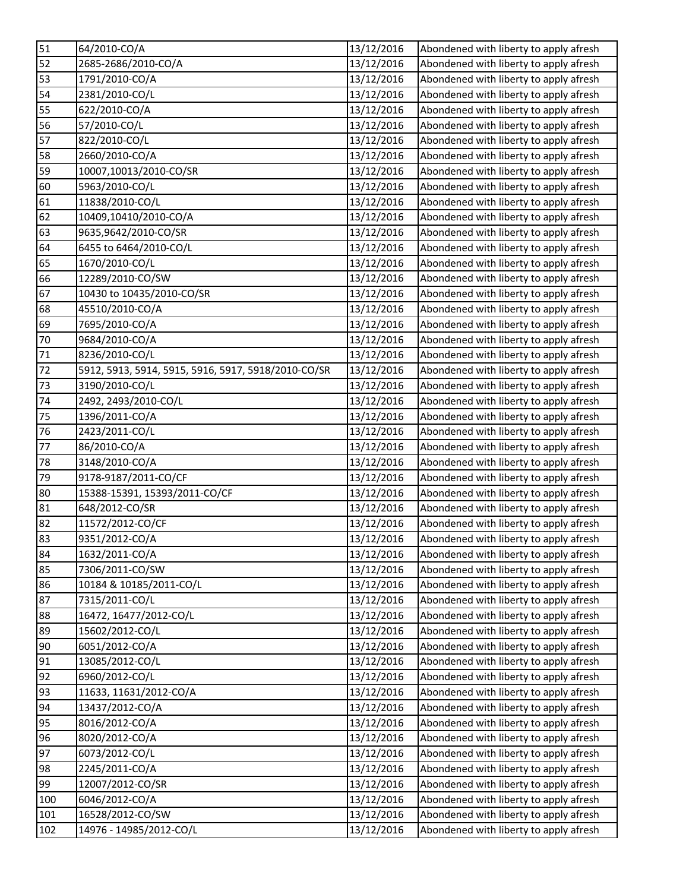| 51 | 64/2010-CO/A | 13/12/2016 | Abondened with liberty to apply afresh |
|---|---|---|---|
| 52 | 2685-2686/2010-CO/A | 13/12/2016 | Abondened with liberty to apply afresh |
| 53 | 1791/2010-CO/A | 13/12/2016 | Abondened with liberty to apply afresh |
| 54 | 2381/2010-CO/L | 13/12/2016 | Abondened with liberty to apply afresh |
| 55 | 622/2010-CO/A | 13/12/2016 | Abondened with liberty to apply afresh |
| 56 | 57/2010-CO/L | 13/12/2016 | Abondened with liberty to apply afresh |
| 57 | 822/2010-CO/L | 13/12/2016 | Abondened with liberty to apply afresh |
| 58 | 2660/2010-CO/A | 13/12/2016 | Abondened with liberty to apply afresh |
| 59 | 10007,10013/2010-CO/SR | 13/12/2016 | Abondened with liberty to apply afresh |
| 60 | 5963/2010-CO/L | 13/12/2016 | Abondened with liberty to apply afresh |
| 61 | 11838/2010-CO/L | 13/12/2016 | Abondened with liberty to apply afresh |
| 62 | 10409,10410/2010-CO/A | 13/12/2016 | Abondened with liberty to apply afresh |
| 63 | 9635,9642/2010-CO/SR | 13/12/2016 | Abondened with liberty to apply afresh |
| 64 | 6455 to 6464/2010-CO/L | 13/12/2016 | Abondened with liberty to apply afresh |
| 65 | 1670/2010-CO/L | 13/12/2016 | Abondened with liberty to apply afresh |
| 66 | 12289/2010-CO/SW | 13/12/2016 | Abondened with liberty to apply afresh |
| 67 | 10430 to 10435/2010-CO/SR | 13/12/2016 | Abondened with liberty to apply afresh |
| 68 | 45510/2010-CO/A | 13/12/2016 | Abondened with liberty to apply afresh |
| 69 | 7695/2010-CO/A | 13/12/2016 | Abondened with liberty to apply afresh |
| 70 | 9684/2010-CO/A | 13/12/2016 | Abondened with liberty to apply afresh |
| 71 | 8236/2010-CO/L | 13/12/2016 | Abondened with liberty to apply afresh |
| 72 | 5912, 5913, 5914, 5915, 5916, 5917, 5918/2010-CO/SR | 13/12/2016 | Abondened with liberty to apply afresh |
| 73 | 3190/2010-CO/L | 13/12/2016 | Abondened with liberty to apply afresh |
| 74 | 2492, 2493/2010-CO/L | 13/12/2016 | Abondened with liberty to apply afresh |
| 75 | 1396/2011-CO/A | 13/12/2016 | Abondened with liberty to apply afresh |
| 76 | 2423/2011-CO/L | 13/12/2016 | Abondened with liberty to apply afresh |
| 77 | 86/2010-CO/A | 13/12/2016 | Abondened with liberty to apply afresh |
| 78 | 3148/2010-CO/A | 13/12/2016 | Abondened with liberty to apply afresh |
| 79 | 9178-9187/2011-CO/CF | 13/12/2016 | Abondened with liberty to apply afresh |
| 80 | 15388-15391, 15393/2011-CO/CF | 13/12/2016 | Abondened with liberty to apply afresh |
| 81 | 648/2012-CO/SR | 13/12/2016 | Abondened with liberty to apply afresh |
| 82 | 11572/2012-CO/CF | 13/12/2016 | Abondened with liberty to apply afresh |
| 83 | 9351/2012-CO/A | 13/12/2016 | Abondened with liberty to apply afresh |
| 84 | 1632/2011-CO/A | 13/12/2016 | Abondened with liberty to apply afresh |
| 85 | 7306/2011-CO/SW | 13/12/2016 | Abondened with liberty to apply afresh |
| 86 | 10184 & 10185/2011-CO/L | 13/12/2016 | Abondened with liberty to apply afresh |
| 87 | 7315/2011-CO/L | 13/12/2016 | Abondened with liberty to apply afresh |
| 88 | 16472, 16477/2012-CO/L | 13/12/2016 | Abondened with liberty to apply afresh |
| 89 | 15602/2012-CO/L | 13/12/2016 | Abondened with liberty to apply afresh |
| 90 | 6051/2012-CO/A | 13/12/2016 | Abondened with liberty to apply afresh |
| 91 | 13085/2012-CO/L | 13/12/2016 | Abondened with liberty to apply afresh |
| 92 | 6960/2012-CO/L | 13/12/2016 | Abondened with liberty to apply afresh |
| 93 | 11633, 11631/2012-CO/A | 13/12/2016 | Abondened with liberty to apply afresh |
| 94 | 13437/2012-CO/A | 13/12/2016 | Abondened with liberty to apply afresh |
| 95 | 8016/2012-CO/A | 13/12/2016 | Abondened with liberty to apply afresh |
| 96 | 8020/2012-CO/A | 13/12/2016 | Abondened with liberty to apply afresh |
| 97 | 6073/2012-CO/L | 13/12/2016 | Abondened with liberty to apply afresh |
| 98 | 2245/2011-CO/A | 13/12/2016 | Abondened with liberty to apply afresh |
| 99 | 12007/2012-CO/SR | 13/12/2016 | Abondened with liberty to apply afresh |
| 100 | 6046/2012-CO/A | 13/12/2016 | Abondened with liberty to apply afresh |
| 101 | 16528/2012-CO/SW | 13/12/2016 | Abondened with liberty to apply afresh |
| 102 | 14976 - 14985/2012-CO/L | 13/12/2016 | Abondened with liberty to apply afresh |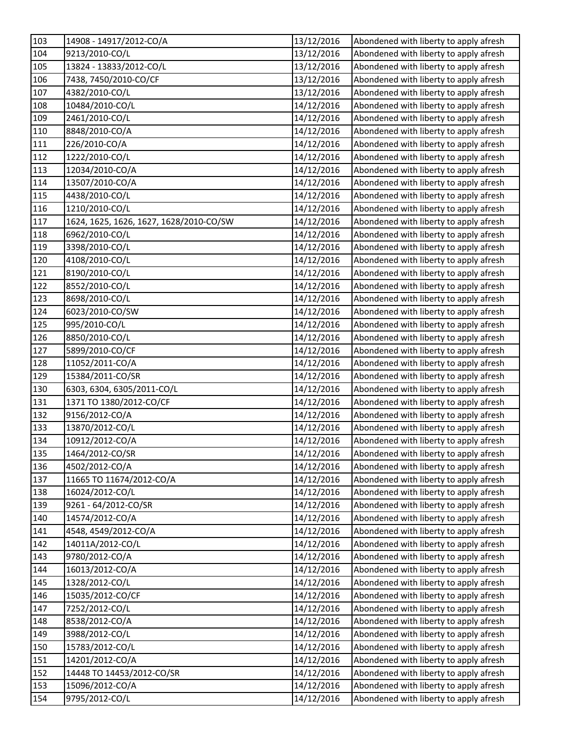| 103 | 14908 - 14917/2012-CO/A | 13/12/2016 | Abondened with liberty to apply afresh |
|---|---|---|---|
| 104 | 9213/2010-CO/L | 13/12/2016 | Abondened with liberty to apply afresh |
| 105 | 13824 - 13833/2012-CO/L | 13/12/2016 | Abondened with liberty to apply afresh |
| 106 | 7438, 7450/2010-CO/CF | 13/12/2016 | Abondened with liberty to apply afresh |
| 107 | 4382/2010-CO/L | 13/12/2016 | Abondened with liberty to apply afresh |
| 108 | 10484/2010-CO/L | 14/12/2016 | Abondened with liberty to apply afresh |
| 109 | 2461/2010-CO/L | 14/12/2016 | Abondened with liberty to apply afresh |
| 110 | 8848/2010-CO/A | 14/12/2016 | Abondened with liberty to apply afresh |
| 111 | 226/2010-CO/A | 14/12/2016 | Abondened with liberty to apply afresh |
| 112 | 1222/2010-CO/L | 14/12/2016 | Abondened with liberty to apply afresh |
| 113 | 12034/2010-CO/A | 14/12/2016 | Abondened with liberty to apply afresh |
| 114 | 13507/2010-CO/A | 14/12/2016 | Abondened with liberty to apply afresh |
| 115 | 4438/2010-CO/L | 14/12/2016 | Abondened with liberty to apply afresh |
| 116 | 1210/2010-CO/L | 14/12/2016 | Abondened with liberty to apply afresh |
| 117 | 1624, 1625, 1626, 1627, 1628/2010-CO/SW | 14/12/2016 | Abondened with liberty to apply afresh |
| 118 | 6962/2010-CO/L | 14/12/2016 | Abondened with liberty to apply afresh |
| 119 | 3398/2010-CO/L | 14/12/2016 | Abondened with liberty to apply afresh |
| 120 | 4108/2010-CO/L | 14/12/2016 | Abondened with liberty to apply afresh |
| 121 | 8190/2010-CO/L | 14/12/2016 | Abondened with liberty to apply afresh |
| 122 | 8552/2010-CO/L | 14/12/2016 | Abondened with liberty to apply afresh |
| 123 | 8698/2010-CO/L | 14/12/2016 | Abondened with liberty to apply afresh |
| 124 | 6023/2010-CO/SW | 14/12/2016 | Abondened with liberty to apply afresh |
| 125 | 995/2010-CO/L | 14/12/2016 | Abondened with liberty to apply afresh |
| 126 | 8850/2010-CO/L | 14/12/2016 | Abondened with liberty to apply afresh |
| 127 | 5899/2010-CO/CF | 14/12/2016 | Abondened with liberty to apply afresh |
| 128 | 11052/2011-CO/A | 14/12/2016 | Abondened with liberty to apply afresh |
| 129 | 15384/2011-CO/SR | 14/12/2016 | Abondened with liberty to apply afresh |
| 130 | 6303, 6304, 6305/2011-CO/L | 14/12/2016 | Abondened with liberty to apply afresh |
| 131 | 1371 TO 1380/2012-CO/CF | 14/12/2016 | Abondened with liberty to apply afresh |
| 132 | 9156/2012-CO/A | 14/12/2016 | Abondened with liberty to apply afresh |
| 133 | 13870/2012-CO/L | 14/12/2016 | Abondened with liberty to apply afresh |
| 134 | 10912/2012-CO/A | 14/12/2016 | Abondened with liberty to apply afresh |
| 135 | 1464/2012-CO/SR | 14/12/2016 | Abondened with liberty to apply afresh |
| 136 | 4502/2012-CO/A | 14/12/2016 | Abondened with liberty to apply afresh |
| 137 | 11665 TO 11674/2012-CO/A | 14/12/2016 | Abondened with liberty to apply afresh |
| 138 | 16024/2012-CO/L | 14/12/2016 | Abondened with liberty to apply afresh |
| 139 | 9261 - 64/2012-CO/SR | 14/12/2016 | Abondened with liberty to apply afresh |
| 140 | 14574/2012-CO/A | 14/12/2016 | Abondened with liberty to apply afresh |
| 141 | 4548, 4549/2012-CO/A | 14/12/2016 | Abondened with liberty to apply afresh |
| 142 | 14011A/2012-CO/L | 14/12/2016 | Abondened with liberty to apply afresh |
| 143 | 9780/2012-CO/A | 14/12/2016 | Abondened with liberty to apply afresh |
| 144 | 16013/2012-CO/A | 14/12/2016 | Abondened with liberty to apply afresh |
| 145 | 1328/2012-CO/L | 14/12/2016 | Abondened with liberty to apply afresh |
| 146 | 15035/2012-CO/CF | 14/12/2016 | Abondened with liberty to apply afresh |
| 147 | 7252/2012-CO/L | 14/12/2016 | Abondened with liberty to apply afresh |
| 148 | 8538/2012-CO/A | 14/12/2016 | Abondened with liberty to apply afresh |
| 149 | 3988/2012-CO/L | 14/12/2016 | Abondened with liberty to apply afresh |
| 150 | 15783/2012-CO/L | 14/12/2016 | Abondened with liberty to apply afresh |
| 151 | 14201/2012-CO/A | 14/12/2016 | Abondened with liberty to apply afresh |
| 152 | 14448 TO 14453/2012-CO/SR | 14/12/2016 | Abondened with liberty to apply afresh |
| 153 | 15096/2012-CO/A | 14/12/2016 | Abondened with liberty to apply afresh |
| 154 | 9795/2012-CO/L | 14/12/2016 | Abondened with liberty to apply afresh |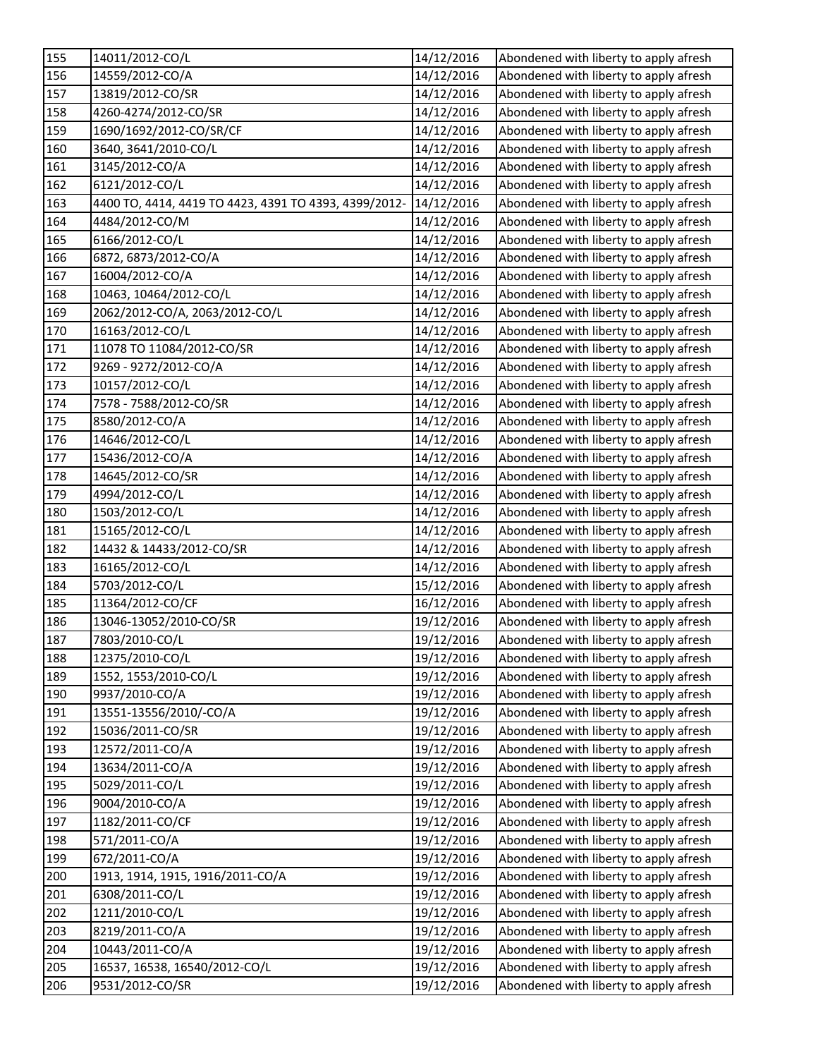| 155 | 14011/2012-CO/L | 14/12/2016 | Abondened with liberty to apply afresh |
|---|---|---|---|
| 156 | 14559/2012-CO/A | 14/12/2016 | Abondened with liberty to apply afresh |
| 157 | 13819/2012-CO/SR | 14/12/2016 | Abondened with liberty to apply afresh |
| 158 | 4260-4274/2012-CO/SR | 14/12/2016 | Abondened with liberty to apply afresh |
| 159 | 1690/1692/2012-CO/SR/CF | 14/12/2016 | Abondened with liberty to apply afresh |
| 160 | 3640, 3641/2010-CO/L | 14/12/2016 | Abondened with liberty to apply afresh |
| 161 | 3145/2012-CO/A | 14/12/2016 | Abondened with liberty to apply afresh |
| 162 | 6121/2012-CO/L | 14/12/2016 | Abondened with liberty to apply afresh |
| 163 | 4400 TO, 4414, 4419 TO 4423, 4391 TO 4393, 4399/2012- | 14/12/2016 | Abondened with liberty to apply afresh |
| 164 | 4484/2012-CO/M | 14/12/2016 | Abondened with liberty to apply afresh |
| 165 | 6166/2012-CO/L | 14/12/2016 | Abondened with liberty to apply afresh |
| 166 | 6872, 6873/2012-CO/A | 14/12/2016 | Abondened with liberty to apply afresh |
| 167 | 16004/2012-CO/A | 14/12/2016 | Abondened with liberty to apply afresh |
| 168 | 10463, 10464/2012-CO/L | 14/12/2016 | Abondened with liberty to apply afresh |
| 169 | 2062/2012-CO/A, 2063/2012-CO/L | 14/12/2016 | Abondened with liberty to apply afresh |
| 170 | 16163/2012-CO/L | 14/12/2016 | Abondened with liberty to apply afresh |
| 171 | 11078 TO 11084/2012-CO/SR | 14/12/2016 | Abondened with liberty to apply afresh |
| 172 | 9269 - 9272/2012-CO/A | 14/12/2016 | Abondened with liberty to apply afresh |
| 173 | 10157/2012-CO/L | 14/12/2016 | Abondened with liberty to apply afresh |
| 174 | 7578 - 7588/2012-CO/SR | 14/12/2016 | Abondened with liberty to apply afresh |
| 175 | 8580/2012-CO/A | 14/12/2016 | Abondened with liberty to apply afresh |
| 176 | 14646/2012-CO/L | 14/12/2016 | Abondened with liberty to apply afresh |
| 177 | 15436/2012-CO/A | 14/12/2016 | Abondened with liberty to apply afresh |
| 178 | 14645/2012-CO/SR | 14/12/2016 | Abondened with liberty to apply afresh |
| 179 | 4994/2012-CO/L | 14/12/2016 | Abondened with liberty to apply afresh |
| 180 | 1503/2012-CO/L | 14/12/2016 | Abondened with liberty to apply afresh |
| 181 | 15165/2012-CO/L | 14/12/2016 | Abondened with liberty to apply afresh |
| 182 | 14432 & 14433/2012-CO/SR | 14/12/2016 | Abondened with liberty to apply afresh |
| 183 | 16165/2012-CO/L | 14/12/2016 | Abondened with liberty to apply afresh |
| 184 | 5703/2012-CO/L | 15/12/2016 | Abondened with liberty to apply afresh |
| 185 | 11364/2012-CO/CF | 16/12/2016 | Abondened with liberty to apply afresh |
| 186 | 13046-13052/2010-CO/SR | 19/12/2016 | Abondened with liberty to apply afresh |
| 187 | 7803/2010-CO/L | 19/12/2016 | Abondened with liberty to apply afresh |
| 188 | 12375/2010-CO/L | 19/12/2016 | Abondened with liberty to apply afresh |
| 189 | 1552, 1553/2010-CO/L | 19/12/2016 | Abondened with liberty to apply afresh |
| 190 | 9937/2010-CO/A | 19/12/2016 | Abondened with liberty to apply afresh |
| 191 | 13551-13556/2010/-CO/A | 19/12/2016 | Abondened with liberty to apply afresh |
| 192 | 15036/2011-CO/SR | 19/12/2016 | Abondened with liberty to apply afresh |
| 193 | 12572/2011-CO/A | 19/12/2016 | Abondened with liberty to apply afresh |
| 194 | 13634/2011-CO/A | 19/12/2016 | Abondened with liberty to apply afresh |
| 195 | 5029/2011-CO/L | 19/12/2016 | Abondened with liberty to apply afresh |
| 196 | 9004/2010-CO/A | 19/12/2016 | Abondened with liberty to apply afresh |
| 197 | 1182/2011-CO/CF | 19/12/2016 | Abondened with liberty to apply afresh |
| 198 | 571/2011-CO/A | 19/12/2016 | Abondened with liberty to apply afresh |
| 199 | 672/2011-CO/A | 19/12/2016 | Abondened with liberty to apply afresh |
| 200 | 1913, 1914, 1915, 1916/2011-CO/A | 19/12/2016 | Abondened with liberty to apply afresh |
| 201 | 6308/2011-CO/L | 19/12/2016 | Abondened with liberty to apply afresh |
| 202 | 1211/2010-CO/L | 19/12/2016 | Abondened with liberty to apply afresh |
| 203 | 8219/2011-CO/A | 19/12/2016 | Abondened with liberty to apply afresh |
| 204 | 10443/2011-CO/A | 19/12/2016 | Abondened with liberty to apply afresh |
| 205 | 16537, 16538, 16540/2012-CO/L | 19/12/2016 | Abondened with liberty to apply afresh |
| 206 | 9531/2012-CO/SR | 19/12/2016 | Abondened with liberty to apply afresh |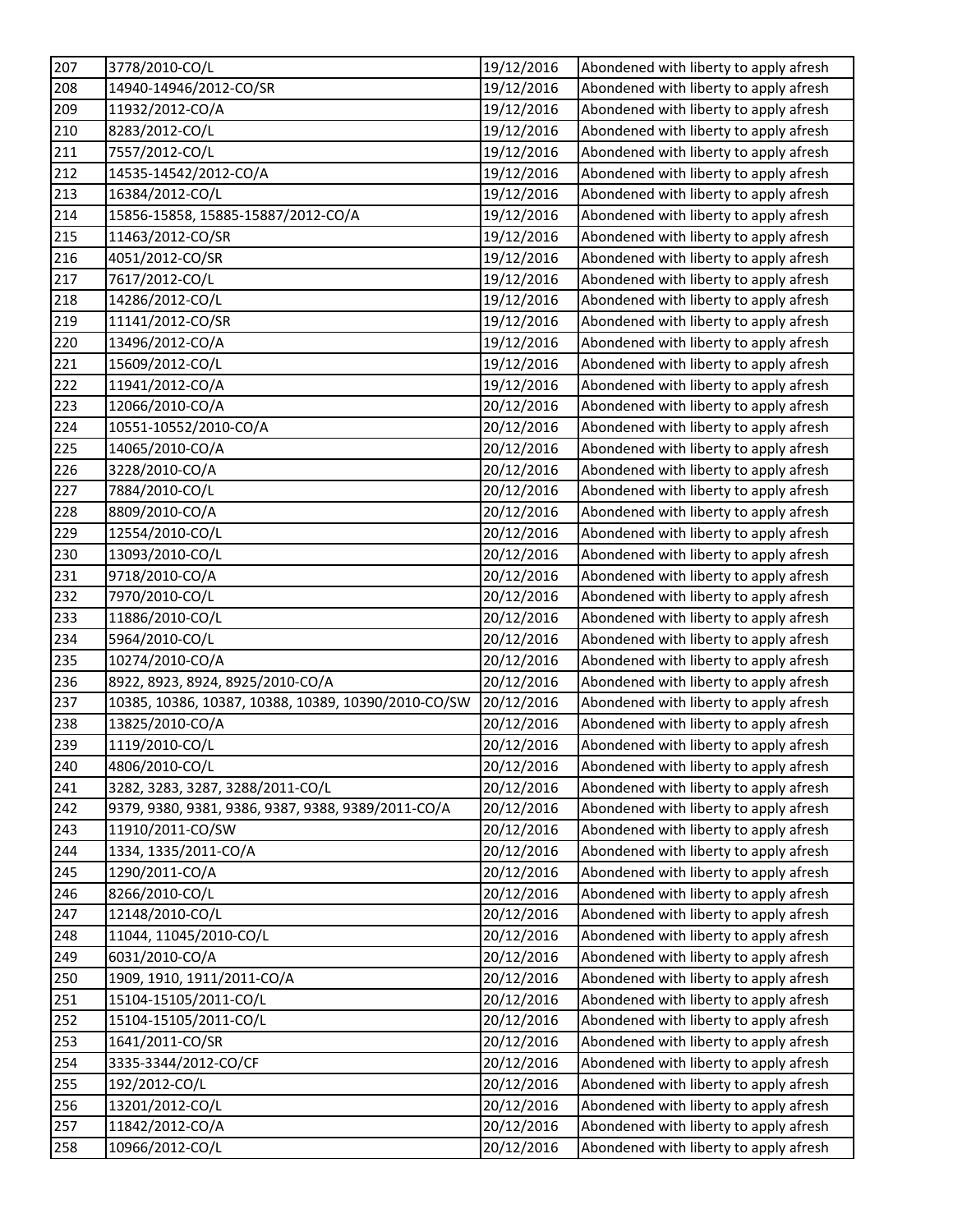| 207 | 3778/2010-CO/L | 19/12/2016 | Abondened with liberty to apply afresh |
|---|---|---|---|
| 208 | 14940-14946/2012-CO/SR | 19/12/2016 | Abondened with liberty to apply afresh |
| 209 | 11932/2012-CO/A | 19/12/2016 | Abondened with liberty to apply afresh |
| 210 | 8283/2012-CO/L | 19/12/2016 | Abondened with liberty to apply afresh |
| 211 | 7557/2012-CO/L | 19/12/2016 | Abondened with liberty to apply afresh |
| 212 | 14535-14542/2012-CO/A | 19/12/2016 | Abondened with liberty to apply afresh |
| 213 | 16384/2012-CO/L | 19/12/2016 | Abondened with liberty to apply afresh |
| 214 | 15856-15858, 15885-15887/2012-CO/A | 19/12/2016 | Abondened with liberty to apply afresh |
| 215 | 11463/2012-CO/SR | 19/12/2016 | Abondened with liberty to apply afresh |
| 216 | 4051/2012-CO/SR | 19/12/2016 | Abondened with liberty to apply afresh |
| 217 | 7617/2012-CO/L | 19/12/2016 | Abondened with liberty to apply afresh |
| 218 | 14286/2012-CO/L | 19/12/2016 | Abondened with liberty to apply afresh |
| 219 | 11141/2012-CO/SR | 19/12/2016 | Abondened with liberty to apply afresh |
| 220 | 13496/2012-CO/A | 19/12/2016 | Abondened with liberty to apply afresh |
| 221 | 15609/2012-CO/L | 19/12/2016 | Abondened with liberty to apply afresh |
| 222 | 11941/2012-CO/A | 19/12/2016 | Abondened with liberty to apply afresh |
| 223 | 12066/2010-CO/A | 20/12/2016 | Abondened with liberty to apply afresh |
| 224 | 10551-10552/2010-CO/A | 20/12/2016 | Abondened with liberty to apply afresh |
| 225 | 14065/2010-CO/A | 20/12/2016 | Abondened with liberty to apply afresh |
| 226 | 3228/2010-CO/A | 20/12/2016 | Abondened with liberty to apply afresh |
| 227 | 7884/2010-CO/L | 20/12/2016 | Abondened with liberty to apply afresh |
| 228 | 8809/2010-CO/A | 20/12/2016 | Abondened with liberty to apply afresh |
| 229 | 12554/2010-CO/L | 20/12/2016 | Abondened with liberty to apply afresh |
| 230 | 13093/2010-CO/L | 20/12/2016 | Abondened with liberty to apply afresh |
| 231 | 9718/2010-CO/A | 20/12/2016 | Abondened with liberty to apply afresh |
| 232 | 7970/2010-CO/L | 20/12/2016 | Abondened with liberty to apply afresh |
| 233 | 11886/2010-CO/L | 20/12/2016 | Abondened with liberty to apply afresh |
| 234 | 5964/2010-CO/L | 20/12/2016 | Abondened with liberty to apply afresh |
| 235 | 10274/2010-CO/A | 20/12/2016 | Abondened with liberty to apply afresh |
| 236 | 8922, 8923, 8924, 8925/2010-CO/A | 20/12/2016 | Abondened with liberty to apply afresh |
| 237 | 10385, 10386, 10387, 10388, 10389, 10390/2010-CO/SW | 20/12/2016 | Abondened with liberty to apply afresh |
| 238 | 13825/2010-CO/A | 20/12/2016 | Abondened with liberty to apply afresh |
| 239 | 1119/2010-CO/L | 20/12/2016 | Abondened with liberty to apply afresh |
| 240 | 4806/2010-CO/L | 20/12/2016 | Abondened with liberty to apply afresh |
| 241 | 3282, 3283, 3287, 3288/2011-CO/L | 20/12/2016 | Abondened with liberty to apply afresh |
| 242 | 9379, 9380, 9381, 9386, 9387, 9388, 9389/2011-CO/A | 20/12/2016 | Abondened with liberty to apply afresh |
| 243 | 11910/2011-CO/SW | 20/12/2016 | Abondened with liberty to apply afresh |
| 244 | 1334, 1335/2011-CO/A | 20/12/2016 | Abondened with liberty to apply afresh |
| 245 | 1290/2011-CO/A | 20/12/2016 | Abondened with liberty to apply afresh |
| 246 | 8266/2010-CO/L | 20/12/2016 | Abondened with liberty to apply afresh |
| 247 | 12148/2010-CO/L | 20/12/2016 | Abondened with liberty to apply afresh |
| 248 | 11044, 11045/2010-CO/L | 20/12/2016 | Abondened with liberty to apply afresh |
| 249 | 6031/2010-CO/A | 20/12/2016 | Abondened with liberty to apply afresh |
| 250 | 1909, 1910, 1911/2011-CO/A | 20/12/2016 | Abondened with liberty to apply afresh |
| 251 | 15104-15105/2011-CO/L | 20/12/2016 | Abondened with liberty to apply afresh |
| 252 | 15104-15105/2011-CO/L | 20/12/2016 | Abondened with liberty to apply afresh |
| 253 | 1641/2011-CO/SR | 20/12/2016 | Abondened with liberty to apply afresh |
| 254 | 3335-3344/2012-CO/CF | 20/12/2016 | Abondened with liberty to apply afresh |
| 255 | 192/2012-CO/L | 20/12/2016 | Abondened with liberty to apply afresh |
| 256 | 13201/2012-CO/L | 20/12/2016 | Abondened with liberty to apply afresh |
| 257 | 11842/2012-CO/A | 20/12/2016 | Abondened with liberty to apply afresh |
| 258 | 10966/2012-CO/L | 20/12/2016 | Abondened with liberty to apply afresh |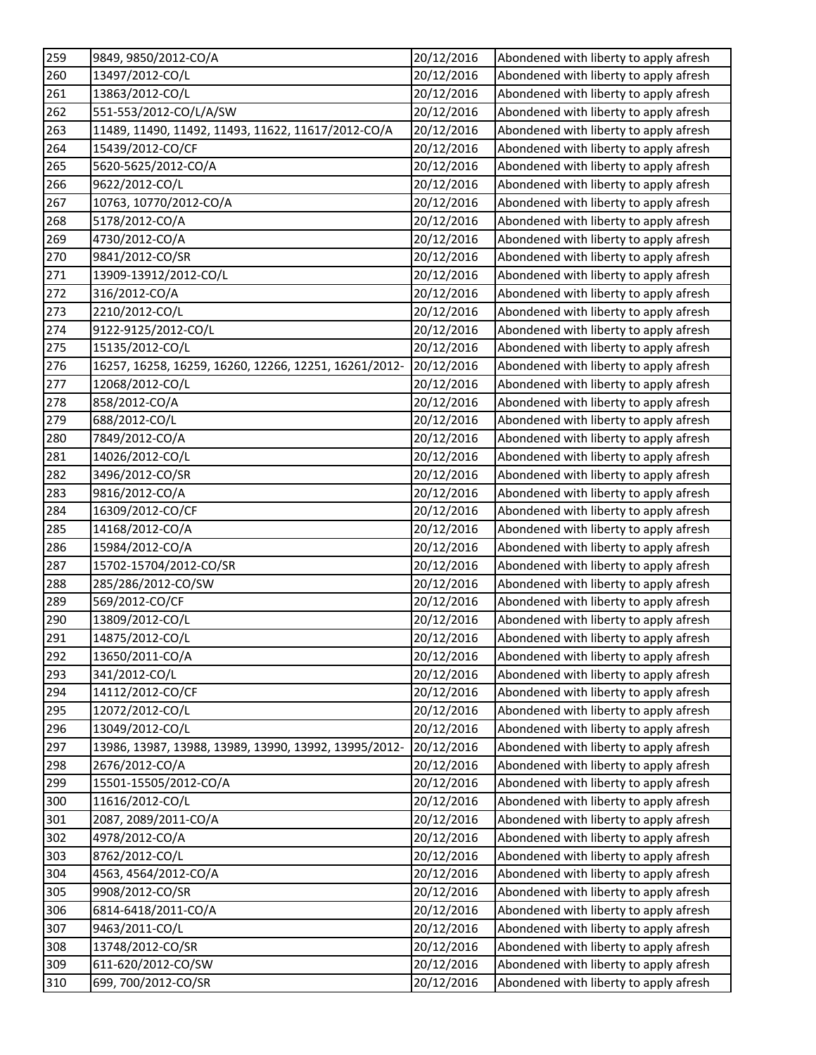| 259 | 9849, 9850/2012-CO/A | 20/12/2016 | Abondened with liberty to apply afresh |
|---|---|---|---|
| 260 | 13497/2012-CO/L | 20/12/2016 | Abondened with liberty to apply afresh |
| 261 | 13863/2012-CO/L | 20/12/2016 | Abondened with liberty to apply afresh |
| 262 | 551-553/2012-CO/L/A/SW | 20/12/2016 | Abondened with liberty to apply afresh |
| 263 | 11489, 11490, 11492, 11493, 11622, 11617/2012-CO/A | 20/12/2016 | Abondened with liberty to apply afresh |
| 264 | 15439/2012-CO/CF | 20/12/2016 | Abondened with liberty to apply afresh |
| 265 | 5620-5625/2012-CO/A | 20/12/2016 | Abondened with liberty to apply afresh |
| 266 | 9622/2012-CO/L | 20/12/2016 | Abondened with liberty to apply afresh |
| 267 | 10763, 10770/2012-CO/A | 20/12/2016 | Abondened with liberty to apply afresh |
| 268 | 5178/2012-CO/A | 20/12/2016 | Abondened with liberty to apply afresh |
| 269 | 4730/2012-CO/A | 20/12/2016 | Abondened with liberty to apply afresh |
| 270 | 9841/2012-CO/SR | 20/12/2016 | Abondened with liberty to apply afresh |
| 271 | 13909-13912/2012-CO/L | 20/12/2016 | Abondened with liberty to apply afresh |
| 272 | 316/2012-CO/A | 20/12/2016 | Abondened with liberty to apply afresh |
| 273 | 2210/2012-CO/L | 20/12/2016 | Abondened with liberty to apply afresh |
| 274 | 9122-9125/2012-CO/L | 20/12/2016 | Abondened with liberty to apply afresh |
| 275 | 15135/2012-CO/L | 20/12/2016 | Abondened with liberty to apply afresh |
| 276 | 16257, 16258, 16259, 16260, 12266, 12251, 16261/2012- | 20/12/2016 | Abondened with liberty to apply afresh |
| 277 | 12068/2012-CO/L | 20/12/2016 | Abondened with liberty to apply afresh |
| 278 | 858/2012-CO/A | 20/12/2016 | Abondened with liberty to apply afresh |
| 279 | 688/2012-CO/L | 20/12/2016 | Abondened with liberty to apply afresh |
| 280 | 7849/2012-CO/A | 20/12/2016 | Abondened with liberty to apply afresh |
| 281 | 14026/2012-CO/L | 20/12/2016 | Abondened with liberty to apply afresh |
| 282 | 3496/2012-CO/SR | 20/12/2016 | Abondened with liberty to apply afresh |
| 283 | 9816/2012-CO/A | 20/12/2016 | Abondened with liberty to apply afresh |
| 284 | 16309/2012-CO/CF | 20/12/2016 | Abondened with liberty to apply afresh |
| 285 | 14168/2012-CO/A | 20/12/2016 | Abondened with liberty to apply afresh |
| 286 | 15984/2012-CO/A | 20/12/2016 | Abondened with liberty to apply afresh |
| 287 | 15702-15704/2012-CO/SR | 20/12/2016 | Abondened with liberty to apply afresh |
| 288 | 285/286/2012-CO/SW | 20/12/2016 | Abondened with liberty to apply afresh |
| 289 | 569/2012-CO/CF | 20/12/2016 | Abondened with liberty to apply afresh |
| 290 | 13809/2012-CO/L | 20/12/2016 | Abondened with liberty to apply afresh |
| 291 | 14875/2012-CO/L | 20/12/2016 | Abondened with liberty to apply afresh |
| 292 | 13650/2011-CO/A | 20/12/2016 | Abondened with liberty to apply afresh |
| 293 | 341/2012-CO/L | 20/12/2016 | Abondened with liberty to apply afresh |
| 294 | 14112/2012-CO/CF | 20/12/2016 | Abondened with liberty to apply afresh |
| 295 | 12072/2012-CO/L | 20/12/2016 | Abondened with liberty to apply afresh |
| 296 | 13049/2012-CO/L | 20/12/2016 | Abondened with liberty to apply afresh |
| 297 | 13986, 13987, 13988, 13989, 13990, 13992, 13995/2012- | 20/12/2016 | Abondened with liberty to apply afresh |
| 298 | 2676/2012-CO/A | 20/12/2016 | Abondened with liberty to apply afresh |
| 299 | 15501-15505/2012-CO/A | 20/12/2016 | Abondened with liberty to apply afresh |
| 300 | 11616/2012-CO/L | 20/12/2016 | Abondened with liberty to apply afresh |
| 301 | 2087, 2089/2011-CO/A | 20/12/2016 | Abondened with liberty to apply afresh |
| 302 | 4978/2012-CO/A | 20/12/2016 | Abondened with liberty to apply afresh |
| 303 | 8762/2012-CO/L | 20/12/2016 | Abondened with liberty to apply afresh |
| 304 | 4563, 4564/2012-CO/A | 20/12/2016 | Abondened with liberty to apply afresh |
| 305 | 9908/2012-CO/SR | 20/12/2016 | Abondened with liberty to apply afresh |
| 306 | 6814-6418/2011-CO/A | 20/12/2016 | Abondened with liberty to apply afresh |
| 307 | 9463/2011-CO/L | 20/12/2016 | Abondened with liberty to apply afresh |
| 308 | 13748/2012-CO/SR | 20/12/2016 | Abondened with liberty to apply afresh |
| 309 | 611-620/2012-CO/SW | 20/12/2016 | Abondened with liberty to apply afresh |
| 310 | 699, 700/2012-CO/SR | 20/12/2016 | Abondened with liberty to apply afresh |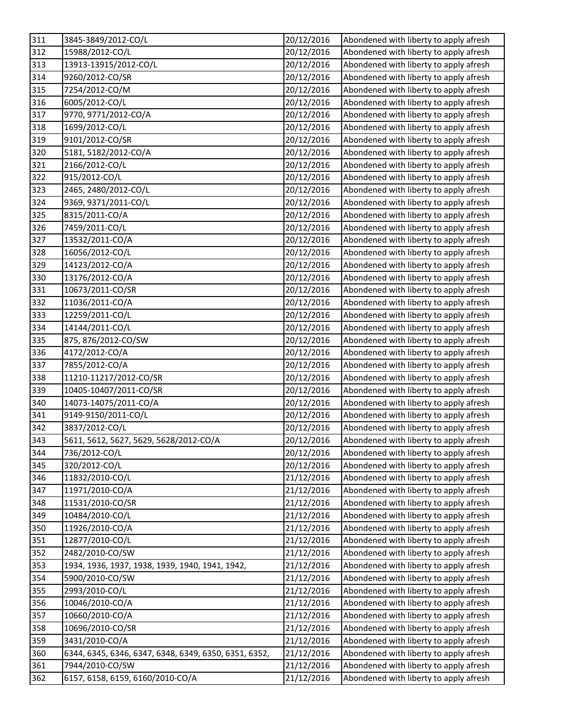| 311 | 3845-3849/2012-CO/L | 20/12/2016 | Abondened with liberty to apply afresh |
|---|---|---|---|
| 312 | 15988/2012-CO/L | 20/12/2016 | Abondened with liberty to apply afresh |
| 313 | 13913-13915/2012-CO/L | 20/12/2016 | Abondened with liberty to apply afresh |
| 314 | 9260/2012-CO/SR | 20/12/2016 | Abondened with liberty to apply afresh |
| 315 | 7254/2012-CO/M | 20/12/2016 | Abondened with liberty to apply afresh |
| 316 | 6005/2012-CO/L | 20/12/2016 | Abondened with liberty to apply afresh |
| 317 | 9770, 9771/2012-CO/A | 20/12/2016 | Abondened with liberty to apply afresh |
| 318 | 1699/2012-CO/L | 20/12/2016 | Abondened with liberty to apply afresh |
| 319 | 9101/2012-CO/SR | 20/12/2016 | Abondened with liberty to apply afresh |
| 320 | 5181, 5182/2012-CO/A | 20/12/2016 | Abondened with liberty to apply afresh |
| 321 | 2166/2012-CO/L | 20/12/2016 | Abondened with liberty to apply afresh |
| 322 | 915/2012-CO/L | 20/12/2016 | Abondened with liberty to apply afresh |
| 323 | 2465, 2480/2012-CO/L | 20/12/2016 | Abondened with liberty to apply afresh |
| 324 | 9369, 9371/2011-CO/L | 20/12/2016 | Abondened with liberty to apply afresh |
| 325 | 8315/2011-CO/A | 20/12/2016 | Abondened with liberty to apply afresh |
| 326 | 7459/2011-CO/L | 20/12/2016 | Abondened with liberty to apply afresh |
| 327 | 13532/2011-CO/A | 20/12/2016 | Abondened with liberty to apply afresh |
| 328 | 16056/2012-CO/L | 20/12/2016 | Abondened with liberty to apply afresh |
| 329 | 14123/2012-CO/A | 20/12/2016 | Abondened with liberty to apply afresh |
| 330 | 13176/2012-CO/A | 20/12/2016 | Abondened with liberty to apply afresh |
| 331 | 10673/2011-CO/SR | 20/12/2016 | Abondened with liberty to apply afresh |
| 332 | 11036/2011-CO/A | 20/12/2016 | Abondened with liberty to apply afresh |
| 333 | 12259/2011-CO/L | 20/12/2016 | Abondened with liberty to apply afresh |
| 334 | 14144/2011-CO/L | 20/12/2016 | Abondened with liberty to apply afresh |
| 335 | 875, 876/2012-CO/SW | 20/12/2016 | Abondened with liberty to apply afresh |
| 336 | 4172/2012-CO/A | 20/12/2016 | Abondened with liberty to apply afresh |
| 337 | 7855/2012-CO/A | 20/12/2016 | Abondened with liberty to apply afresh |
| 338 | 11210-11217/2012-CO/SR | 20/12/2016 | Abondened with liberty to apply afresh |
| 339 | 10405-10407/2011-CO/SR | 20/12/2016 | Abondened with liberty to apply afresh |
| 340 | 14073-14075/2011-CO/A | 20/12/2016 | Abondened with liberty to apply afresh |
| 341 | 9149-9150/2011-CO/L | 20/12/2016 | Abondened with liberty to apply afresh |
| 342 | 3837/2012-CO/L | 20/12/2016 | Abondened with liberty to apply afresh |
| 343 | 5611, 5612, 5627, 5629, 5628/2012-CO/A | 20/12/2016 | Abondened with liberty to apply afresh |
| 344 | 736/2012-CO/L | 20/12/2016 | Abondened with liberty to apply afresh |
| 345 | 320/2012-CO/L | 20/12/2016 | Abondened with liberty to apply afresh |
| 346 | 11832/2010-CO/L | 21/12/2016 | Abondened with liberty to apply afresh |
| 347 | 11971/2010-CO/A | 21/12/2016 | Abondened with liberty to apply afresh |
| 348 | 11531/2010-CO/SR | 21/12/2016 | Abondened with liberty to apply afresh |
| 349 | 10484/2010-CO/L | 21/12/2016 | Abondened with liberty to apply afresh |
| 350 | 11926/2010-CO/A | 21/12/2016 | Abondened with liberty to apply afresh |
| 351 | 12877/2010-CO/L | 21/12/2016 | Abondened with liberty to apply afresh |
| 352 | 2482/2010-CO/SW | 21/12/2016 | Abondened with liberty to apply afresh |
| 353 | 1934, 1936, 1937, 1938, 1939, 1940, 1941, 1942, | 21/12/2016 | Abondened with liberty to apply afresh |
| 354 | 5900/2010-CO/SW | 21/12/2016 | Abondened with liberty to apply afresh |
| 355 | 2993/2010-CO/L | 21/12/2016 | Abondened with liberty to apply afresh |
| 356 | 10046/2010-CO/A | 21/12/2016 | Abondened with liberty to apply afresh |
| 357 | 10660/2010-CO/A | 21/12/2016 | Abondened with liberty to apply afresh |
| 358 | 10696/2010-CO/SR | 21/12/2016 | Abondened with liberty to apply afresh |
| 359 | 3431/2010-CO/A | 21/12/2016 | Abondened with liberty to apply afresh |
| 360 | 6344, 6345, 6346, 6347, 6348, 6349, 6350, 6351, 6352, | 21/12/2016 | Abondened with liberty to apply afresh |
| 361 | 7944/2010-CO/SW | 21/12/2016 | Abondened with liberty to apply afresh |
| 362 | 6157, 6158, 6159, 6160/2010-CO/A | 21/12/2016 | Abondened with liberty to apply afresh |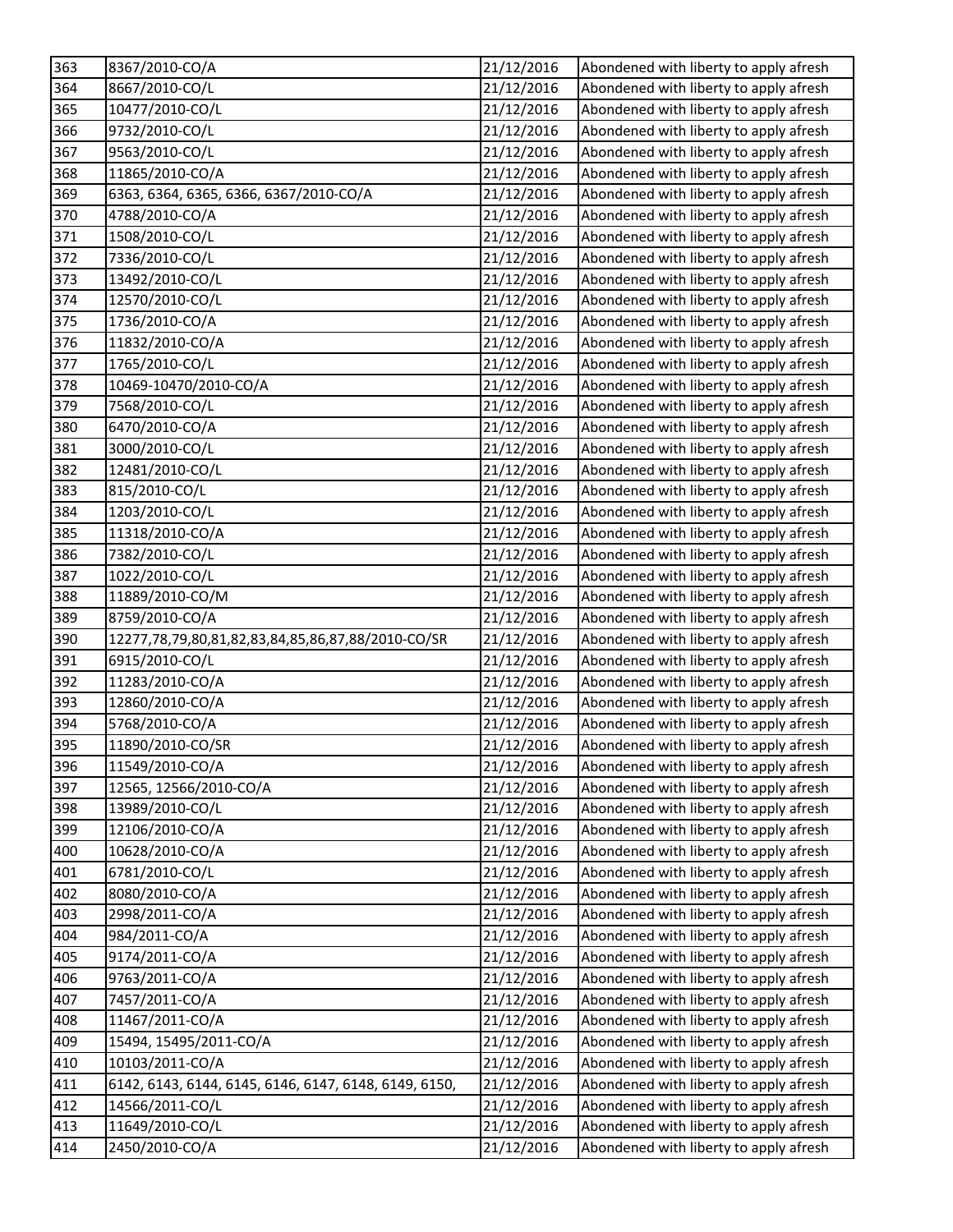| 363 | 8367/2010-CO/A | 21/12/2016 | Abondened with liberty to apply afresh |
|---|---|---|---|
| 364 | 8667/2010-CO/L | 21/12/2016 | Abondened with liberty to apply afresh |
| 365 | 10477/2010-CO/L | 21/12/2016 | Abondened with liberty to apply afresh |
| 366 | 9732/2010-CO/L | 21/12/2016 | Abondened with liberty to apply afresh |
| 367 | 9563/2010-CO/L | 21/12/2016 | Abondened with liberty to apply afresh |
| 368 | 11865/2010-CO/A | 21/12/2016 | Abondened with liberty to apply afresh |
| 369 | 6363, 6364, 6365, 6366, 6367/2010-CO/A | 21/12/2016 | Abondened with liberty to apply afresh |
| 370 | 4788/2010-CO/A | 21/12/2016 | Abondened with liberty to apply afresh |
| 371 | 1508/2010-CO/L | 21/12/2016 | Abondened with liberty to apply afresh |
| 372 | 7336/2010-CO/L | 21/12/2016 | Abondened with liberty to apply afresh |
| 373 | 13492/2010-CO/L | 21/12/2016 | Abondened with liberty to apply afresh |
| 374 | 12570/2010-CO/L | 21/12/2016 | Abondened with liberty to apply afresh |
| 375 | 1736/2010-CO/A | 21/12/2016 | Abondened with liberty to apply afresh |
| 376 | 11832/2010-CO/A | 21/12/2016 | Abondened with liberty to apply afresh |
| 377 | 1765/2010-CO/L | 21/12/2016 | Abondened with liberty to apply afresh |
| 378 | 10469-10470/2010-CO/A | 21/12/2016 | Abondened with liberty to apply afresh |
| 379 | 7568/2010-CO/L | 21/12/2016 | Abondened with liberty to apply afresh |
| 380 | 6470/2010-CO/A | 21/12/2016 | Abondened with liberty to apply afresh |
| 381 | 3000/2010-CO/L | 21/12/2016 | Abondened with liberty to apply afresh |
| 382 | 12481/2010-CO/L | 21/12/2016 | Abondened with liberty to apply afresh |
| 383 | 815/2010-CO/L | 21/12/2016 | Abondened with liberty to apply afresh |
| 384 | 1203/2010-CO/L | 21/12/2016 | Abondened with liberty to apply afresh |
| 385 | 11318/2010-CO/A | 21/12/2016 | Abondened with liberty to apply afresh |
| 386 | 7382/2010-CO/L | 21/12/2016 | Abondened with liberty to apply afresh |
| 387 | 1022/2010-CO/L | 21/12/2016 | Abondened with liberty to apply afresh |
| 388 | 11889/2010-CO/M | 21/12/2016 | Abondened with liberty to apply afresh |
| 389 | 8759/2010-CO/A | 21/12/2016 | Abondened with liberty to apply afresh |
| 390 | 12277,78,79,80,81,82,83,84,85,86,87,88/2010-CO/SR | 21/12/2016 | Abondened with liberty to apply afresh |
| 391 | 6915/2010-CO/L | 21/12/2016 | Abondened with liberty to apply afresh |
| 392 | 11283/2010-CO/A | 21/12/2016 | Abondened with liberty to apply afresh |
| 393 | 12860/2010-CO/A | 21/12/2016 | Abondened with liberty to apply afresh |
| 394 | 5768/2010-CO/A | 21/12/2016 | Abondened with liberty to apply afresh |
| 395 | 11890/2010-CO/SR | 21/12/2016 | Abondened with liberty to apply afresh |
| 396 | 11549/2010-CO/A | 21/12/2016 | Abondened with liberty to apply afresh |
| 397 | 12565, 12566/2010-CO/A | 21/12/2016 | Abondened with liberty to apply afresh |
| 398 | 13989/2010-CO/L | 21/12/2016 | Abondened with liberty to apply afresh |
| 399 | 12106/2010-CO/A | 21/12/2016 | Abondened with liberty to apply afresh |
| 400 | 10628/2010-CO/A | 21/12/2016 | Abondened with liberty to apply afresh |
| 401 | 6781/2010-CO/L | 21/12/2016 | Abondened with liberty to apply afresh |
| 402 | 8080/2010-CO/A | 21/12/2016 | Abondened with liberty to apply afresh |
| 403 | 2998/2011-CO/A | 21/12/2016 | Abondened with liberty to apply afresh |
| 404 | 984/2011-CO/A | 21/12/2016 | Abondened with liberty to apply afresh |
| 405 | 9174/2011-CO/A | 21/12/2016 | Abondened with liberty to apply afresh |
| 406 | 9763/2011-CO/A | 21/12/2016 | Abondened with liberty to apply afresh |
| 407 | 7457/2011-CO/A | 21/12/2016 | Abondened with liberty to apply afresh |
| 408 | 11467/2011-CO/A | 21/12/2016 | Abondened with liberty to apply afresh |
| 409 | 15494, 15495/2011-CO/A | 21/12/2016 | Abondened with liberty to apply afresh |
| 410 | 10103/2011-CO/A | 21/12/2016 | Abondened with liberty to apply afresh |
| 411 | 6142, 6143, 6144, 6145, 6146, 6147, 6148, 6149, 6150, | 21/12/2016 | Abondened with liberty to apply afresh |
| 412 | 14566/2011-CO/L | 21/12/2016 | Abondened with liberty to apply afresh |
| 413 | 11649/2010-CO/L | 21/12/2016 | Abondened with liberty to apply afresh |
| 414 | 2450/2010-CO/A | 21/12/2016 | Abondened with liberty to apply afresh |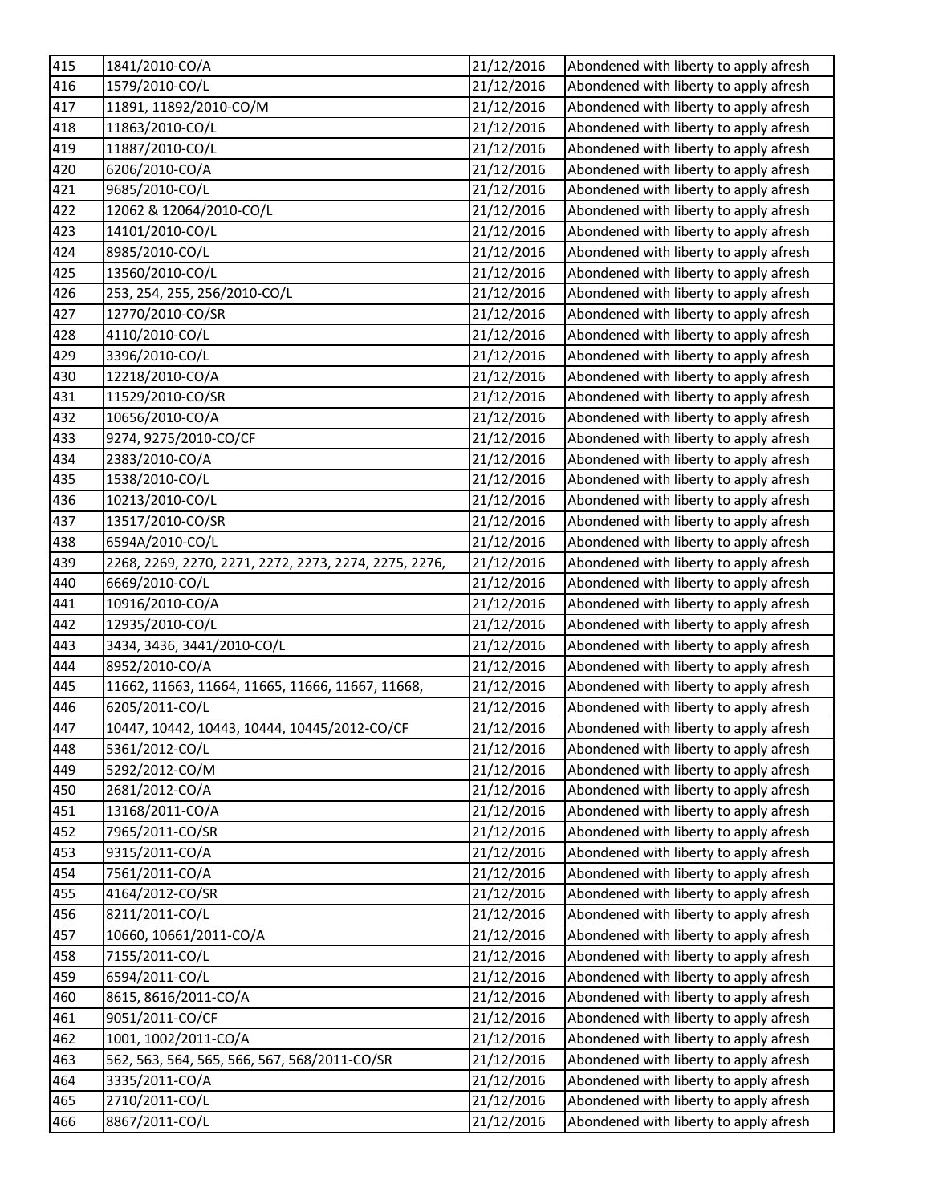| 415 | 1841/2010-CO/A | 21/12/2016 | Abondened with liberty to apply afresh |
|---|---|---|---|
| 416 | 1579/2010-CO/L | 21/12/2016 | Abondened with liberty to apply afresh |
| 417 | 11891, 11892/2010-CO/M | 21/12/2016 | Abondened with liberty to apply afresh |
| 418 | 11863/2010-CO/L | 21/12/2016 | Abondened with liberty to apply afresh |
| 419 | 11887/2010-CO/L | 21/12/2016 | Abondened with liberty to apply afresh |
| 420 | 6206/2010-CO/A | 21/12/2016 | Abondened with liberty to apply afresh |
| 421 | 9685/2010-CO/L | 21/12/2016 | Abondened with liberty to apply afresh |
| 422 | 12062 & 12064/2010-CO/L | 21/12/2016 | Abondened with liberty to apply afresh |
| 423 | 14101/2010-CO/L | 21/12/2016 | Abondened with liberty to apply afresh |
| 424 | 8985/2010-CO/L | 21/12/2016 | Abondened with liberty to apply afresh |
| 425 | 13560/2010-CO/L | 21/12/2016 | Abondened with liberty to apply afresh |
| 426 | 253, 254, 255, 256/2010-CO/L | 21/12/2016 | Abondened with liberty to apply afresh |
| 427 | 12770/2010-CO/SR | 21/12/2016 | Abondened with liberty to apply afresh |
| 428 | 4110/2010-CO/L | 21/12/2016 | Abondened with liberty to apply afresh |
| 429 | 3396/2010-CO/L | 21/12/2016 | Abondened with liberty to apply afresh |
| 430 | 12218/2010-CO/A | 21/12/2016 | Abondened with liberty to apply afresh |
| 431 | 11529/2010-CO/SR | 21/12/2016 | Abondened with liberty to apply afresh |
| 432 | 10656/2010-CO/A | 21/12/2016 | Abondened with liberty to apply afresh |
| 433 | 9274, 9275/2010-CO/CF | 21/12/2016 | Abondened with liberty to apply afresh |
| 434 | 2383/2010-CO/A | 21/12/2016 | Abondened with liberty to apply afresh |
| 435 | 1538/2010-CO/L | 21/12/2016 | Abondened with liberty to apply afresh |
| 436 | 10213/2010-CO/L | 21/12/2016 | Abondened with liberty to apply afresh |
| 437 | 13517/2010-CO/SR | 21/12/2016 | Abondened with liberty to apply afresh |
| 438 | 6594A/2010-CO/L | 21/12/2016 | Abondened with liberty to apply afresh |
| 439 | 2268, 2269, 2270, 2271, 2272, 2273, 2274, 2275, 2276, | 21/12/2016 | Abondened with liberty to apply afresh |
| 440 | 6669/2010-CO/L | 21/12/2016 | Abondened with liberty to apply afresh |
| 441 | 10916/2010-CO/A | 21/12/2016 | Abondened with liberty to apply afresh |
| 442 | 12935/2010-CO/L | 21/12/2016 | Abondened with liberty to apply afresh |
| 443 | 3434, 3436, 3441/2010-CO/L | 21/12/2016 | Abondened with liberty to apply afresh |
| 444 | 8952/2010-CO/A | 21/12/2016 | Abondened with liberty to apply afresh |
| 445 | 11662, 11663, 11664, 11665, 11666, 11667, 11668, | 21/12/2016 | Abondened with liberty to apply afresh |
| 446 | 6205/2011-CO/L | 21/12/2016 | Abondened with liberty to apply afresh |
| 447 | 10447, 10442, 10443, 10444, 10445/2012-CO/CF | 21/12/2016 | Abondened with liberty to apply afresh |
| 448 | 5361/2012-CO/L | 21/12/2016 | Abondened with liberty to apply afresh |
| 449 | 5292/2012-CO/M | 21/12/2016 | Abondened with liberty to apply afresh |
| 450 | 2681/2012-CO/A | 21/12/2016 | Abondened with liberty to apply afresh |
| 451 | 13168/2011-CO/A | 21/12/2016 | Abondened with liberty to apply afresh |
| 452 | 7965/2011-CO/SR | 21/12/2016 | Abondened with liberty to apply afresh |
| 453 | 9315/2011-CO/A | 21/12/2016 | Abondened with liberty to apply afresh |
| 454 | 7561/2011-CO/A | 21/12/2016 | Abondened with liberty to apply afresh |
| 455 | 4164/2012-CO/SR | 21/12/2016 | Abondened with liberty to apply afresh |
| 456 | 8211/2011-CO/L | 21/12/2016 | Abondened with liberty to apply afresh |
| 457 | 10660, 10661/2011-CO/A | 21/12/2016 | Abondened with liberty to apply afresh |
| 458 | 7155/2011-CO/L | 21/12/2016 | Abondened with liberty to apply afresh |
| 459 | 6594/2011-CO/L | 21/12/2016 | Abondened with liberty to apply afresh |
| 460 | 8615, 8616/2011-CO/A | 21/12/2016 | Abondened with liberty to apply afresh |
| 461 | 9051/2011-CO/CF | 21/12/2016 | Abondened with liberty to apply afresh |
| 462 | 1001, 1002/2011-CO/A | 21/12/2016 | Abondened with liberty to apply afresh |
| 463 | 562, 563, 564, 565, 566, 567, 568/2011-CO/SR | 21/12/2016 | Abondened with liberty to apply afresh |
| 464 | 3335/2011-CO/A | 21/12/2016 | Abondened with liberty to apply afresh |
| 465 | 2710/2011-CO/L | 21/12/2016 | Abondened with liberty to apply afresh |
| 466 | 8867/2011-CO/L | 21/12/2016 | Abondened with liberty to apply afresh |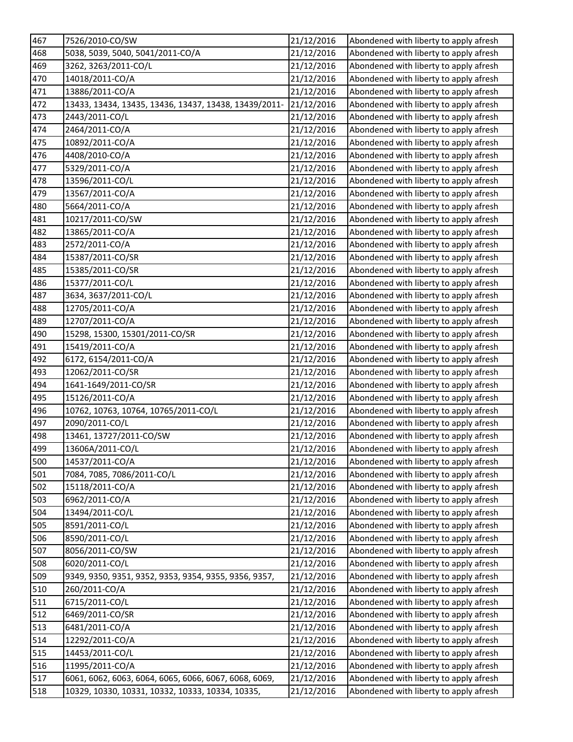| 467 | 7526/2010-CO/SW | 21/12/2016 | Abondened with liberty to apply afresh |
|---|---|---|---|
| 468 | 5038, 5039, 5040, 5041/2011-CO/A | 21/12/2016 | Abondened with liberty to apply afresh |
| 469 | 3262, 3263/2011-CO/L | 21/12/2016 | Abondened with liberty to apply afresh |
| 470 | 14018/2011-CO/A | 21/12/2016 | Abondened with liberty to apply afresh |
| 471 | 13886/2011-CO/A | 21/12/2016 | Abondened with liberty to apply afresh |
| 472 | 13433, 13434, 13435, 13436, 13437, 13438, 13439/2011- | 21/12/2016 | Abondened with liberty to apply afresh |
| 473 | 2443/2011-CO/L | 21/12/2016 | Abondened with liberty to apply afresh |
| 474 | 2464/2011-CO/A | 21/12/2016 | Abondened with liberty to apply afresh |
| 475 | 10892/2011-CO/A | 21/12/2016 | Abondened with liberty to apply afresh |
| 476 | 4408/2010-CO/A | 21/12/2016 | Abondened with liberty to apply afresh |
| 477 | 5329/2011-CO/A | 21/12/2016 | Abondened with liberty to apply afresh |
| 478 | 13596/2011-CO/L | 21/12/2016 | Abondened with liberty to apply afresh |
| 479 | 13567/2011-CO/A | 21/12/2016 | Abondened with liberty to apply afresh |
| 480 | 5664/2011-CO/A | 21/12/2016 | Abondened with liberty to apply afresh |
| 481 | 10217/2011-CO/SW | 21/12/2016 | Abondened with liberty to apply afresh |
| 482 | 13865/2011-CO/A | 21/12/2016 | Abondened with liberty to apply afresh |
| 483 | 2572/2011-CO/A | 21/12/2016 | Abondened with liberty to apply afresh |
| 484 | 15387/2011-CO/SR | 21/12/2016 | Abondened with liberty to apply afresh |
| 485 | 15385/2011-CO/SR | 21/12/2016 | Abondened with liberty to apply afresh |
| 486 | 15377/2011-CO/L | 21/12/2016 | Abondened with liberty to apply afresh |
| 487 | 3634, 3637/2011-CO/L | 21/12/2016 | Abondened with liberty to apply afresh |
| 488 | 12705/2011-CO/A | 21/12/2016 | Abondened with liberty to apply afresh |
| 489 | 12707/2011-CO/A | 21/12/2016 | Abondened with liberty to apply afresh |
| 490 | 15298, 15300, 15301/2011-CO/SR | 21/12/2016 | Abondened with liberty to apply afresh |
| 491 | 15419/2011-CO/A | 21/12/2016 | Abondened with liberty to apply afresh |
| 492 | 6172, 6154/2011-CO/A | 21/12/2016 | Abondened with liberty to apply afresh |
| 493 | 12062/2011-CO/SR | 21/12/2016 | Abondened with liberty to apply afresh |
| 494 | 1641-1649/2011-CO/SR | 21/12/2016 | Abondened with liberty to apply afresh |
| 495 | 15126/2011-CO/A | 21/12/2016 | Abondened with liberty to apply afresh |
| 496 | 10762, 10763, 10764, 10765/2011-CO/L | 21/12/2016 | Abondened with liberty to apply afresh |
| 497 | 2090/2011-CO/L | 21/12/2016 | Abondened with liberty to apply afresh |
| 498 | 13461, 13727/2011-CO/SW | 21/12/2016 | Abondened with liberty to apply afresh |
| 499 | 13606A/2011-CO/L | 21/12/2016 | Abondened with liberty to apply afresh |
| 500 | 14537/2011-CO/A | 21/12/2016 | Abondened with liberty to apply afresh |
| 501 | 7084, 7085, 7086/2011-CO/L | 21/12/2016 | Abondened with liberty to apply afresh |
| 502 | 15118/2011-CO/A | 21/12/2016 | Abondened with liberty to apply afresh |
| 503 | 6962/2011-CO/A | 21/12/2016 | Abondened with liberty to apply afresh |
| 504 | 13494/2011-CO/L | 21/12/2016 | Abondened with liberty to apply afresh |
| 505 | 8591/2011-CO/L | 21/12/2016 | Abondened with liberty to apply afresh |
| 506 | 8590/2011-CO/L | 21/12/2016 | Abondened with liberty to apply afresh |
| 507 | 8056/2011-CO/SW | 21/12/2016 | Abondened with liberty to apply afresh |
| 508 | 6020/2011-CO/L | 21/12/2016 | Abondened with liberty to apply afresh |
| 509 | 9349, 9350, 9351, 9352, 9353, 9354, 9355, 9356, 9357, | 21/12/2016 | Abondened with liberty to apply afresh |
| 510 | 260/2011-CO/A | 21/12/2016 | Abondened with liberty to apply afresh |
| 511 | 6715/2011-CO/L | 21/12/2016 | Abondened with liberty to apply afresh |
| 512 | 6469/2011-CO/SR | 21/12/2016 | Abondened with liberty to apply afresh |
| 513 | 6481/2011-CO/A | 21/12/2016 | Abondened with liberty to apply afresh |
| 514 | 12292/2011-CO/A | 21/12/2016 | Abondened with liberty to apply afresh |
| 515 | 14453/2011-CO/L | 21/12/2016 | Abondened with liberty to apply afresh |
| 516 | 11995/2011-CO/A | 21/12/2016 | Abondened with liberty to apply afresh |
| 517 | 6061, 6062, 6063, 6064, 6065, 6066, 6067, 6068, 6069, | 21/12/2016 | Abondened with liberty to apply afresh |
| 518 | 10329, 10330, 10331, 10332, 10333, 10334, 10335, | 21/12/2016 | Abondened with liberty to apply afresh |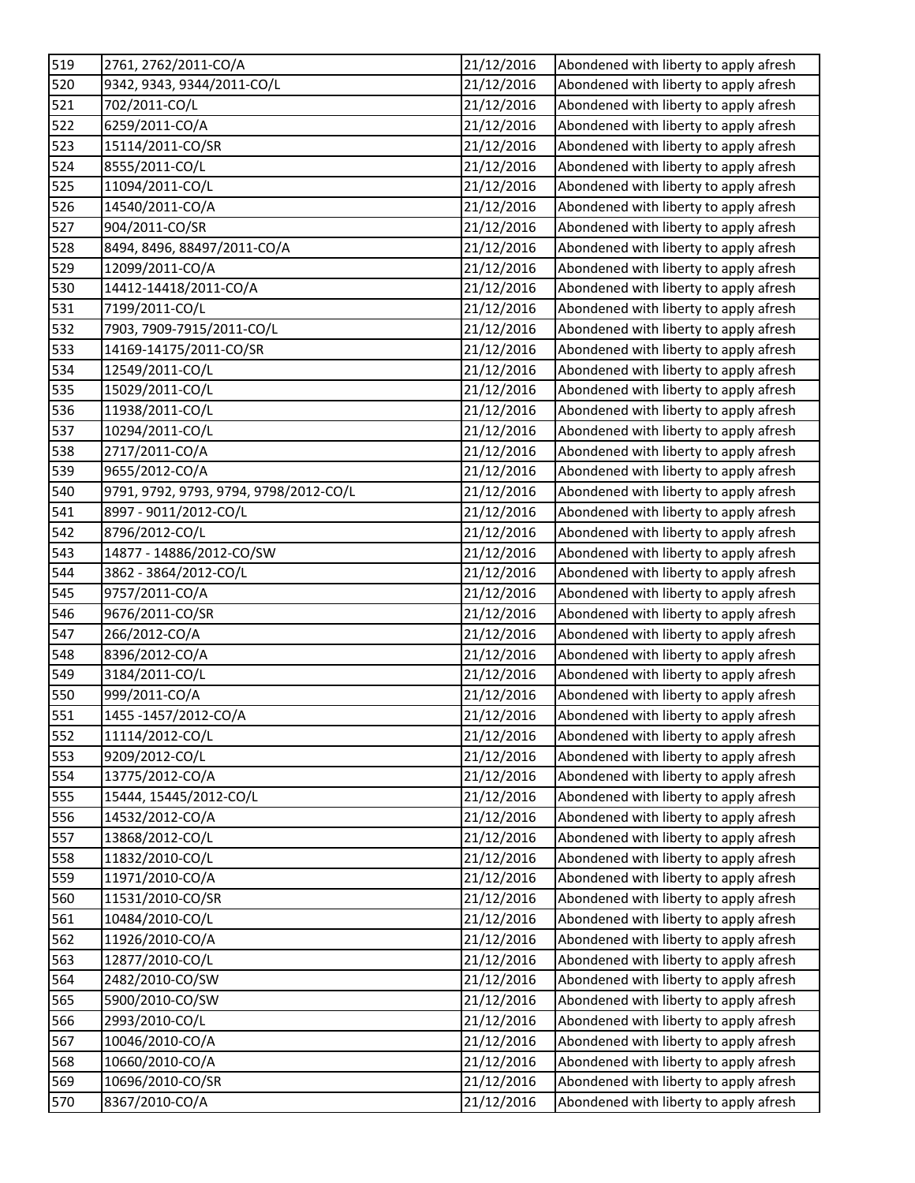| | | | |
|---|---|---|---|
| 519 | 2761, 2762/2011-CO/A | 21/12/2016 | Abondened with liberty to apply afresh |
| 520 | 9342, 9343, 9344/2011-CO/L | 21/12/2016 | Abondened with liberty to apply afresh |
| 521 | 702/2011-CO/L | 21/12/2016 | Abondened with liberty to apply afresh |
| 522 | 6259/2011-CO/A | 21/12/2016 | Abondened with liberty to apply afresh |
| 523 | 15114/2011-CO/SR | 21/12/2016 | Abondened with liberty to apply afresh |
| 524 | 8555/2011-CO/L | 21/12/2016 | Abondened with liberty to apply afresh |
| 525 | 11094/2011-CO/L | 21/12/2016 | Abondened with liberty to apply afresh |
| 526 | 14540/2011-CO/A | 21/12/2016 | Abondened with liberty to apply afresh |
| 527 | 904/2011-CO/SR | 21/12/2016 | Abondened with liberty to apply afresh |
| 528 | 8494, 8496, 88497/2011-CO/A | 21/12/2016 | Abondened with liberty to apply afresh |
| 529 | 12099/2011-CO/A | 21/12/2016 | Abondened with liberty to apply afresh |
| 530 | 14412-14418/2011-CO/A | 21/12/2016 | Abondened with liberty to apply afresh |
| 531 | 7199/2011-CO/L | 21/12/2016 | Abondened with liberty to apply afresh |
| 532 | 7903, 7909-7915/2011-CO/L | 21/12/2016 | Abondened with liberty to apply afresh |
| 533 | 14169-14175/2011-CO/SR | 21/12/2016 | Abondened with liberty to apply afresh |
| 534 | 12549/2011-CO/L | 21/12/2016 | Abondened with liberty to apply afresh |
| 535 | 15029/2011-CO/L | 21/12/2016 | Abondened with liberty to apply afresh |
| 536 | 11938/2011-CO/L | 21/12/2016 | Abondened with liberty to apply afresh |
| 537 | 10294/2011-CO/L | 21/12/2016 | Abondened with liberty to apply afresh |
| 538 | 2717/2011-CO/A | 21/12/2016 | Abondened with liberty to apply afresh |
| 539 | 9655/2012-CO/A | 21/12/2016 | Abondened with liberty to apply afresh |
| 540 | 9791, 9792, 9793, 9794, 9798/2012-CO/L | 21/12/2016 | Abondened with liberty to apply afresh |
| 541 | 8997 - 9011/2012-CO/L | 21/12/2016 | Abondened with liberty to apply afresh |
| 542 | 8796/2012-CO/L | 21/12/2016 | Abondened with liberty to apply afresh |
| 543 | 14877 - 14886/2012-CO/SW | 21/12/2016 | Abondened with liberty to apply afresh |
| 544 | 3862 - 3864/2012-CO/L | 21/12/2016 | Abondened with liberty to apply afresh |
| 545 | 9757/2011-CO/A | 21/12/2016 | Abondened with liberty to apply afresh |
| 546 | 9676/2011-CO/SR | 21/12/2016 | Abondened with liberty to apply afresh |
| 547 | 266/2012-CO/A | 21/12/2016 | Abondened with liberty to apply afresh |
| 548 | 8396/2012-CO/A | 21/12/2016 | Abondened with liberty to apply afresh |
| 549 | 3184/2011-CO/L | 21/12/2016 | Abondened with liberty to apply afresh |
| 550 | 999/2011-CO/A | 21/12/2016 | Abondened with liberty to apply afresh |
| 551 | 1455 -1457/2012-CO/A | 21/12/2016 | Abondened with liberty to apply afresh |
| 552 | 11114/2012-CO/L | 21/12/2016 | Abondened with liberty to apply afresh |
| 553 | 9209/2012-CO/L | 21/12/2016 | Abondened with liberty to apply afresh |
| 554 | 13775/2012-CO/A | 21/12/2016 | Abondened with liberty to apply afresh |
| 555 | 15444, 15445/2012-CO/L | 21/12/2016 | Abondened with liberty to apply afresh |
| 556 | 14532/2012-CO/A | 21/12/2016 | Abondened with liberty to apply afresh |
| 557 | 13868/2012-CO/L | 21/12/2016 | Abondened with liberty to apply afresh |
| 558 | 11832/2010-CO/L | 21/12/2016 | Abondened with liberty to apply afresh |
| 559 | 11971/2010-CO/A | 21/12/2016 | Abondened with liberty to apply afresh |
| 560 | 11531/2010-CO/SR | 21/12/2016 | Abondened with liberty to apply afresh |
| 561 | 10484/2010-CO/L | 21/12/2016 | Abondened with liberty to apply afresh |
| 562 | 11926/2010-CO/A | 21/12/2016 | Abondened with liberty to apply afresh |
| 563 | 12877/2010-CO/L | 21/12/2016 | Abondened with liberty to apply afresh |
| 564 | 2482/2010-CO/SW | 21/12/2016 | Abondened with liberty to apply afresh |
| 565 | 5900/2010-CO/SW | 21/12/2016 | Abondened with liberty to apply afresh |
| 566 | 2993/2010-CO/L | 21/12/2016 | Abondened with liberty to apply afresh |
| 567 | 10046/2010-CO/A | 21/12/2016 | Abondened with liberty to apply afresh |
| 568 | 10660/2010-CO/A | 21/12/2016 | Abondened with liberty to apply afresh |
| 569 | 10696/2010-CO/SR | 21/12/2016 | Abondened with liberty to apply afresh |
| 570 | 8367/2010-CO/A | 21/12/2016 | Abondened with liberty to apply afresh |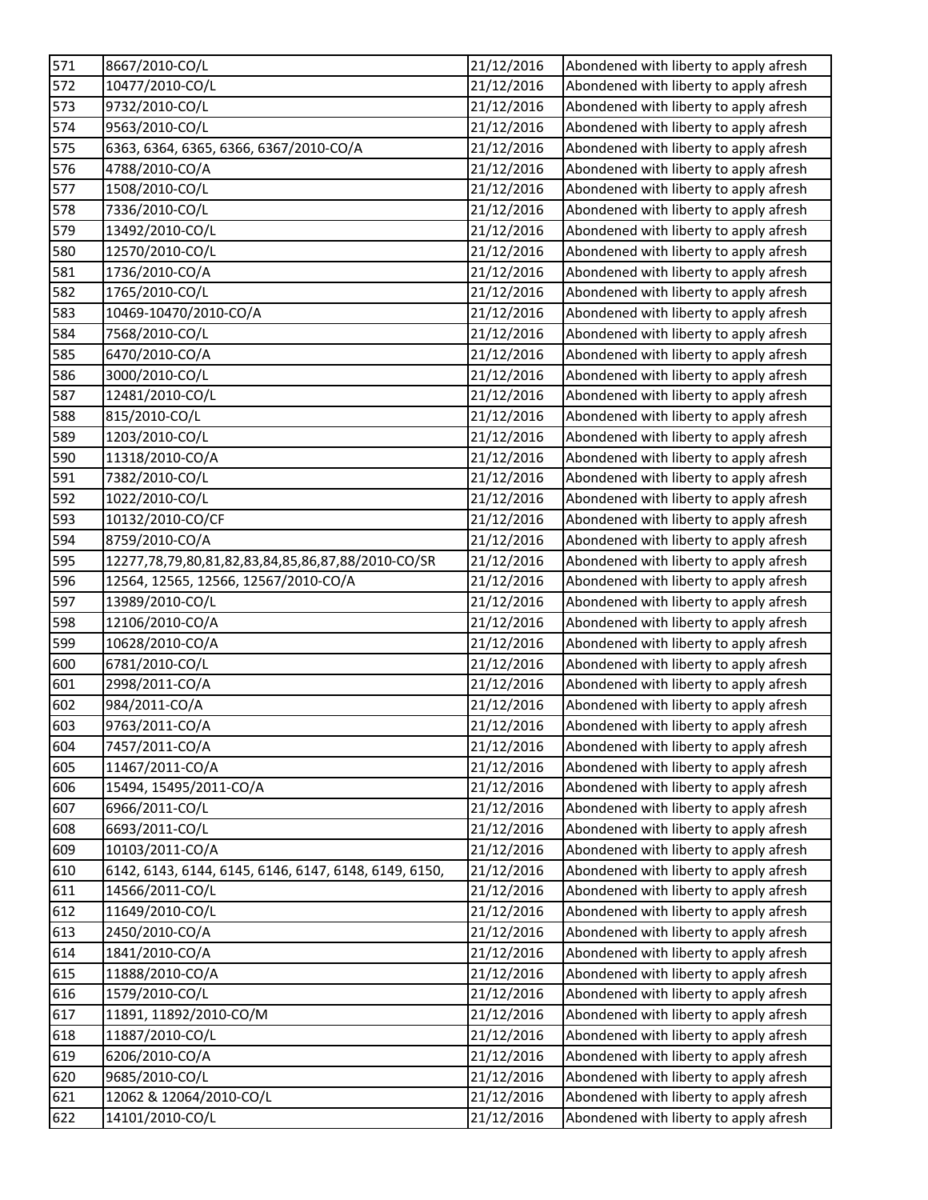| 571 | 8667/2010-CO/L | 21/12/2016 | Abondened with liberty to apply afresh |
|---|---|---|---|
| 572 | 10477/2010-CO/L | 21/12/2016 | Abondened with liberty to apply afresh |
| 573 | 9732/2010-CO/L | 21/12/2016 | Abondened with liberty to apply afresh |
| 574 | 9563/2010-CO/L | 21/12/2016 | Abondened with liberty to apply afresh |
| 575 | 6363, 6364, 6365, 6366, 6367/2010-CO/A | 21/12/2016 | Abondened with liberty to apply afresh |
| 576 | 4788/2010-CO/A | 21/12/2016 | Abondened with liberty to apply afresh |
| 577 | 1508/2010-CO/L | 21/12/2016 | Abondened with liberty to apply afresh |
| 578 | 7336/2010-CO/L | 21/12/2016 | Abondened with liberty to apply afresh |
| 579 | 13492/2010-CO/L | 21/12/2016 | Abondened with liberty to apply afresh |
| 580 | 12570/2010-CO/L | 21/12/2016 | Abondened with liberty to apply afresh |
| 581 | 1736/2010-CO/A | 21/12/2016 | Abondened with liberty to apply afresh |
| 582 | 1765/2010-CO/L | 21/12/2016 | Abondened with liberty to apply afresh |
| 583 | 10469-10470/2010-CO/A | 21/12/2016 | Abondened with liberty to apply afresh |
| 584 | 7568/2010-CO/L | 21/12/2016 | Abondened with liberty to apply afresh |
| 585 | 6470/2010-CO/A | 21/12/2016 | Abondened with liberty to apply afresh |
| 586 | 3000/2010-CO/L | 21/12/2016 | Abondened with liberty to apply afresh |
| 587 | 12481/2010-CO/L | 21/12/2016 | Abondened with liberty to apply afresh |
| 588 | 815/2010-CO/L | 21/12/2016 | Abondened with liberty to apply afresh |
| 589 | 1203/2010-CO/L | 21/12/2016 | Abondened with liberty to apply afresh |
| 590 | 11318/2010-CO/A | 21/12/2016 | Abondened with liberty to apply afresh |
| 591 | 7382/2010-CO/L | 21/12/2016 | Abondened with liberty to apply afresh |
| 592 | 1022/2010-CO/L | 21/12/2016 | Abondened with liberty to apply afresh |
| 593 | 10132/2010-CO/CF | 21/12/2016 | Abondened with liberty to apply afresh |
| 594 | 8759/2010-CO/A | 21/12/2016 | Abondened with liberty to apply afresh |
| 595 | 12277,78,79,80,81,82,83,84,85,86,87,88/2010-CO/SR | 21/12/2016 | Abondened with liberty to apply afresh |
| 596 | 12564, 12565, 12566, 12567/2010-CO/A | 21/12/2016 | Abondened with liberty to apply afresh |
| 597 | 13989/2010-CO/L | 21/12/2016 | Abondened with liberty to apply afresh |
| 598 | 12106/2010-CO/A | 21/12/2016 | Abondened with liberty to apply afresh |
| 599 | 10628/2010-CO/A | 21/12/2016 | Abondened with liberty to apply afresh |
| 600 | 6781/2010-CO/L | 21/12/2016 | Abondened with liberty to apply afresh |
| 601 | 2998/2011-CO/A | 21/12/2016 | Abondened with liberty to apply afresh |
| 602 | 984/2011-CO/A | 21/12/2016 | Abondened with liberty to apply afresh |
| 603 | 9763/2011-CO/A | 21/12/2016 | Abondened with liberty to apply afresh |
| 604 | 7457/2011-CO/A | 21/12/2016 | Abondened with liberty to apply afresh |
| 605 | 11467/2011-CO/A | 21/12/2016 | Abondened with liberty to apply afresh |
| 606 | 15494, 15495/2011-CO/A | 21/12/2016 | Abondened with liberty to apply afresh |
| 607 | 6966/2011-CO/L | 21/12/2016 | Abondened with liberty to apply afresh |
| 608 | 6693/2011-CO/L | 21/12/2016 | Abondened with liberty to apply afresh |
| 609 | 10103/2011-CO/A | 21/12/2016 | Abondened with liberty to apply afresh |
| 610 | 6142, 6143, 6144, 6145, 6146, 6147, 6148, 6149, 6150, | 21/12/2016 | Abondened with liberty to apply afresh |
| 611 | 14566/2011-CO/L | 21/12/2016 | Abondened with liberty to apply afresh |
| 612 | 11649/2010-CO/L | 21/12/2016 | Abondened with liberty to apply afresh |
| 613 | 2450/2010-CO/A | 21/12/2016 | Abondened with liberty to apply afresh |
| 614 | 1841/2010-CO/A | 21/12/2016 | Abondened with liberty to apply afresh |
| 615 | 11888/2010-CO/A | 21/12/2016 | Abondened with liberty to apply afresh |
| 616 | 1579/2010-CO/L | 21/12/2016 | Abondened with liberty to apply afresh |
| 617 | 11891, 11892/2010-CO/M | 21/12/2016 | Abondened with liberty to apply afresh |
| 618 | 11887/2010-CO/L | 21/12/2016 | Abondened with liberty to apply afresh |
| 619 | 6206/2010-CO/A | 21/12/2016 | Abondened with liberty to apply afresh |
| 620 | 9685/2010-CO/L | 21/12/2016 | Abondened with liberty to apply afresh |
| 621 | 12062 & 12064/2010-CO/L | 21/12/2016 | Abondened with liberty to apply afresh |
| 622 | 14101/2010-CO/L | 21/12/2016 | Abondened with liberty to apply afresh |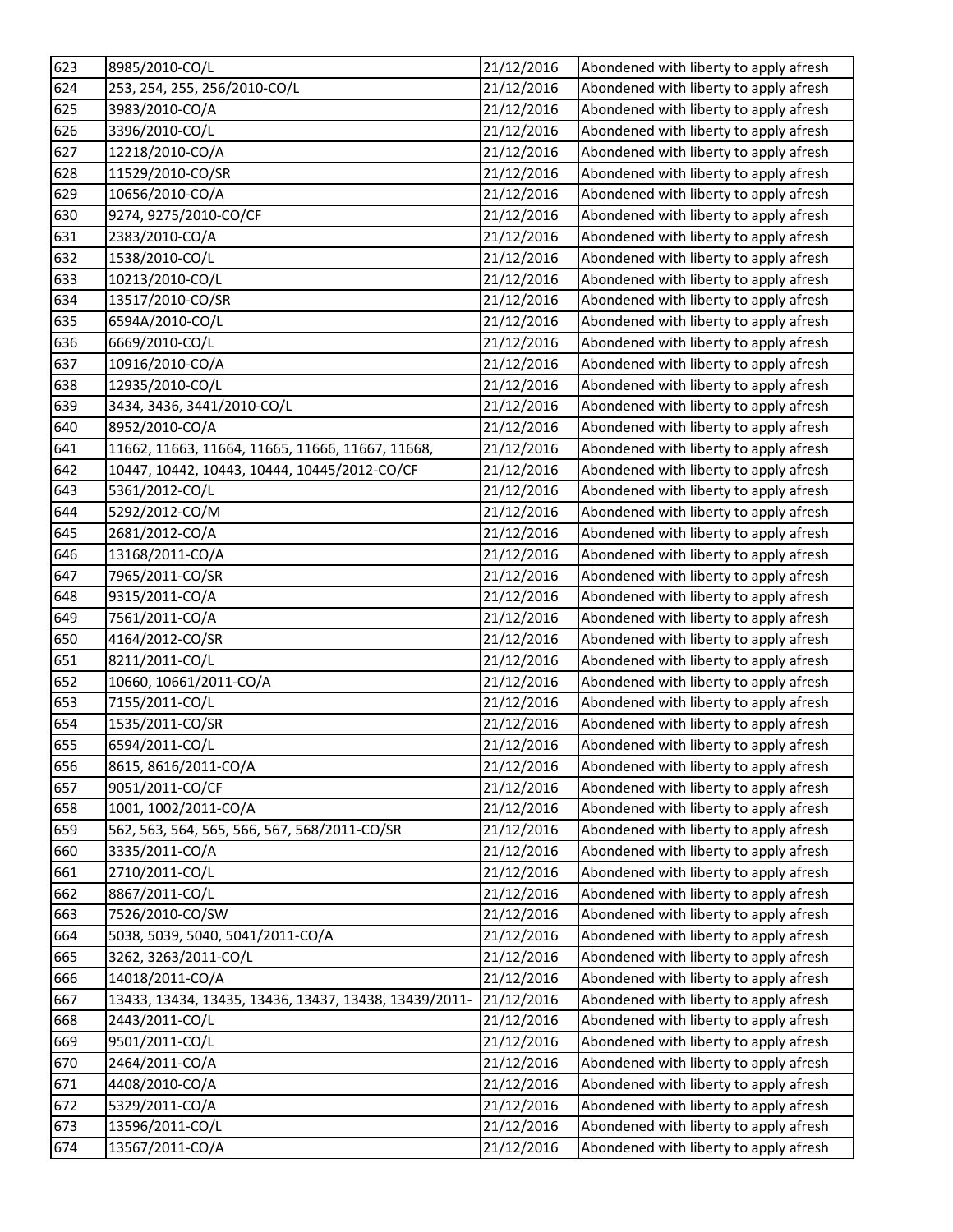| | | | |
|---|---|---|---|
| 623 | 8985/2010-CO/L | 21/12/2016 | Abondened with liberty to apply afresh |
| 624 | 253, 254, 255, 256/2010-CO/L | 21/12/2016 | Abondened with liberty to apply afresh |
| 625 | 3983/2010-CO/A | 21/12/2016 | Abondened with liberty to apply afresh |
| 626 | 3396/2010-CO/L | 21/12/2016 | Abondened with liberty to apply afresh |
| 627 | 12218/2010-CO/A | 21/12/2016 | Abondened with liberty to apply afresh |
| 628 | 11529/2010-CO/SR | 21/12/2016 | Abondened with liberty to apply afresh |
| 629 | 10656/2010-CO/A | 21/12/2016 | Abondened with liberty to apply afresh |
| 630 | 9274, 9275/2010-CO/CF | 21/12/2016 | Abondened with liberty to apply afresh |
| 631 | 2383/2010-CO/A | 21/12/2016 | Abondened with liberty to apply afresh |
| 632 | 1538/2010-CO/L | 21/12/2016 | Abondened with liberty to apply afresh |
| 633 | 10213/2010-CO/L | 21/12/2016 | Abondened with liberty to apply afresh |
| 634 | 13517/2010-CO/SR | 21/12/2016 | Abondened with liberty to apply afresh |
| 635 | 6594A/2010-CO/L | 21/12/2016 | Abondened with liberty to apply afresh |
| 636 | 6669/2010-CO/L | 21/12/2016 | Abondened with liberty to apply afresh |
| 637 | 10916/2010-CO/A | 21/12/2016 | Abondened with liberty to apply afresh |
| 638 | 12935/2010-CO/L | 21/12/2016 | Abondened with liberty to apply afresh |
| 639 | 3434, 3436, 3441/2010-CO/L | 21/12/2016 | Abondened with liberty to apply afresh |
| 640 | 8952/2010-CO/A | 21/12/2016 | Abondened with liberty to apply afresh |
| 641 | 11662, 11663, 11664, 11665, 11666, 11667, 11668, | 21/12/2016 | Abondened with liberty to apply afresh |
| 642 | 10447, 10442, 10443, 10444, 10445/2012-CO/CF | 21/12/2016 | Abondened with liberty to apply afresh |
| 643 | 5361/2012-CO/L | 21/12/2016 | Abondened with liberty to apply afresh |
| 644 | 5292/2012-CO/M | 21/12/2016 | Abondened with liberty to apply afresh |
| 645 | 2681/2012-CO/A | 21/12/2016 | Abondened with liberty to apply afresh |
| 646 | 13168/2011-CO/A | 21/12/2016 | Abondened with liberty to apply afresh |
| 647 | 7965/2011-CO/SR | 21/12/2016 | Abondened with liberty to apply afresh |
| 648 | 9315/2011-CO/A | 21/12/2016 | Abondened with liberty to apply afresh |
| 649 | 7561/2011-CO/A | 21/12/2016 | Abondened with liberty to apply afresh |
| 650 | 4164/2012-CO/SR | 21/12/2016 | Abondened with liberty to apply afresh |
| 651 | 8211/2011-CO/L | 21/12/2016 | Abondened with liberty to apply afresh |
| 652 | 10660, 10661/2011-CO/A | 21/12/2016 | Abondened with liberty to apply afresh |
| 653 | 7155/2011-CO/L | 21/12/2016 | Abondened with liberty to apply afresh |
| 654 | 1535/2011-CO/SR | 21/12/2016 | Abondened with liberty to apply afresh |
| 655 | 6594/2011-CO/L | 21/12/2016 | Abondened with liberty to apply afresh |
| 656 | 8615, 8616/2011-CO/A | 21/12/2016 | Abondened with liberty to apply afresh |
| 657 | 9051/2011-CO/CF | 21/12/2016 | Abondened with liberty to apply afresh |
| 658 | 1001, 1002/2011-CO/A | 21/12/2016 | Abondened with liberty to apply afresh |
| 659 | 562, 563, 564, 565, 566, 567, 568/2011-CO/SR | 21/12/2016 | Abondened with liberty to apply afresh |
| 660 | 3335/2011-CO/A | 21/12/2016 | Abondened with liberty to apply afresh |
| 661 | 2710/2011-CO/L | 21/12/2016 | Abondened with liberty to apply afresh |
| 662 | 8867/2011-CO/L | 21/12/2016 | Abondened with liberty to apply afresh |
| 663 | 7526/2010-CO/SW | 21/12/2016 | Abondened with liberty to apply afresh |
| 664 | 5038, 5039, 5040, 5041/2011-CO/A | 21/12/2016 | Abondened with liberty to apply afresh |
| 665 | 3262, 3263/2011-CO/L | 21/12/2016 | Abondened with liberty to apply afresh |
| 666 | 14018/2011-CO/A | 21/12/2016 | Abondened with liberty to apply afresh |
| 667 | 13433, 13434, 13435, 13436, 13437, 13438, 13439/2011- | 21/12/2016 | Abondened with liberty to apply afresh |
| 668 | 2443/2011-CO/L | 21/12/2016 | Abondened with liberty to apply afresh |
| 669 | 9501/2011-CO/L | 21/12/2016 | Abondened with liberty to apply afresh |
| 670 | 2464/2011-CO/A | 21/12/2016 | Abondened with liberty to apply afresh |
| 671 | 4408/2010-CO/A | 21/12/2016 | Abondened with liberty to apply afresh |
| 672 | 5329/2011-CO/A | 21/12/2016 | Abondened with liberty to apply afresh |
| 673 | 13596/2011-CO/L | 21/12/2016 | Abondened with liberty to apply afresh |
| 674 | 13567/2011-CO/A | 21/12/2016 | Abondened with liberty to apply afresh |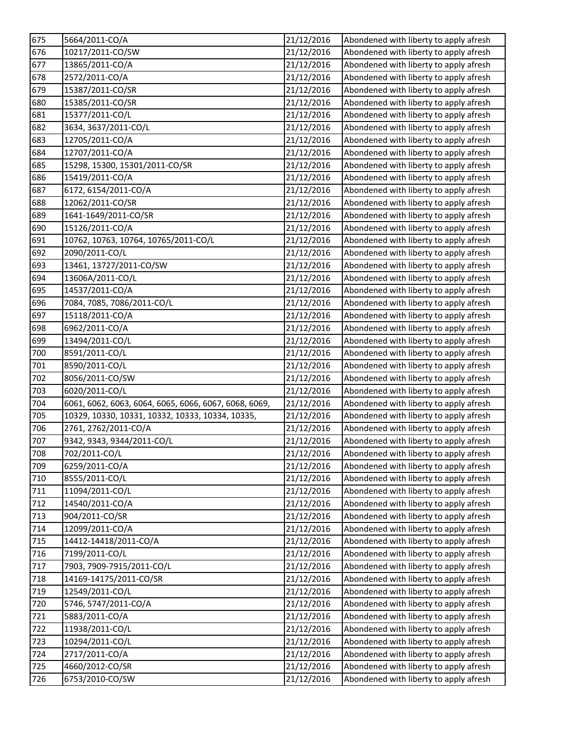| | | | |
|---|---|---|---|
| 675 | 5664/2011-CO/A | 21/12/2016 | Abondened with liberty to apply afresh |
| 676 | 10217/2011-CO/SW | 21/12/2016 | Abondened with liberty to apply afresh |
| 677 | 13865/2011-CO/A | 21/12/2016 | Abondened with liberty to apply afresh |
| 678 | 2572/2011-CO/A | 21/12/2016 | Abondened with liberty to apply afresh |
| 679 | 15387/2011-CO/SR | 21/12/2016 | Abondened with liberty to apply afresh |
| 680 | 15385/2011-CO/SR | 21/12/2016 | Abondened with liberty to apply afresh |
| 681 | 15377/2011-CO/L | 21/12/2016 | Abondened with liberty to apply afresh |
| 682 | 3634, 3637/2011-CO/L | 21/12/2016 | Abondened with liberty to apply afresh |
| 683 | 12705/2011-CO/A | 21/12/2016 | Abondened with liberty to apply afresh |
| 684 | 12707/2011-CO/A | 21/12/2016 | Abondened with liberty to apply afresh |
| 685 | 15298, 15300, 15301/2011-CO/SR | 21/12/2016 | Abondened with liberty to apply afresh |
| 686 | 15419/2011-CO/A | 21/12/2016 | Abondened with liberty to apply afresh |
| 687 | 6172, 6154/2011-CO/A | 21/12/2016 | Abondened with liberty to apply afresh |
| 688 | 12062/2011-CO/SR | 21/12/2016 | Abondened with liberty to apply afresh |
| 689 | 1641-1649/2011-CO/SR | 21/12/2016 | Abondened with liberty to apply afresh |
| 690 | 15126/2011-CO/A | 21/12/2016 | Abondened with liberty to apply afresh |
| 691 | 10762, 10763, 10764, 10765/2011-CO/L | 21/12/2016 | Abondened with liberty to apply afresh |
| 692 | 2090/2011-CO/L | 21/12/2016 | Abondened with liberty to apply afresh |
| 693 | 13461, 13727/2011-CO/SW | 21/12/2016 | Abondened with liberty to apply afresh |
| 694 | 13606A/2011-CO/L | 21/12/2016 | Abondened with liberty to apply afresh |
| 695 | 14537/2011-CO/A | 21/12/2016 | Abondened with liberty to apply afresh |
| 696 | 7084, 7085, 7086/2011-CO/L | 21/12/2016 | Abondened with liberty to apply afresh |
| 697 | 15118/2011-CO/A | 21/12/2016 | Abondened with liberty to apply afresh |
| 698 | 6962/2011-CO/A | 21/12/2016 | Abondened with liberty to apply afresh |
| 699 | 13494/2011-CO/L | 21/12/2016 | Abondened with liberty to apply afresh |
| 700 | 8591/2011-CO/L | 21/12/2016 | Abondened with liberty to apply afresh |
| 701 | 8590/2011-CO/L | 21/12/2016 | Abondened with liberty to apply afresh |
| 702 | 8056/2011-CO/SW | 21/12/2016 | Abondened with liberty to apply afresh |
| 703 | 6020/2011-CO/L | 21/12/2016 | Abondened with liberty to apply afresh |
| 704 | 6061, 6062, 6063, 6064, 6065, 6066, 6067, 6068, 6069, | 21/12/2016 | Abondened with liberty to apply afresh |
| 705 | 10329, 10330, 10331, 10332, 10333, 10334, 10335, | 21/12/2016 | Abondened with liberty to apply afresh |
| 706 | 2761, 2762/2011-CO/A | 21/12/2016 | Abondened with liberty to apply afresh |
| 707 | 9342, 9343, 9344/2011-CO/L | 21/12/2016 | Abondened with liberty to apply afresh |
| 708 | 702/2011-CO/L | 21/12/2016 | Abondened with liberty to apply afresh |
| 709 | 6259/2011-CO/A | 21/12/2016 | Abondened with liberty to apply afresh |
| 710 | 8555/2011-CO/L | 21/12/2016 | Abondened with liberty to apply afresh |
| 711 | 11094/2011-CO/L | 21/12/2016 | Abondened with liberty to apply afresh |
| 712 | 14540/2011-CO/A | 21/12/2016 | Abondened with liberty to apply afresh |
| 713 | 904/2011-CO/SR | 21/12/2016 | Abondened with liberty to apply afresh |
| 714 | 12099/2011-CO/A | 21/12/2016 | Abondened with liberty to apply afresh |
| 715 | 14412-14418/2011-CO/A | 21/12/2016 | Abondened with liberty to apply afresh |
| 716 | 7199/2011-CO/L | 21/12/2016 | Abondened with liberty to apply afresh |
| 717 | 7903, 7909-7915/2011-CO/L | 21/12/2016 | Abondened with liberty to apply afresh |
| 718 | 14169-14175/2011-CO/SR | 21/12/2016 | Abondened with liberty to apply afresh |
| 719 | 12549/2011-CO/L | 21/12/2016 | Abondened with liberty to apply afresh |
| 720 | 5746, 5747/2011-CO/A | 21/12/2016 | Abondened with liberty to apply afresh |
| 721 | 5883/2011-CO/A | 21/12/2016 | Abondened with liberty to apply afresh |
| 722 | 11938/2011-CO/L | 21/12/2016 | Abondened with liberty to apply afresh |
| 723 | 10294/2011-CO/L | 21/12/2016 | Abondened with liberty to apply afresh |
| 724 | 2717/2011-CO/A | 21/12/2016 | Abondened with liberty to apply afresh |
| 725 | 4660/2012-CO/SR | 21/12/2016 | Abondened with liberty to apply afresh |
| 726 | 6753/2010-CO/SW | 21/12/2016 | Abondened with liberty to apply afresh |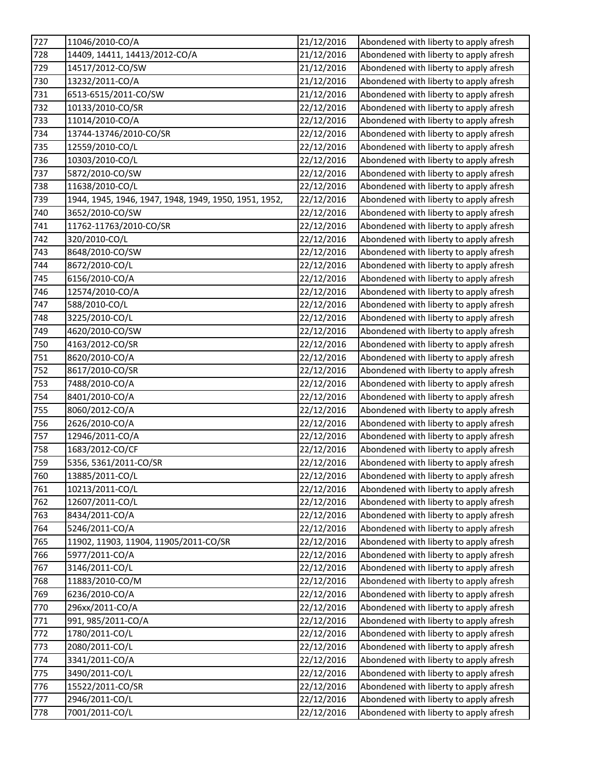| 727 | 11046/2010-CO/A | 21/12/2016 | Abondened with liberty to apply afresh |
|---|---|---|---|
| 728 | 14409, 14411, 14413/2012-CO/A | 21/12/2016 | Abondened with liberty to apply afresh |
| 729 | 14517/2012-CO/SW | 21/12/2016 | Abondened with liberty to apply afresh |
| 730 | 13232/2011-CO/A | 21/12/2016 | Abondened with liberty to apply afresh |
| 731 | 6513-6515/2011-CO/SW | 21/12/2016 | Abondened with liberty to apply afresh |
| 732 | 10133/2010-CO/SR | 22/12/2016 | Abondened with liberty to apply afresh |
| 733 | 11014/2010-CO/A | 22/12/2016 | Abondened with liberty to apply afresh |
| 734 | 13744-13746/2010-CO/SR | 22/12/2016 | Abondened with liberty to apply afresh |
| 735 | 12559/2010-CO/L | 22/12/2016 | Abondened with liberty to apply afresh |
| 736 | 10303/2010-CO/L | 22/12/2016 | Abondened with liberty to apply afresh |
| 737 | 5872/2010-CO/SW | 22/12/2016 | Abondened with liberty to apply afresh |
| 738 | 11638/2010-CO/L | 22/12/2016 | Abondened with liberty to apply afresh |
| 739 | 1944, 1945, 1946, 1947, 1948, 1949, 1950, 1951, 1952, | 22/12/2016 | Abondened with liberty to apply afresh |
| 740 | 3652/2010-CO/SW | 22/12/2016 | Abondened with liberty to apply afresh |
| 741 | 11762-11763/2010-CO/SR | 22/12/2016 | Abondened with liberty to apply afresh |
| 742 | 320/2010-CO/L | 22/12/2016 | Abondened with liberty to apply afresh |
| 743 | 8648/2010-CO/SW | 22/12/2016 | Abondened with liberty to apply afresh |
| 744 | 8672/2010-CO/L | 22/12/2016 | Abondened with liberty to apply afresh |
| 745 | 6156/2010-CO/A | 22/12/2016 | Abondened with liberty to apply afresh |
| 746 | 12574/2010-CO/A | 22/12/2016 | Abondened with liberty to apply afresh |
| 747 | 588/2010-CO/L | 22/12/2016 | Abondened with liberty to apply afresh |
| 748 | 3225/2010-CO/L | 22/12/2016 | Abondened with liberty to apply afresh |
| 749 | 4620/2010-CO/SW | 22/12/2016 | Abondened with liberty to apply afresh |
| 750 | 4163/2012-CO/SR | 22/12/2016 | Abondened with liberty to apply afresh |
| 751 | 8620/2010-CO/A | 22/12/2016 | Abondened with liberty to apply afresh |
| 752 | 8617/2010-CO/SR | 22/12/2016 | Abondened with liberty to apply afresh |
| 753 | 7488/2010-CO/A | 22/12/2016 | Abondened with liberty to apply afresh |
| 754 | 8401/2010-CO/A | 22/12/2016 | Abondened with liberty to apply afresh |
| 755 | 8060/2012-CO/A | 22/12/2016 | Abondened with liberty to apply afresh |
| 756 | 2626/2010-CO/A | 22/12/2016 | Abondened with liberty to apply afresh |
| 757 | 12946/2011-CO/A | 22/12/2016 | Abondened with liberty to apply afresh |
| 758 | 1683/2012-CO/CF | 22/12/2016 | Abondened with liberty to apply afresh |
| 759 | 5356, 5361/2011-CO/SR | 22/12/2016 | Abondened with liberty to apply afresh |
| 760 | 13885/2011-CO/L | 22/12/2016 | Abondened with liberty to apply afresh |
| 761 | 10213/2011-CO/L | 22/12/2016 | Abondened with liberty to apply afresh |
| 762 | 12607/2011-CO/L | 22/12/2016 | Abondened with liberty to apply afresh |
| 763 | 8434/2011-CO/A | 22/12/2016 | Abondened with liberty to apply afresh |
| 764 | 5246/2011-CO/A | 22/12/2016 | Abondened with liberty to apply afresh |
| 765 | 11902, 11903, 11904, 11905/2011-CO/SR | 22/12/2016 | Abondened with liberty to apply afresh |
| 766 | 5977/2011-CO/A | 22/12/2016 | Abondened with liberty to apply afresh |
| 767 | 3146/2011-CO/L | 22/12/2016 | Abondened with liberty to apply afresh |
| 768 | 11883/2010-CO/M | 22/12/2016 | Abondened with liberty to apply afresh |
| 769 | 6236/2010-CO/A | 22/12/2016 | Abondened with liberty to apply afresh |
| 770 | 296xx/2011-CO/A | 22/12/2016 | Abondened with liberty to apply afresh |
| 771 | 991, 985/2011-CO/A | 22/12/2016 | Abondened with liberty to apply afresh |
| 772 | 1780/2011-CO/L | 22/12/2016 | Abondened with liberty to apply afresh |
| 773 | 2080/2011-CO/L | 22/12/2016 | Abondened with liberty to apply afresh |
| 774 | 3341/2011-CO/A | 22/12/2016 | Abondened with liberty to apply afresh |
| 775 | 3490/2011-CO/L | 22/12/2016 | Abondened with liberty to apply afresh |
| 776 | 15522/2011-CO/SR | 22/12/2016 | Abondened with liberty to apply afresh |
| 777 | 2946/2011-CO/L | 22/12/2016 | Abondened with liberty to apply afresh |
| 778 | 7001/2011-CO/L | 22/12/2016 | Abondened with liberty to apply afresh |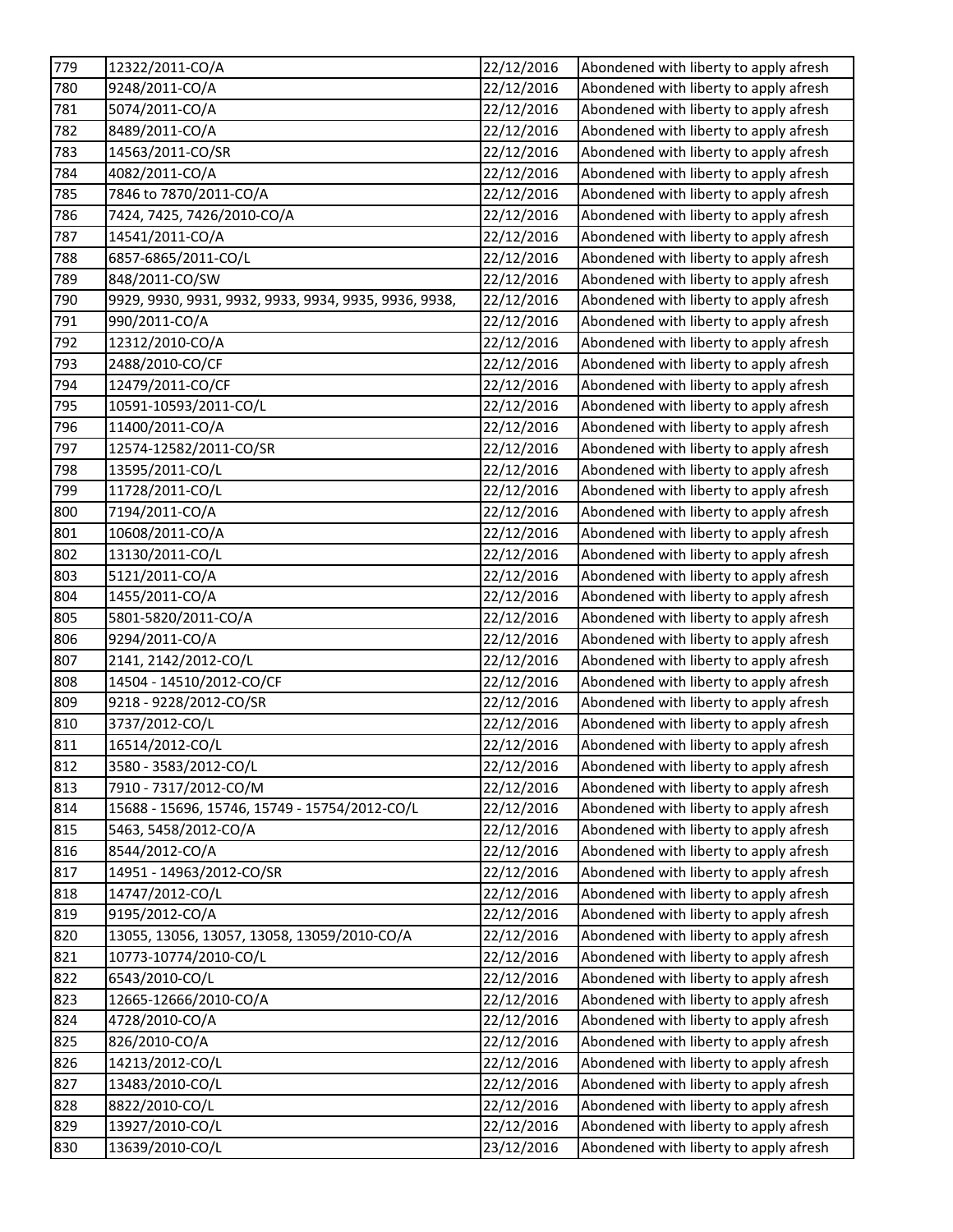| 779 | 12322/2011-CO/A | 22/12/2016 | Abondened with liberty to apply afresh |
|---|---|---|---|
| 780 | 9248/2011-CO/A | 22/12/2016 | Abondened with liberty to apply afresh |
| 781 | 5074/2011-CO/A | 22/12/2016 | Abondened with liberty to apply afresh |
| 782 | 8489/2011-CO/A | 22/12/2016 | Abondened with liberty to apply afresh |
| 783 | 14563/2011-CO/SR | 22/12/2016 | Abondened with liberty to apply afresh |
| 784 | 4082/2011-CO/A | 22/12/2016 | Abondened with liberty to apply afresh |
| 785 | 7846 to 7870/2011-CO/A | 22/12/2016 | Abondened with liberty to apply afresh |
| 786 | 7424, 7425, 7426/2010-CO/A | 22/12/2016 | Abondened with liberty to apply afresh |
| 787 | 14541/2011-CO/A | 22/12/2016 | Abondened with liberty to apply afresh |
| 788 | 6857-6865/2011-CO/L | 22/12/2016 | Abondened with liberty to apply afresh |
| 789 | 848/2011-CO/SW | 22/12/2016 | Abondened with liberty to apply afresh |
| 790 | 9929, 9930, 9931, 9932, 9933, 9934, 9935, 9936, 9938, | 22/12/2016 | Abondened with liberty to apply afresh |
| 791 | 990/2011-CO/A | 22/12/2016 | Abondened with liberty to apply afresh |
| 792 | 12312/2010-CO/A | 22/12/2016 | Abondened with liberty to apply afresh |
| 793 | 2488/2010-CO/CF | 22/12/2016 | Abondened with liberty to apply afresh |
| 794 | 12479/2011-CO/CF | 22/12/2016 | Abondened with liberty to apply afresh |
| 795 | 10591-10593/2011-CO/L | 22/12/2016 | Abondened with liberty to apply afresh |
| 796 | 11400/2011-CO/A | 22/12/2016 | Abondened with liberty to apply afresh |
| 797 | 12574-12582/2011-CO/SR | 22/12/2016 | Abondened with liberty to apply afresh |
| 798 | 13595/2011-CO/L | 22/12/2016 | Abondened with liberty to apply afresh |
| 799 | 11728/2011-CO/L | 22/12/2016 | Abondened with liberty to apply afresh |
| 800 | 7194/2011-CO/A | 22/12/2016 | Abondened with liberty to apply afresh |
| 801 | 10608/2011-CO/A | 22/12/2016 | Abondened with liberty to apply afresh |
| 802 | 13130/2011-CO/L | 22/12/2016 | Abondened with liberty to apply afresh |
| 803 | 5121/2011-CO/A | 22/12/2016 | Abondened with liberty to apply afresh |
| 804 | 1455/2011-CO/A | 22/12/2016 | Abondened with liberty to apply afresh |
| 805 | 5801-5820/2011-CO/A | 22/12/2016 | Abondened with liberty to apply afresh |
| 806 | 9294/2011-CO/A | 22/12/2016 | Abondened with liberty to apply afresh |
| 807 | 2141, 2142/2012-CO/L | 22/12/2016 | Abondened with liberty to apply afresh |
| 808 | 14504 - 14510/2012-CO/CF | 22/12/2016 | Abondened with liberty to apply afresh |
| 809 | 9218 - 9228/2012-CO/SR | 22/12/2016 | Abondened with liberty to apply afresh |
| 810 | 3737/2012-CO/L | 22/12/2016 | Abondened with liberty to apply afresh |
| 811 | 16514/2012-CO/L | 22/12/2016 | Abondened with liberty to apply afresh |
| 812 | 3580 - 3583/2012-CO/L | 22/12/2016 | Abondened with liberty to apply afresh |
| 813 | 7910 - 7317/2012-CO/M | 22/12/2016 | Abondened with liberty to apply afresh |
| 814 | 15688 - 15696, 15746, 15749 - 15754/2012-CO/L | 22/12/2016 | Abondened with liberty to apply afresh |
| 815 | 5463, 5458/2012-CO/A | 22/12/2016 | Abondened with liberty to apply afresh |
| 816 | 8544/2012-CO/A | 22/12/2016 | Abondened with liberty to apply afresh |
| 817 | 14951 - 14963/2012-CO/SR | 22/12/2016 | Abondened with liberty to apply afresh |
| 818 | 14747/2012-CO/L | 22/12/2016 | Abondened with liberty to apply afresh |
| 819 | 9195/2012-CO/A | 22/12/2016 | Abondened with liberty to apply afresh |
| 820 | 13055, 13056, 13057, 13058, 13059/2010-CO/A | 22/12/2016 | Abondened with liberty to apply afresh |
| 821 | 10773-10774/2010-CO/L | 22/12/2016 | Abondened with liberty to apply afresh |
| 822 | 6543/2010-CO/L | 22/12/2016 | Abondened with liberty to apply afresh |
| 823 | 12665-12666/2010-CO/A | 22/12/2016 | Abondened with liberty to apply afresh |
| 824 | 4728/2010-CO/A | 22/12/2016 | Abondened with liberty to apply afresh |
| 825 | 826/2010-CO/A | 22/12/2016 | Abondened with liberty to apply afresh |
| 826 | 14213/2012-CO/L | 22/12/2016 | Abondened with liberty to apply afresh |
| 827 | 13483/2010-CO/L | 22/12/2016 | Abondened with liberty to apply afresh |
| 828 | 8822/2010-CO/L | 22/12/2016 | Abondened with liberty to apply afresh |
| 829 | 13927/2010-CO/L | 22/12/2016 | Abondened with liberty to apply afresh |
| 830 | 13639/2010-CO/L | 23/12/2016 | Abondened with liberty to apply afresh |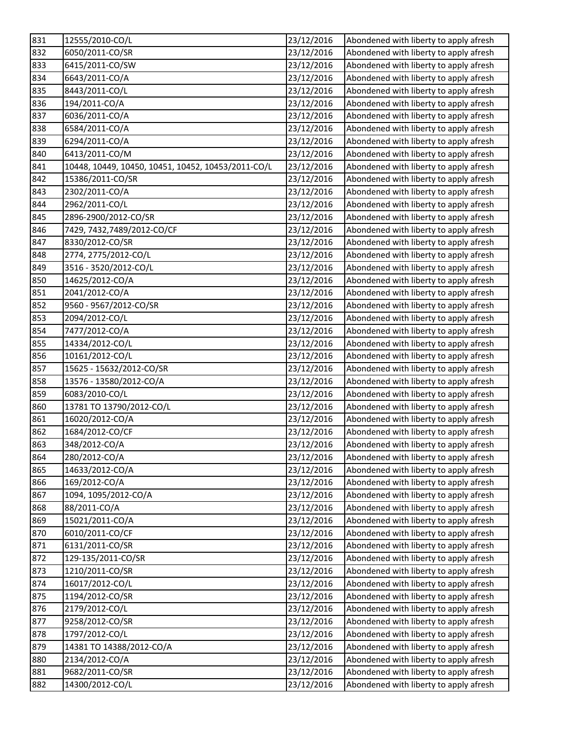| 831 | 12555/2010-CO/L | 23/12/2016 | Abondened with liberty to apply afresh |
|---|---|---|---|
| 832 | 6050/2011-CO/SR | 23/12/2016 | Abondened with liberty to apply afresh |
| 833 | 6415/2011-CO/SW | 23/12/2016 | Abondened with liberty to apply afresh |
| 834 | 6643/2011-CO/A | 23/12/2016 | Abondened with liberty to apply afresh |
| 835 | 8443/2011-CO/L | 23/12/2016 | Abondened with liberty to apply afresh |
| 836 | 194/2011-CO/A | 23/12/2016 | Abondened with liberty to apply afresh |
| 837 | 6036/2011-CO/A | 23/12/2016 | Abondened with liberty to apply afresh |
| 838 | 6584/2011-CO/A | 23/12/2016 | Abondened with liberty to apply afresh |
| 839 | 6294/2011-CO/A | 23/12/2016 | Abondened with liberty to apply afresh |
| 840 | 6413/2011-CO/M | 23/12/2016 | Abondened with liberty to apply afresh |
| 841 | 10448, 10449, 10450, 10451, 10452, 10453/2011-CO/L | 23/12/2016 | Abondened with liberty to apply afresh |
| 842 | 15386/2011-CO/SR | 23/12/2016 | Abondened with liberty to apply afresh |
| 843 | 2302/2011-CO/A | 23/12/2016 | Abondened with liberty to apply afresh |
| 844 | 2962/2011-CO/L | 23/12/2016 | Abondened with liberty to apply afresh |
| 845 | 2896-2900/2012-CO/SR | 23/12/2016 | Abondened with liberty to apply afresh |
| 846 | 7429, 7432,7489/2012-CO/CF | 23/12/2016 | Abondened with liberty to apply afresh |
| 847 | 8330/2012-CO/SR | 23/12/2016 | Abondened with liberty to apply afresh |
| 848 | 2774, 2775/2012-CO/L | 23/12/2016 | Abondened with liberty to apply afresh |
| 849 | 3516 - 3520/2012-CO/L | 23/12/2016 | Abondened with liberty to apply afresh |
| 850 | 14625/2012-CO/A | 23/12/2016 | Abondened with liberty to apply afresh |
| 851 | 2041/2012-CO/A | 23/12/2016 | Abondened with liberty to apply afresh |
| 852 | 9560 - 9567/2012-CO/SR | 23/12/2016 | Abondened with liberty to apply afresh |
| 853 | 2094/2012-CO/L | 23/12/2016 | Abondened with liberty to apply afresh |
| 854 | 7477/2012-CO/A | 23/12/2016 | Abondened with liberty to apply afresh |
| 855 | 14334/2012-CO/L | 23/12/2016 | Abondened with liberty to apply afresh |
| 856 | 10161/2012-CO/L | 23/12/2016 | Abondened with liberty to apply afresh |
| 857 | 15625 - 15632/2012-CO/SR | 23/12/2016 | Abondened with liberty to apply afresh |
| 858 | 13576 - 13580/2012-CO/A | 23/12/2016 | Abondened with liberty to apply afresh |
| 859 | 6083/2010-CO/L | 23/12/2016 | Abondened with liberty to apply afresh |
| 860 | 13781 TO 13790/2012-CO/L | 23/12/2016 | Abondened with liberty to apply afresh |
| 861 | 16020/2012-CO/A | 23/12/2016 | Abondened with liberty to apply afresh |
| 862 | 1684/2012-CO/CF | 23/12/2016 | Abondened with liberty to apply afresh |
| 863 | 348/2012-CO/A | 23/12/2016 | Abondened with liberty to apply afresh |
| 864 | 280/2012-CO/A | 23/12/2016 | Abondened with liberty to apply afresh |
| 865 | 14633/2012-CO/A | 23/12/2016 | Abondened with liberty to apply afresh |
| 866 | 169/2012-CO/A | 23/12/2016 | Abondened with liberty to apply afresh |
| 867 | 1094, 1095/2012-CO/A | 23/12/2016 | Abondened with liberty to apply afresh |
| 868 | 88/2011-CO/A | 23/12/2016 | Abondened with liberty to apply afresh |
| 869 | 15021/2011-CO/A | 23/12/2016 | Abondened with liberty to apply afresh |
| 870 | 6010/2011-CO/CF | 23/12/2016 | Abondened with liberty to apply afresh |
| 871 | 6131/2011-CO/SR | 23/12/2016 | Abondened with liberty to apply afresh |
| 872 | 129-135/2011-CO/SR | 23/12/2016 | Abondened with liberty to apply afresh |
| 873 | 1210/2011-CO/SR | 23/12/2016 | Abondened with liberty to apply afresh |
| 874 | 16017/2012-CO/L | 23/12/2016 | Abondened with liberty to apply afresh |
| 875 | 1194/2012-CO/SR | 23/12/2016 | Abondened with liberty to apply afresh |
| 876 | 2179/2012-CO/L | 23/12/2016 | Abondened with liberty to apply afresh |
| 877 | 9258/2012-CO/SR | 23/12/2016 | Abondened with liberty to apply afresh |
| 878 | 1797/2012-CO/L | 23/12/2016 | Abondened with liberty to apply afresh |
| 879 | 14381 TO 14388/2012-CO/A | 23/12/2016 | Abondened with liberty to apply afresh |
| 880 | 2134/2012-CO/A | 23/12/2016 | Abondened with liberty to apply afresh |
| 881 | 9682/2011-CO/SR | 23/12/2016 | Abondened with liberty to apply afresh |
| 882 | 14300/2012-CO/L | 23/12/2016 | Abondened with liberty to apply afresh |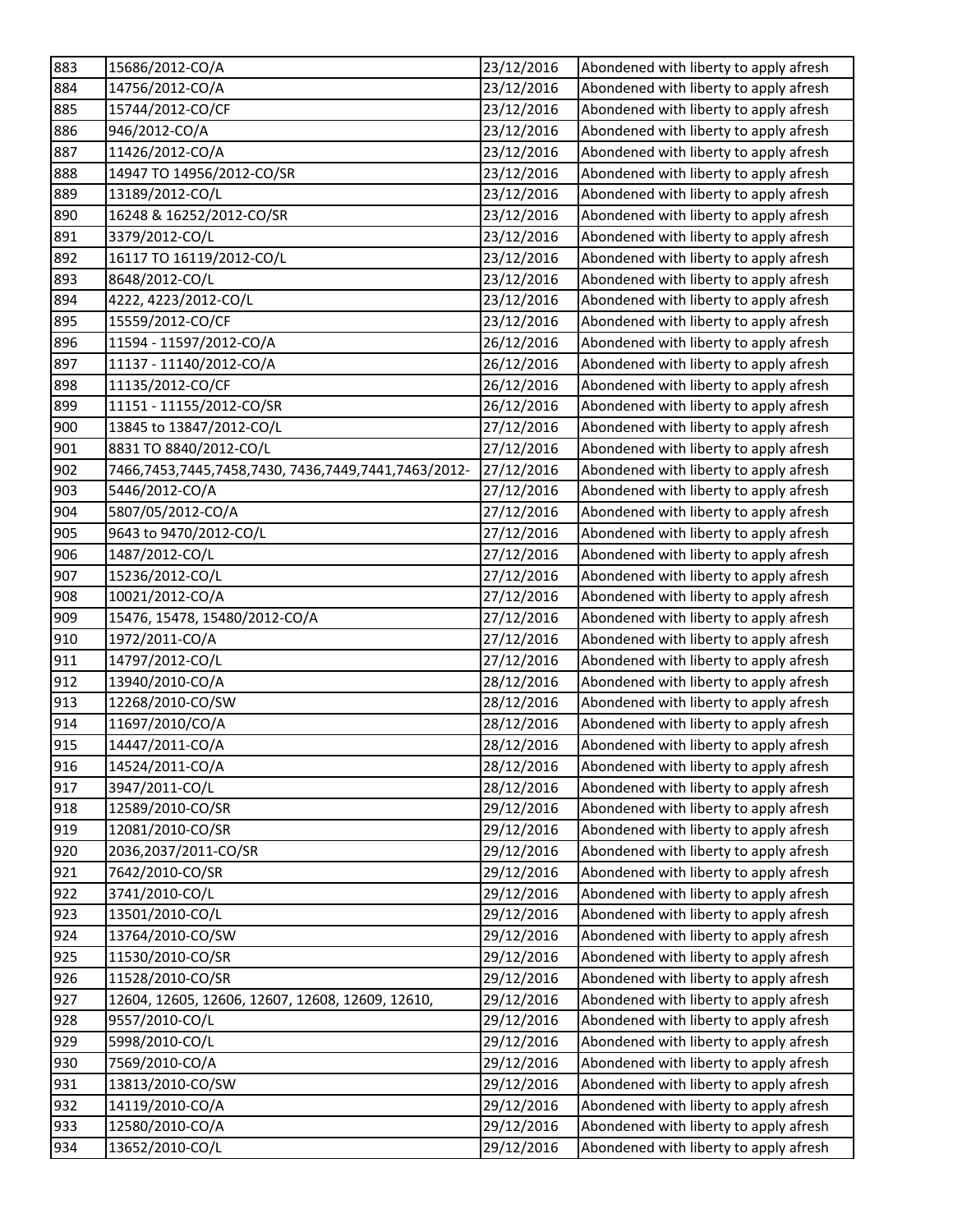| | | | |
|---|---|---|---|
| 883 | 15686/2012-CO/A | 23/12/2016 | Abondened with liberty to apply afresh |
| 884 | 14756/2012-CO/A | 23/12/2016 | Abondened with liberty to apply afresh |
| 885 | 15744/2012-CO/CF | 23/12/2016 | Abondened with liberty to apply afresh |
| 886 | 946/2012-CO/A | 23/12/2016 | Abondened with liberty to apply afresh |
| 887 | 11426/2012-CO/A | 23/12/2016 | Abondened with liberty to apply afresh |
| 888 | 14947 TO 14956/2012-CO/SR | 23/12/2016 | Abondened with liberty to apply afresh |
| 889 | 13189/2012-CO/L | 23/12/2016 | Abondened with liberty to apply afresh |
| 890 | 16248 & 16252/2012-CO/SR | 23/12/2016 | Abondened with liberty to apply afresh |
| 891 | 3379/2012-CO/L | 23/12/2016 | Abondened with liberty to apply afresh |
| 892 | 16117 TO 16119/2012-CO/L | 23/12/2016 | Abondened with liberty to apply afresh |
| 893 | 8648/2012-CO/L | 23/12/2016 | Abondened with liberty to apply afresh |
| 894 | 4222, 4223/2012-CO/L | 23/12/2016 | Abondened with liberty to apply afresh |
| 895 | 15559/2012-CO/CF | 23/12/2016 | Abondened with liberty to apply afresh |
| 896 | 11594 - 11597/2012-CO/A | 26/12/2016 | Abondened with liberty to apply afresh |
| 897 | 11137 - 11140/2012-CO/A | 26/12/2016 | Abondened with liberty to apply afresh |
| 898 | 11135/2012-CO/CF | 26/12/2016 | Abondened with liberty to apply afresh |
| 899 | 11151 - 11155/2012-CO/SR | 26/12/2016 | Abondened with liberty to apply afresh |
| 900 | 13845 to 13847/2012-CO/L | 27/12/2016 | Abondened with liberty to apply afresh |
| 901 | 8831 TO 8840/2012-CO/L | 27/12/2016 | Abondened with liberty to apply afresh |
| 902 | 7466,7453,7445,7458,7430, 7436,7449,7441,7463/2012- | 27/12/2016 | Abondened with liberty to apply afresh |
| 903 | 5446/2012-CO/A | 27/12/2016 | Abondened with liberty to apply afresh |
| 904 | 5807/05/2012-CO/A | 27/12/2016 | Abondened with liberty to apply afresh |
| 905 | 9643 to 9470/2012-CO/L | 27/12/2016 | Abondened with liberty to apply afresh |
| 906 | 1487/2012-CO/L | 27/12/2016 | Abondened with liberty to apply afresh |
| 907 | 15236/2012-CO/L | 27/12/2016 | Abondened with liberty to apply afresh |
| 908 | 10021/2012-CO/A | 27/12/2016 | Abondened with liberty to apply afresh |
| 909 | 15476, 15478, 15480/2012-CO/A | 27/12/2016 | Abondened with liberty to apply afresh |
| 910 | 1972/2011-CO/A | 27/12/2016 | Abondened with liberty to apply afresh |
| 911 | 14797/2012-CO/L | 27/12/2016 | Abondened with liberty to apply afresh |
| 912 | 13940/2010-CO/A | 28/12/2016 | Abondened with liberty to apply afresh |
| 913 | 12268/2010-CO/SW | 28/12/2016 | Abondened with liberty to apply afresh |
| 914 | 11697/2010/CO/A | 28/12/2016 | Abondened with liberty to apply afresh |
| 915 | 14447/2011-CO/A | 28/12/2016 | Abondened with liberty to apply afresh |
| 916 | 14524/2011-CO/A | 28/12/2016 | Abondened with liberty to apply afresh |
| 917 | 3947/2011-CO/L | 28/12/2016 | Abondened with liberty to apply afresh |
| 918 | 12589/2010-CO/SR | 29/12/2016 | Abondened with liberty to apply afresh |
| 919 | 12081/2010-CO/SR | 29/12/2016 | Abondened with liberty to apply afresh |
| 920 | 2036,2037/2011-CO/SR | 29/12/2016 | Abondened with liberty to apply afresh |
| 921 | 7642/2010-CO/SR | 29/12/2016 | Abondened with liberty to apply afresh |
| 922 | 3741/2010-CO/L | 29/12/2016 | Abondened with liberty to apply afresh |
| 923 | 13501/2010-CO/L | 29/12/2016 | Abondened with liberty to apply afresh |
| 924 | 13764/2010-CO/SW | 29/12/2016 | Abondened with liberty to apply afresh |
| 925 | 11530/2010-CO/SR | 29/12/2016 | Abondened with liberty to apply afresh |
| 926 | 11528/2010-CO/SR | 29/12/2016 | Abondened with liberty to apply afresh |
| 927 | 12604, 12605, 12606, 12607, 12608, 12609, 12610, | 29/12/2016 | Abondened with liberty to apply afresh |
| 928 | 9557/2010-CO/L | 29/12/2016 | Abondened with liberty to apply afresh |
| 929 | 5998/2010-CO/L | 29/12/2016 | Abondened with liberty to apply afresh |
| 930 | 7569/2010-CO/A | 29/12/2016 | Abondened with liberty to apply afresh |
| 931 | 13813/2010-CO/SW | 29/12/2016 | Abondened with liberty to apply afresh |
| 932 | 14119/2010-CO/A | 29/12/2016 | Abondened with liberty to apply afresh |
| 933 | 12580/2010-CO/A | 29/12/2016 | Abondened with liberty to apply afresh |
| 934 | 13652/2010-CO/L | 29/12/2016 | Abondened with liberty to apply afresh |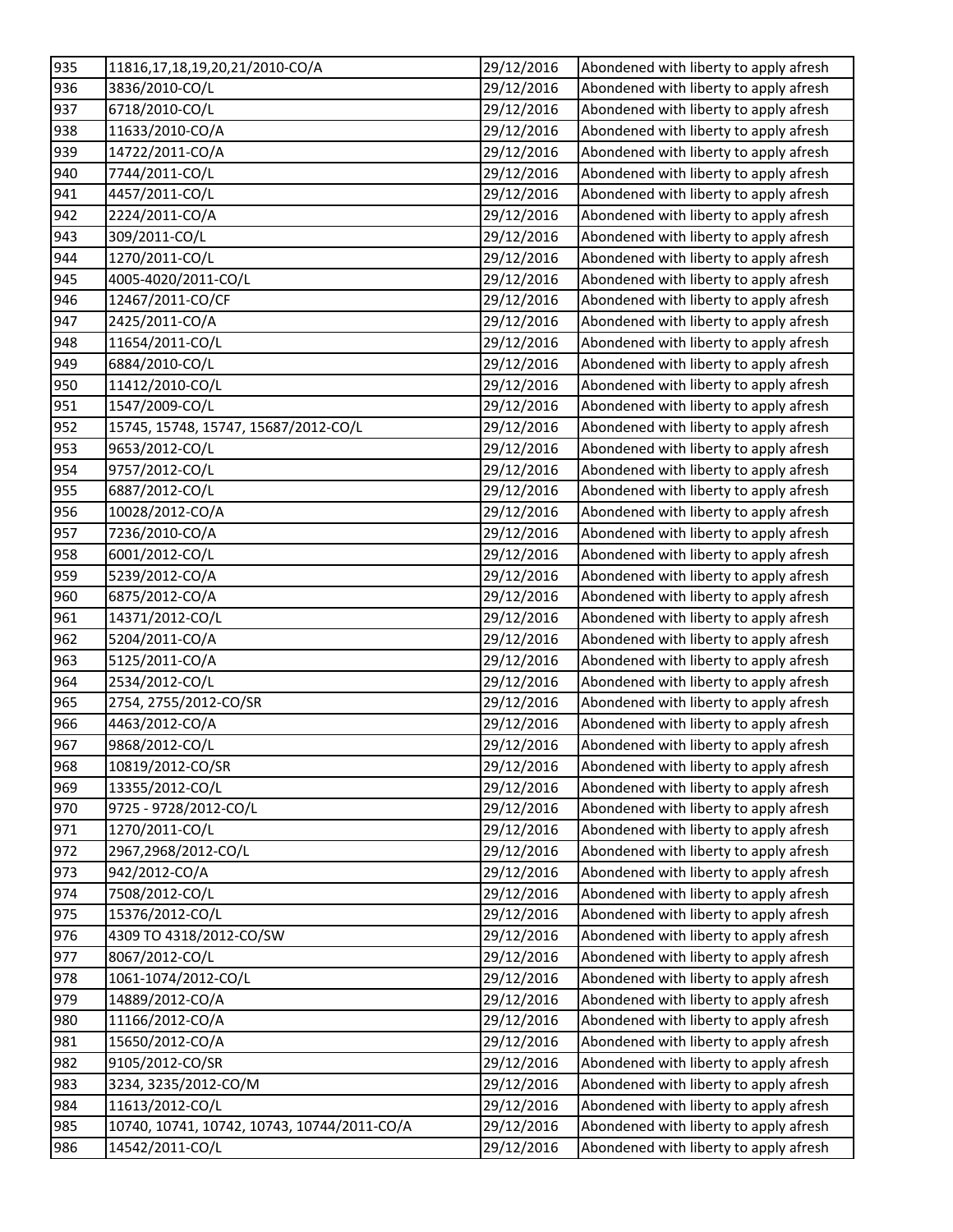| 935 | 11816,17,18,19,20,21/2010-CO/A | 29/12/2016 | Abondened with liberty to apply afresh |
|---|---|---|---|
| 936 | 3836/2010-CO/L | 29/12/2016 | Abondened with liberty to apply afresh |
| 937 | 6718/2010-CO/L | 29/12/2016 | Abondened with liberty to apply afresh |
| 938 | 11633/2010-CO/A | 29/12/2016 | Abondened with liberty to apply afresh |
| 939 | 14722/2011-CO/A | 29/12/2016 | Abondened with liberty to apply afresh |
| 940 | 7744/2011-CO/L | 29/12/2016 | Abondened with liberty to apply afresh |
| 941 | 4457/2011-CO/L | 29/12/2016 | Abondened with liberty to apply afresh |
| 942 | 2224/2011-CO/A | 29/12/2016 | Abondened with liberty to apply afresh |
| 943 | 309/2011-CO/L | 29/12/2016 | Abondened with liberty to apply afresh |
| 944 | 1270/2011-CO/L | 29/12/2016 | Abondened with liberty to apply afresh |
| 945 | 4005-4020/2011-CO/L | 29/12/2016 | Abondened with liberty to apply afresh |
| 946 | 12467/2011-CO/CF | 29/12/2016 | Abondened with liberty to apply afresh |
| 947 | 2425/2011-CO/A | 29/12/2016 | Abondened with liberty to apply afresh |
| 948 | 11654/2011-CO/L | 29/12/2016 | Abondened with liberty to apply afresh |
| 949 | 6884/2010-CO/L | 29/12/2016 | Abondened with liberty to apply afresh |
| 950 | 11412/2010-CO/L | 29/12/2016 | Abondened with liberty to apply afresh |
| 951 | 1547/2009-CO/L | 29/12/2016 | Abondened with liberty to apply afresh |
| 952 | 15745, 15748, 15747, 15687/2012-CO/L | 29/12/2016 | Abondened with liberty to apply afresh |
| 953 | 9653/2012-CO/L | 29/12/2016 | Abondened with liberty to apply afresh |
| 954 | 9757/2012-CO/L | 29/12/2016 | Abondened with liberty to apply afresh |
| 955 | 6887/2012-CO/L | 29/12/2016 | Abondened with liberty to apply afresh |
| 956 | 10028/2012-CO/A | 29/12/2016 | Abondened with liberty to apply afresh |
| 957 | 7236/2010-CO/A | 29/12/2016 | Abondened with liberty to apply afresh |
| 958 | 6001/2012-CO/L | 29/12/2016 | Abondened with liberty to apply afresh |
| 959 | 5239/2012-CO/A | 29/12/2016 | Abondened with liberty to apply afresh |
| 960 | 6875/2012-CO/A | 29/12/2016 | Abondened with liberty to apply afresh |
| 961 | 14371/2012-CO/L | 29/12/2016 | Abondened with liberty to apply afresh |
| 962 | 5204/2011-CO/A | 29/12/2016 | Abondened with liberty to apply afresh |
| 963 | 5125/2011-CO/A | 29/12/2016 | Abondened with liberty to apply afresh |
| 964 | 2534/2012-CO/L | 29/12/2016 | Abondened with liberty to apply afresh |
| 965 | 2754, 2755/2012-CO/SR | 29/12/2016 | Abondened with liberty to apply afresh |
| 966 | 4463/2012-CO/A | 29/12/2016 | Abondened with liberty to apply afresh |
| 967 | 9868/2012-CO/L | 29/12/2016 | Abondened with liberty to apply afresh |
| 968 | 10819/2012-CO/SR | 29/12/2016 | Abondened with liberty to apply afresh |
| 969 | 13355/2012-CO/L | 29/12/2016 | Abondened with liberty to apply afresh |
| 970 | 9725 - 9728/2012-CO/L | 29/12/2016 | Abondened with liberty to apply afresh |
| 971 | 1270/2011-CO/L | 29/12/2016 | Abondened with liberty to apply afresh |
| 972 | 2967,2968/2012-CO/L | 29/12/2016 | Abondened with liberty to apply afresh |
| 973 | 942/2012-CO/A | 29/12/2016 | Abondened with liberty to apply afresh |
| 974 | 7508/2012-CO/L | 29/12/2016 | Abondened with liberty to apply afresh |
| 975 | 15376/2012-CO/L | 29/12/2016 | Abondened with liberty to apply afresh |
| 976 | 4309 TO 4318/2012-CO/SW | 29/12/2016 | Abondened with liberty to apply afresh |
| 977 | 8067/2012-CO/L | 29/12/2016 | Abondened with liberty to apply afresh |
| 978 | 1061-1074/2012-CO/L | 29/12/2016 | Abondened with liberty to apply afresh |
| 979 | 14889/2012-CO/A | 29/12/2016 | Abondened with liberty to apply afresh |
| 980 | 11166/2012-CO/A | 29/12/2016 | Abondened with liberty to apply afresh |
| 981 | 15650/2012-CO/A | 29/12/2016 | Abondened with liberty to apply afresh |
| 982 | 9105/2012-CO/SR | 29/12/2016 | Abondened with liberty to apply afresh |
| 983 | 3234, 3235/2012-CO/M | 29/12/2016 | Abondened with liberty to apply afresh |
| 984 | 11613/2012-CO/L | 29/12/2016 | Abondened with liberty to apply afresh |
| 985 | 10740, 10741, 10742, 10743, 10744/2011-CO/A | 29/12/2016 | Abondened with liberty to apply afresh |
| 986 | 14542/2011-CO/L | 29/12/2016 | Abondened with liberty to apply afresh |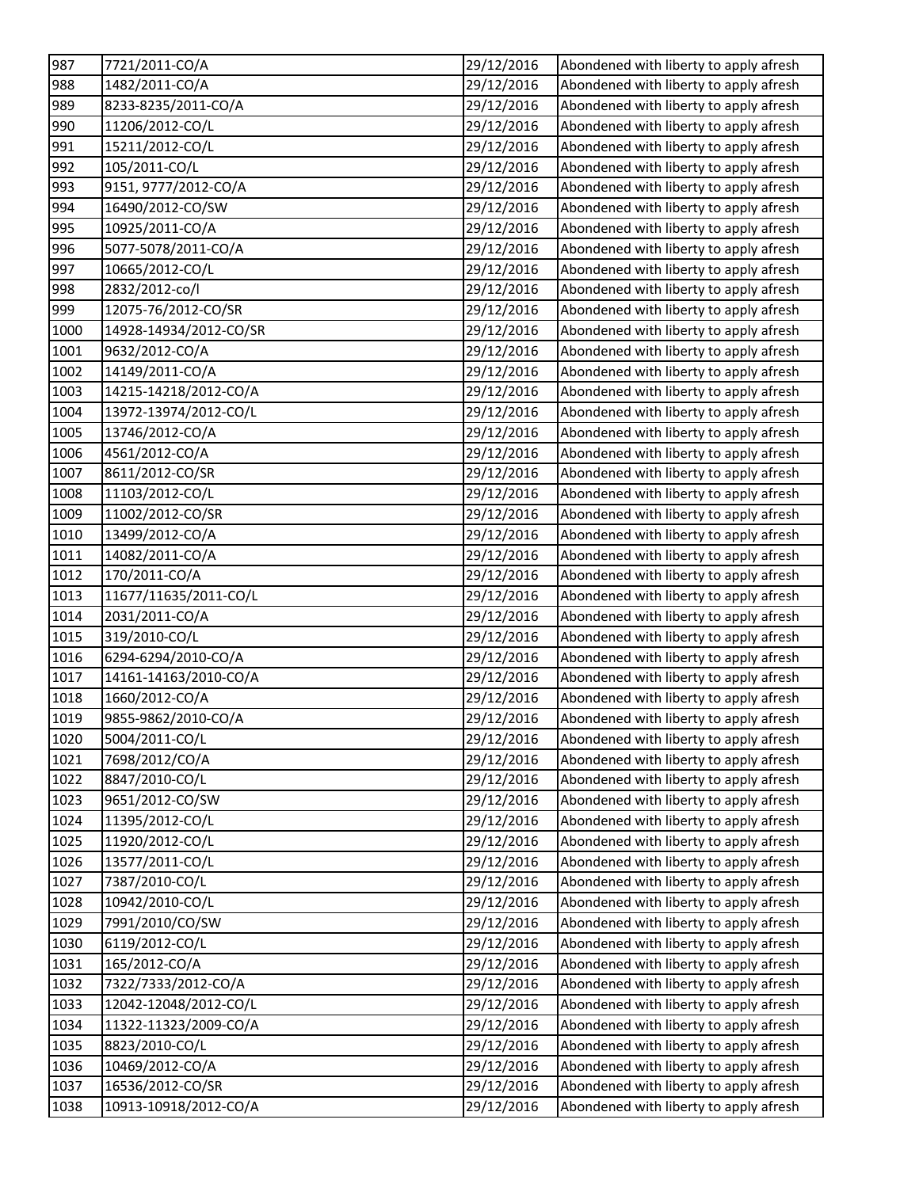| 987 | 7721/2011-CO/A | 29/12/2016 | Abondened with liberty to apply afresh |
|---|---|---|---|
| 988 | 1482/2011-CO/A | 29/12/2016 | Abondened with liberty to apply afresh |
| 989 | 8233-8235/2011-CO/A | 29/12/2016 | Abondened with liberty to apply afresh |
| 990 | 11206/2012-CO/L | 29/12/2016 | Abondened with liberty to apply afresh |
| 991 | 15211/2012-CO/L | 29/12/2016 | Abondened with liberty to apply afresh |
| 992 | 105/2011-CO/L | 29/12/2016 | Abondened with liberty to apply afresh |
| 993 | 9151, 9777/2012-CO/A | 29/12/2016 | Abondened with liberty to apply afresh |
| 994 | 16490/2012-CO/SW | 29/12/2016 | Abondened with liberty to apply afresh |
| 995 | 10925/2011-CO/A | 29/12/2016 | Abondened with liberty to apply afresh |
| 996 | 5077-5078/2011-CO/A | 29/12/2016 | Abondened with liberty to apply afresh |
| 997 | 10665/2012-CO/L | 29/12/2016 | Abondened with liberty to apply afresh |
| 998 | 2832/2012-co/l | 29/12/2016 | Abondened with liberty to apply afresh |
| 999 | 12075-76/2012-CO/SR | 29/12/2016 | Abondened with liberty to apply afresh |
| 1000 | 14928-14934/2012-CO/SR | 29/12/2016 | Abondened with liberty to apply afresh |
| 1001 | 9632/2012-CO/A | 29/12/2016 | Abondened with liberty to apply afresh |
| 1002 | 14149/2011-CO/A | 29/12/2016 | Abondened with liberty to apply afresh |
| 1003 | 14215-14218/2012-CO/A | 29/12/2016 | Abondened with liberty to apply afresh |
| 1004 | 13972-13974/2012-CO/L | 29/12/2016 | Abondened with liberty to apply afresh |
| 1005 | 13746/2012-CO/A | 29/12/2016 | Abondened with liberty to apply afresh |
| 1006 | 4561/2012-CO/A | 29/12/2016 | Abondened with liberty to apply afresh |
| 1007 | 8611/2012-CO/SR | 29/12/2016 | Abondened with liberty to apply afresh |
| 1008 | 11103/2012-CO/L | 29/12/2016 | Abondened with liberty to apply afresh |
| 1009 | 11002/2012-CO/SR | 29/12/2016 | Abondened with liberty to apply afresh |
| 1010 | 13499/2012-CO/A | 29/12/2016 | Abondened with liberty to apply afresh |
| 1011 | 14082/2011-CO/A | 29/12/2016 | Abondened with liberty to apply afresh |
| 1012 | 170/2011-CO/A | 29/12/2016 | Abondened with liberty to apply afresh |
| 1013 | 11677/11635/2011-CO/L | 29/12/2016 | Abondened with liberty to apply afresh |
| 1014 | 2031/2011-CO/A | 29/12/2016 | Abondened with liberty to apply afresh |
| 1015 | 319/2010-CO/L | 29/12/2016 | Abondened with liberty to apply afresh |
| 1016 | 6294-6294/2010-CO/A | 29/12/2016 | Abondened with liberty to apply afresh |
| 1017 | 14161-14163/2010-CO/A | 29/12/2016 | Abondened with liberty to apply afresh |
| 1018 | 1660/2012-CO/A | 29/12/2016 | Abondened with liberty to apply afresh |
| 1019 | 9855-9862/2010-CO/A | 29/12/2016 | Abondened with liberty to apply afresh |
| 1020 | 5004/2011-CO/L | 29/12/2016 | Abondened with liberty to apply afresh |
| 1021 | 7698/2012/CO/A | 29/12/2016 | Abondened with liberty to apply afresh |
| 1022 | 8847/2010-CO/L | 29/12/2016 | Abondened with liberty to apply afresh |
| 1023 | 9651/2012-CO/SW | 29/12/2016 | Abondened with liberty to apply afresh |
| 1024 | 11395/2012-CO/L | 29/12/2016 | Abondened with liberty to apply afresh |
| 1025 | 11920/2012-CO/L | 29/12/2016 | Abondened with liberty to apply afresh |
| 1026 | 13577/2011-CO/L | 29/12/2016 | Abondened with liberty to apply afresh |
| 1027 | 7387/2010-CO/L | 29/12/2016 | Abondened with liberty to apply afresh |
| 1028 | 10942/2010-CO/L | 29/12/2016 | Abondened with liberty to apply afresh |
| 1029 | 7991/2010/CO/SW | 29/12/2016 | Abondened with liberty to apply afresh |
| 1030 | 6119/2012-CO/L | 29/12/2016 | Abondened with liberty to apply afresh |
| 1031 | 165/2012-CO/A | 29/12/2016 | Abondened with liberty to apply afresh |
| 1032 | 7322/7333/2012-CO/A | 29/12/2016 | Abondened with liberty to apply afresh |
| 1033 | 12042-12048/2012-CO/L | 29/12/2016 | Abondened with liberty to apply afresh |
| 1034 | 11322-11323/2009-CO/A | 29/12/2016 | Abondened with liberty to apply afresh |
| 1035 | 8823/2010-CO/L | 29/12/2016 | Abondened with liberty to apply afresh |
| 1036 | 10469/2012-CO/A | 29/12/2016 | Abondened with liberty to apply afresh |
| 1037 | 16536/2012-CO/SR | 29/12/2016 | Abondened with liberty to apply afresh |
| 1038 | 10913-10918/2012-CO/A | 29/12/2016 | Abondened with liberty to apply afresh |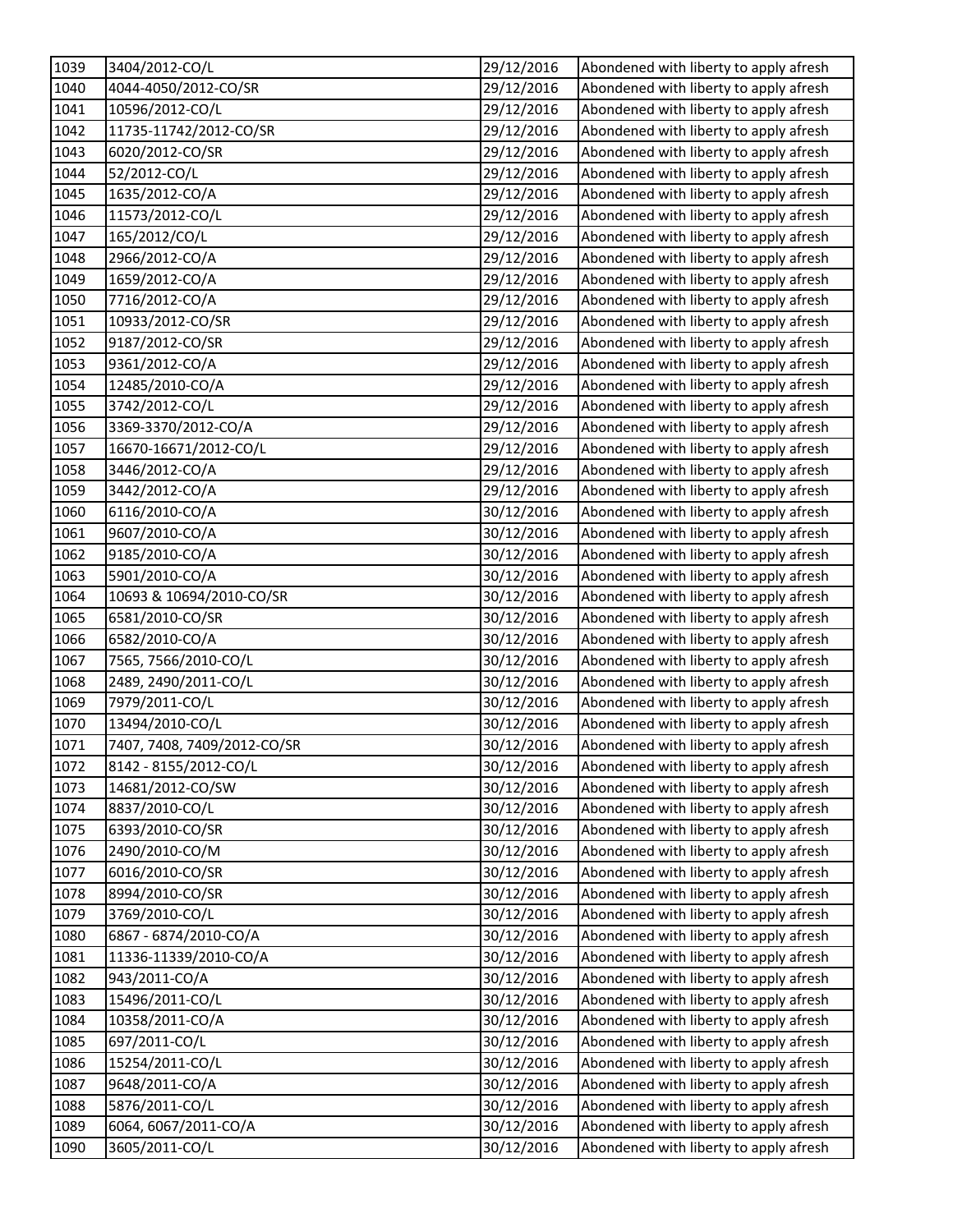| 1039 | 3404/2012-CO/L | 29/12/2016 | Abondened with liberty to apply afresh |
|---|---|---|---|
| 1040 | 4044-4050/2012-CO/SR | 29/12/2016 | Abondened with liberty to apply afresh |
| 1041 | 10596/2012-CO/L | 29/12/2016 | Abondened with liberty to apply afresh |
| 1042 | 11735-11742/2012-CO/SR | 29/12/2016 | Abondened with liberty to apply afresh |
| 1043 | 6020/2012-CO/SR | 29/12/2016 | Abondened with liberty to apply afresh |
| 1044 | 52/2012-CO/L | 29/12/2016 | Abondened with liberty to apply afresh |
| 1045 | 1635/2012-CO/A | 29/12/2016 | Abondened with liberty to apply afresh |
| 1046 | 11573/2012-CO/L | 29/12/2016 | Abondened with liberty to apply afresh |
| 1047 | 165/2012/CO/L | 29/12/2016 | Abondened with liberty to apply afresh |
| 1048 | 2966/2012-CO/A | 29/12/2016 | Abondened with liberty to apply afresh |
| 1049 | 1659/2012-CO/A | 29/12/2016 | Abondened with liberty to apply afresh |
| 1050 | 7716/2012-CO/A | 29/12/2016 | Abondened with liberty to apply afresh |
| 1051 | 10933/2012-CO/SR | 29/12/2016 | Abondened with liberty to apply afresh |
| 1052 | 9187/2012-CO/SR | 29/12/2016 | Abondened with liberty to apply afresh |
| 1053 | 9361/2012-CO/A | 29/12/2016 | Abondened with liberty to apply afresh |
| 1054 | 12485/2010-CO/A | 29/12/2016 | Abondened with liberty to apply afresh |
| 1055 | 3742/2012-CO/L | 29/12/2016 | Abondened with liberty to apply afresh |
| 1056 | 3369-3370/2012-CO/A | 29/12/2016 | Abondened with liberty to apply afresh |
| 1057 | 16670-16671/2012-CO/L | 29/12/2016 | Abondened with liberty to apply afresh |
| 1058 | 3446/2012-CO/A | 29/12/2016 | Abondened with liberty to apply afresh |
| 1059 | 3442/2012-CO/A | 29/12/2016 | Abondened with liberty to apply afresh |
| 1060 | 6116/2010-CO/A | 30/12/2016 | Abondened with liberty to apply afresh |
| 1061 | 9607/2010-CO/A | 30/12/2016 | Abondened with liberty to apply afresh |
| 1062 | 9185/2010-CO/A | 30/12/2016 | Abondened with liberty to apply afresh |
| 1063 | 5901/2010-CO/A | 30/12/2016 | Abondened with liberty to apply afresh |
| 1064 | 10693 & 10694/2010-CO/SR | 30/12/2016 | Abondened with liberty to apply afresh |
| 1065 | 6581/2010-CO/SR | 30/12/2016 | Abondened with liberty to apply afresh |
| 1066 | 6582/2010-CO/A | 30/12/2016 | Abondened with liberty to apply afresh |
| 1067 | 7565, 7566/2010-CO/L | 30/12/2016 | Abondened with liberty to apply afresh |
| 1068 | 2489, 2490/2011-CO/L | 30/12/2016 | Abondened with liberty to apply afresh |
| 1069 | 7979/2011-CO/L | 30/12/2016 | Abondened with liberty to apply afresh |
| 1070 | 13494/2010-CO/L | 30/12/2016 | Abondened with liberty to apply afresh |
| 1071 | 7407, 7408, 7409/2012-CO/SR | 30/12/2016 | Abondened with liberty to apply afresh |
| 1072 | 8142 - 8155/2012-CO/L | 30/12/2016 | Abondened with liberty to apply afresh |
| 1073 | 14681/2012-CO/SW | 30/12/2016 | Abondened with liberty to apply afresh |
| 1074 | 8837/2010-CO/L | 30/12/2016 | Abondened with liberty to apply afresh |
| 1075 | 6393/2010-CO/SR | 30/12/2016 | Abondened with liberty to apply afresh |
| 1076 | 2490/2010-CO/M | 30/12/2016 | Abondened with liberty to apply afresh |
| 1077 | 6016/2010-CO/SR | 30/12/2016 | Abondened with liberty to apply afresh |
| 1078 | 8994/2010-CO/SR | 30/12/2016 | Abondened with liberty to apply afresh |
| 1079 | 3769/2010-CO/L | 30/12/2016 | Abondened with liberty to apply afresh |
| 1080 | 6867 - 6874/2010-CO/A | 30/12/2016 | Abondened with liberty to apply afresh |
| 1081 | 11336-11339/2010-CO/A | 30/12/2016 | Abondened with liberty to apply afresh |
| 1082 | 943/2011-CO/A | 30/12/2016 | Abondened with liberty to apply afresh |
| 1083 | 15496/2011-CO/L | 30/12/2016 | Abondened with liberty to apply afresh |
| 1084 | 10358/2011-CO/A | 30/12/2016 | Abondened with liberty to apply afresh |
| 1085 | 697/2011-CO/L | 30/12/2016 | Abondened with liberty to apply afresh |
| 1086 | 15254/2011-CO/L | 30/12/2016 | Abondened with liberty to apply afresh |
| 1087 | 9648/2011-CO/A | 30/12/2016 | Abondened with liberty to apply afresh |
| 1088 | 5876/2011-CO/L | 30/12/2016 | Abondened with liberty to apply afresh |
| 1089 | 6064, 6067/2011-CO/A | 30/12/2016 | Abondened with liberty to apply afresh |
| 1090 | 3605/2011-CO/L | 30/12/2016 | Abondened with liberty to apply afresh |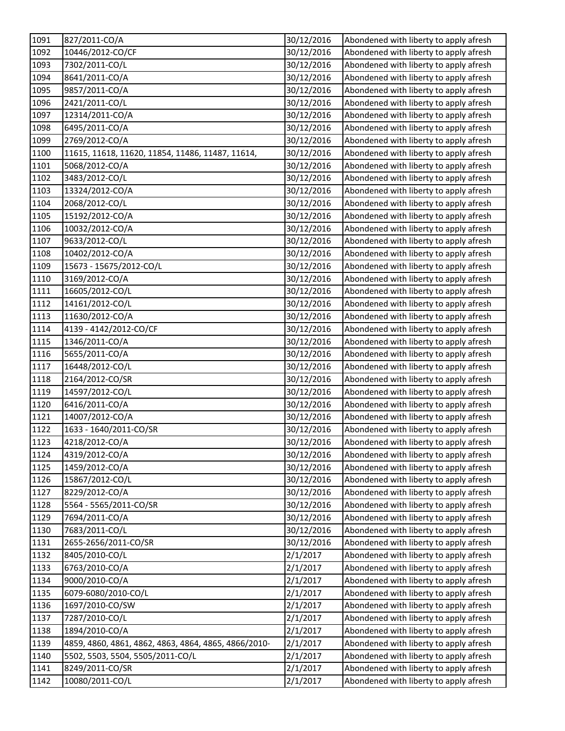| | | | |
|---|---|---|---|
| 1091 | 827/2011-CO/A | 30/12/2016 | Abondened with liberty to apply afresh |
| 1092 | 10446/2012-CO/CF | 30/12/2016 | Abondened with liberty to apply afresh |
| 1093 | 7302/2011-CO/L | 30/12/2016 | Abondened with liberty to apply afresh |
| 1094 | 8641/2011-CO/A | 30/12/2016 | Abondened with liberty to apply afresh |
| 1095 | 9857/2011-CO/A | 30/12/2016 | Abondened with liberty to apply afresh |
| 1096 | 2421/2011-CO/L | 30/12/2016 | Abondened with liberty to apply afresh |
| 1097 | 12314/2011-CO/A | 30/12/2016 | Abondened with liberty to apply afresh |
| 1098 | 6495/2011-CO/A | 30/12/2016 | Abondened with liberty to apply afresh |
| 1099 | 2769/2012-CO/A | 30/12/2016 | Abondened with liberty to apply afresh |
| 1100 | 11615, 11618, 11620, 11854, 11486, 11487, 11614, | 30/12/2016 | Abondened with liberty to apply afresh |
| 1101 | 5068/2012-CO/A | 30/12/2016 | Abondened with liberty to apply afresh |
| 1102 | 3483/2012-CO/L | 30/12/2016 | Abondened with liberty to apply afresh |
| 1103 | 13324/2012-CO/A | 30/12/2016 | Abondened with liberty to apply afresh |
| 1104 | 2068/2012-CO/L | 30/12/2016 | Abondened with liberty to apply afresh |
| 1105 | 15192/2012-CO/A | 30/12/2016 | Abondened with liberty to apply afresh |
| 1106 | 10032/2012-CO/A | 30/12/2016 | Abondened with liberty to apply afresh |
| 1107 | 9633/2012-CO/L | 30/12/2016 | Abondened with liberty to apply afresh |
| 1108 | 10402/2012-CO/A | 30/12/2016 | Abondened with liberty to apply afresh |
| 1109 | 15673 - 15675/2012-CO/L | 30/12/2016 | Abondened with liberty to apply afresh |
| 1110 | 3169/2012-CO/A | 30/12/2016 | Abondened with liberty to apply afresh |
| 1111 | 16605/2012-CO/L | 30/12/2016 | Abondened with liberty to apply afresh |
| 1112 | 14161/2012-CO/L | 30/12/2016 | Abondened with liberty to apply afresh |
| 1113 | 11630/2012-CO/A | 30/12/2016 | Abondened with liberty to apply afresh |
| 1114 | 4139 - 4142/2012-CO/CF | 30/12/2016 | Abondened with liberty to apply afresh |
| 1115 | 1346/2011-CO/A | 30/12/2016 | Abondened with liberty to apply afresh |
| 1116 | 5655/2011-CO/A | 30/12/2016 | Abondened with liberty to apply afresh |
| 1117 | 16448/2012-CO/L | 30/12/2016 | Abondened with liberty to apply afresh |
| 1118 | 2164/2012-CO/SR | 30/12/2016 | Abondened with liberty to apply afresh |
| 1119 | 14597/2012-CO/L | 30/12/2016 | Abondened with liberty to apply afresh |
| 1120 | 6416/2011-CO/A | 30/12/2016 | Abondened with liberty to apply afresh |
| 1121 | 14007/2012-CO/A | 30/12/2016 | Abondened with liberty to apply afresh |
| 1122 | 1633 - 1640/2011-CO/SR | 30/12/2016 | Abondened with liberty to apply afresh |
| 1123 | 4218/2012-CO/A | 30/12/2016 | Abondened with liberty to apply afresh |
| 1124 | 4319/2012-CO/A | 30/12/2016 | Abondened with liberty to apply afresh |
| 1125 | 1459/2012-CO/A | 30/12/2016 | Abondened with liberty to apply afresh |
| 1126 | 15867/2012-CO/L | 30/12/2016 | Abondened with liberty to apply afresh |
| 1127 | 8229/2012-CO/A | 30/12/2016 | Abondened with liberty to apply afresh |
| 1128 | 5564 - 5565/2011-CO/SR | 30/12/2016 | Abondened with liberty to apply afresh |
| 1129 | 7694/2011-CO/A | 30/12/2016 | Abondened with liberty to apply afresh |
| 1130 | 7683/2011-CO/L | 30/12/2016 | Abondened with liberty to apply afresh |
| 1131 | 2655-2656/2011-CO/SR | 30/12/2016 | Abondened with liberty to apply afresh |
| 1132 | 8405/2010-CO/L | 2/1/2017 | Abondened with liberty to apply afresh |
| 1133 | 6763/2010-CO/A | 2/1/2017 | Abondened with liberty to apply afresh |
| 1134 | 9000/2010-CO/A | 2/1/2017 | Abondened with liberty to apply afresh |
| 1135 | 6079-6080/2010-CO/L | 2/1/2017 | Abondened with liberty to apply afresh |
| 1136 | 1697/2010-CO/SW | 2/1/2017 | Abondened with liberty to apply afresh |
| 1137 | 7287/2010-CO/L | 2/1/2017 | Abondened with liberty to apply afresh |
| 1138 | 1894/2010-CO/A | 2/1/2017 | Abondened with liberty to apply afresh |
| 1139 | 4859, 4860, 4861, 4862, 4863, 4864, 4865, 4866/2010- | 2/1/2017 | Abondened with liberty to apply afresh |
| 1140 | 5502, 5503, 5504, 5505/2011-CO/L | 2/1/2017 | Abondened with liberty to apply afresh |
| 1141 | 8249/2011-CO/SR | 2/1/2017 | Abondened with liberty to apply afresh |
| 1142 | 10080/2011-CO/L | 2/1/2017 | Abondened with liberty to apply afresh |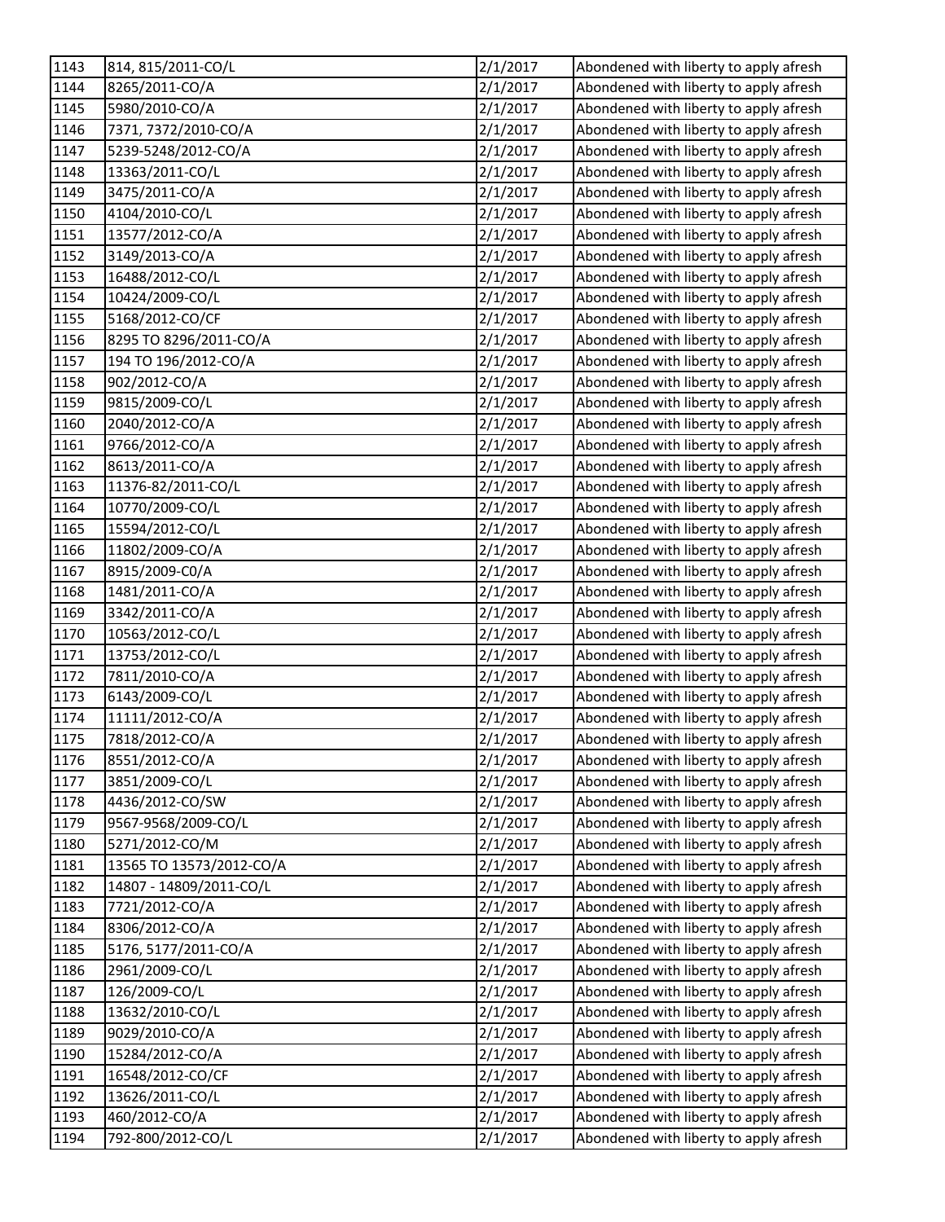| 1143 | 814, 815/2011-CO/L | 2/1/2017 | Abondened with liberty to apply afresh |
|---|---|---|---|
| 1144 | 8265/2011-CO/A | 2/1/2017 | Abondened with liberty to apply afresh |
| 1145 | 5980/2010-CO/A | 2/1/2017 | Abondened with liberty to apply afresh |
| 1146 | 7371, 7372/2010-CO/A | 2/1/2017 | Abondened with liberty to apply afresh |
| 1147 | 5239-5248/2012-CO/A | 2/1/2017 | Abondened with liberty to apply afresh |
| 1148 | 13363/2011-CO/L | 2/1/2017 | Abondened with liberty to apply afresh |
| 1149 | 3475/2011-CO/A | 2/1/2017 | Abondened with liberty to apply afresh |
| 1150 | 4104/2010-CO/L | 2/1/2017 | Abondened with liberty to apply afresh |
| 1151 | 13577/2012-CO/A | 2/1/2017 | Abondened with liberty to apply afresh |
| 1152 | 3149/2013-CO/A | 2/1/2017 | Abondened with liberty to apply afresh |
| 1153 | 16488/2012-CO/L | 2/1/2017 | Abondened with liberty to apply afresh |
| 1154 | 10424/2009-CO/L | 2/1/2017 | Abondened with liberty to apply afresh |
| 1155 | 5168/2012-CO/CF | 2/1/2017 | Abondened with liberty to apply afresh |
| 1156 | 8295 TO 8296/2011-CO/A | 2/1/2017 | Abondened with liberty to apply afresh |
| 1157 | 194 TO 196/2012-CO/A | 2/1/2017 | Abondened with liberty to apply afresh |
| 1158 | 902/2012-CO/A | 2/1/2017 | Abondened with liberty to apply afresh |
| 1159 | 9815/2009-CO/L | 2/1/2017 | Abondened with liberty to apply afresh |
| 1160 | 2040/2012-CO/A | 2/1/2017 | Abondened with liberty to apply afresh |
| 1161 | 9766/2012-CO/A | 2/1/2017 | Abondened with liberty to apply afresh |
| 1162 | 8613/2011-CO/A | 2/1/2017 | Abondened with liberty to apply afresh |
| 1163 | 11376-82/2011-CO/L | 2/1/2017 | Abondened with liberty to apply afresh |
| 1164 | 10770/2009-CO/L | 2/1/2017 | Abondened with liberty to apply afresh |
| 1165 | 15594/2012-CO/L | 2/1/2017 | Abondened with liberty to apply afresh |
| 1166 | 11802/2009-CO/A | 2/1/2017 | Abondened with liberty to apply afresh |
| 1167 | 8915/2009-C0/A | 2/1/2017 | Abondened with liberty to apply afresh |
| 1168 | 1481/2011-CO/A | 2/1/2017 | Abondened with liberty to apply afresh |
| 1169 | 3342/2011-CO/A | 2/1/2017 | Abondened with liberty to apply afresh |
| 1170 | 10563/2012-CO/L | 2/1/2017 | Abondened with liberty to apply afresh |
| 1171 | 13753/2012-CO/L | 2/1/2017 | Abondened with liberty to apply afresh |
| 1172 | 7811/2010-CO/A | 2/1/2017 | Abondened with liberty to apply afresh |
| 1173 | 6143/2009-CO/L | 2/1/2017 | Abondened with liberty to apply afresh |
| 1174 | 11111/2012-CO/A | 2/1/2017 | Abondened with liberty to apply afresh |
| 1175 | 7818/2012-CO/A | 2/1/2017 | Abondened with liberty to apply afresh |
| 1176 | 8551/2012-CO/A | 2/1/2017 | Abondened with liberty to apply afresh |
| 1177 | 3851/2009-CO/L | 2/1/2017 | Abondened with liberty to apply afresh |
| 1178 | 4436/2012-CO/SW | 2/1/2017 | Abondened with liberty to apply afresh |
| 1179 | 9567-9568/2009-CO/L | 2/1/2017 | Abondened with liberty to apply afresh |
| 1180 | 5271/2012-CO/M | 2/1/2017 | Abondened with liberty to apply afresh |
| 1181 | 13565 TO 13573/2012-CO/A | 2/1/2017 | Abondened with liberty to apply afresh |
| 1182 | 14807 - 14809/2011-CO/L | 2/1/2017 | Abondened with liberty to apply afresh |
| 1183 | 7721/2012-CO/A | 2/1/2017 | Abondened with liberty to apply afresh |
| 1184 | 8306/2012-CO/A | 2/1/2017 | Abondened with liberty to apply afresh |
| 1185 | 5176, 5177/2011-CO/A | 2/1/2017 | Abondened with liberty to apply afresh |
| 1186 | 2961/2009-CO/L | 2/1/2017 | Abondened with liberty to apply afresh |
| 1187 | 126/2009-CO/L | 2/1/2017 | Abondened with liberty to apply afresh |
| 1188 | 13632/2010-CO/L | 2/1/2017 | Abondened with liberty to apply afresh |
| 1189 | 9029/2010-CO/A | 2/1/2017 | Abondened with liberty to apply afresh |
| 1190 | 15284/2012-CO/A | 2/1/2017 | Abondened with liberty to apply afresh |
| 1191 | 16548/2012-CO/CF | 2/1/2017 | Abondened with liberty to apply afresh |
| 1192 | 13626/2011-CO/L | 2/1/2017 | Abondened with liberty to apply afresh |
| 1193 | 460/2012-CO/A | 2/1/2017 | Abondened with liberty to apply afresh |
| 1194 | 792-800/2012-CO/L | 2/1/2017 | Abondened with liberty to apply afresh |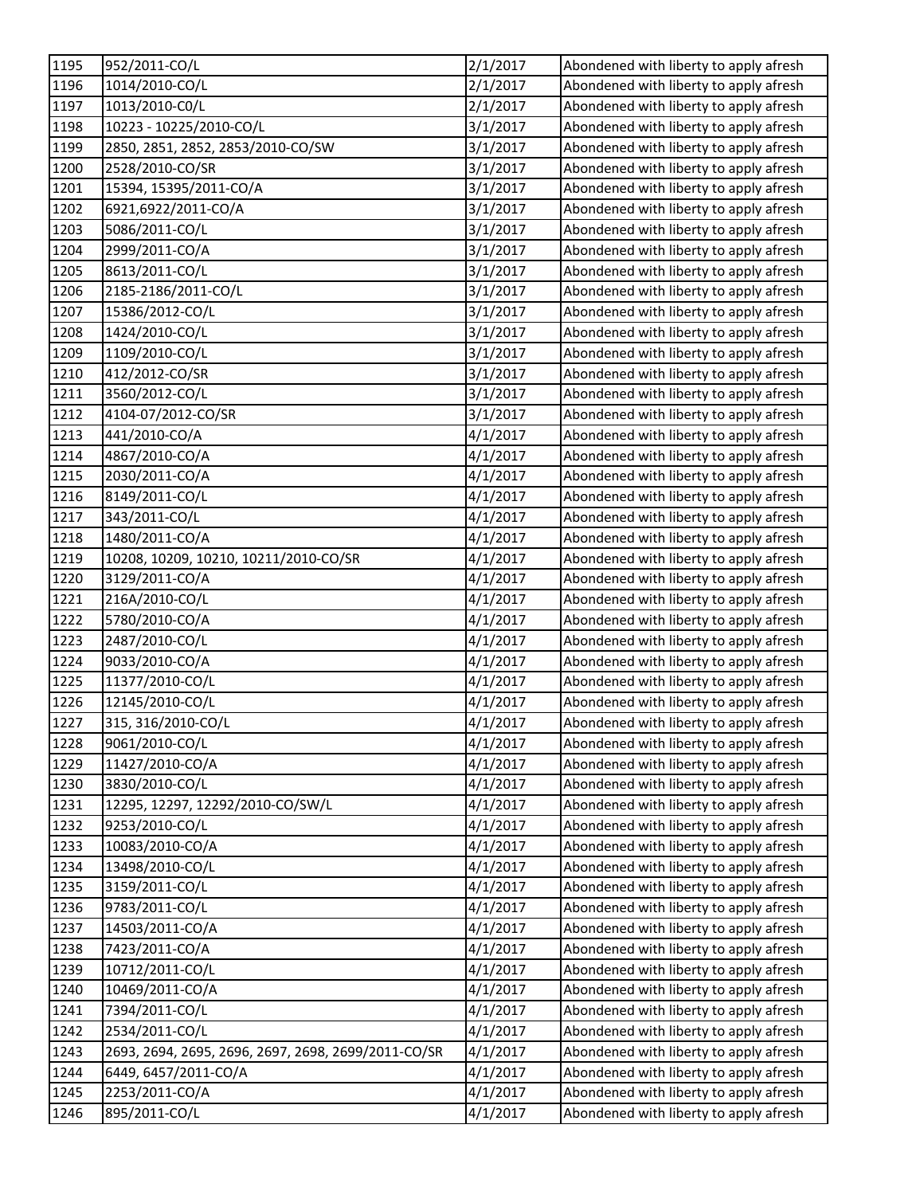| | | | |
|---|---|---|---|
| 1195 | 952/2011-CO/L | 2/1/2017 | Abondened with liberty to apply afresh |
| 1196 | 1014/2010-CO/L | 2/1/2017 | Abondened with liberty to apply afresh |
| 1197 | 1013/2010-C0/L | 2/1/2017 | Abondened with liberty to apply afresh |
| 1198 | 10223 - 10225/2010-CO/L | 3/1/2017 | Abondened with liberty to apply afresh |
| 1199 | 2850, 2851, 2852, 2853/2010-CO/SW | 3/1/2017 | Abondened with liberty to apply afresh |
| 1200 | 2528/2010-CO/SR | 3/1/2017 | Abondened with liberty to apply afresh |
| 1201 | 15394, 15395/2011-CO/A | 3/1/2017 | Abondened with liberty to apply afresh |
| 1202 | 6921,6922/2011-CO/A | 3/1/2017 | Abondened with liberty to apply afresh |
| 1203 | 5086/2011-CO/L | 3/1/2017 | Abondened with liberty to apply afresh |
| 1204 | 2999/2011-CO/A | 3/1/2017 | Abondened with liberty to apply afresh |
| 1205 | 8613/2011-CO/L | 3/1/2017 | Abondened with liberty to apply afresh |
| 1206 | 2185-2186/2011-CO/L | 3/1/2017 | Abondened with liberty to apply afresh |
| 1207 | 15386/2012-CO/L | 3/1/2017 | Abondened with liberty to apply afresh |
| 1208 | 1424/2010-CO/L | 3/1/2017 | Abondened with liberty to apply afresh |
| 1209 | 1109/2010-CO/L | 3/1/2017 | Abondened with liberty to apply afresh |
| 1210 | 412/2012-CO/SR | 3/1/2017 | Abondened with liberty to apply afresh |
| 1211 | 3560/2012-CO/L | 3/1/2017 | Abondened with liberty to apply afresh |
| 1212 | 4104-07/2012-CO/SR | 3/1/2017 | Abondened with liberty to apply afresh |
| 1213 | 441/2010-CO/A | 4/1/2017 | Abondened with liberty to apply afresh |
| 1214 | 4867/2010-CO/A | 4/1/2017 | Abondened with liberty to apply afresh |
| 1215 | 2030/2011-CO/A | 4/1/2017 | Abondened with liberty to apply afresh |
| 1216 | 8149/2011-CO/L | 4/1/2017 | Abondened with liberty to apply afresh |
| 1217 | 343/2011-CO/L | 4/1/2017 | Abondened with liberty to apply afresh |
| 1218 | 1480/2011-CO/A | 4/1/2017 | Abondened with liberty to apply afresh |
| 1219 | 10208, 10209, 10210, 10211/2010-CO/SR | 4/1/2017 | Abondened with liberty to apply afresh |
| 1220 | 3129/2011-CO/A | 4/1/2017 | Abondened with liberty to apply afresh |
| 1221 | 216A/2010-CO/L | 4/1/2017 | Abondened with liberty to apply afresh |
| 1222 | 5780/2010-CO/A | 4/1/2017 | Abondened with liberty to apply afresh |
| 1223 | 2487/2010-CO/L | 4/1/2017 | Abondened with liberty to apply afresh |
| 1224 | 9033/2010-CO/A | 4/1/2017 | Abondened with liberty to apply afresh |
| 1225 | 11377/2010-CO/L | 4/1/2017 | Abondened with liberty to apply afresh |
| 1226 | 12145/2010-CO/L | 4/1/2017 | Abondened with liberty to apply afresh |
| 1227 | 315, 316/2010-CO/L | 4/1/2017 | Abondened with liberty to apply afresh |
| 1228 | 9061/2010-CO/L | 4/1/2017 | Abondened with liberty to apply afresh |
| 1229 | 11427/2010-CO/A | 4/1/2017 | Abondened with liberty to apply afresh |
| 1230 | 3830/2010-CO/L | 4/1/2017 | Abondened with liberty to apply afresh |
| 1231 | 12295, 12297, 12292/2010-CO/SW/L | 4/1/2017 | Abondened with liberty to apply afresh |
| 1232 | 9253/2010-CO/L | 4/1/2017 | Abondened with liberty to apply afresh |
| 1233 | 10083/2010-CO/A | 4/1/2017 | Abondened with liberty to apply afresh |
| 1234 | 13498/2010-CO/L | 4/1/2017 | Abondened with liberty to apply afresh |
| 1235 | 3159/2011-CO/L | 4/1/2017 | Abondened with liberty to apply afresh |
| 1236 | 9783/2011-CO/L | 4/1/2017 | Abondened with liberty to apply afresh |
| 1237 | 14503/2011-CO/A | 4/1/2017 | Abondened with liberty to apply afresh |
| 1238 | 7423/2011-CO/A | 4/1/2017 | Abondened with liberty to apply afresh |
| 1239 | 10712/2011-CO/L | 4/1/2017 | Abondened with liberty to apply afresh |
| 1240 | 10469/2011-CO/A | 4/1/2017 | Abondened with liberty to apply afresh |
| 1241 | 7394/2011-CO/L | 4/1/2017 | Abondened with liberty to apply afresh |
| 1242 | 2534/2011-CO/L | 4/1/2017 | Abondened with liberty to apply afresh |
| 1243 | 2693, 2694, 2695, 2696, 2697, 2698, 2699/2011-CO/SR | 4/1/2017 | Abondened with liberty to apply afresh |
| 1244 | 6449, 6457/2011-CO/A | 4/1/2017 | Abondened with liberty to apply afresh |
| 1245 | 2253/2011-CO/A | 4/1/2017 | Abondened with liberty to apply afresh |
| 1246 | 895/2011-CO/L | 4/1/2017 | Abondened with liberty to apply afresh |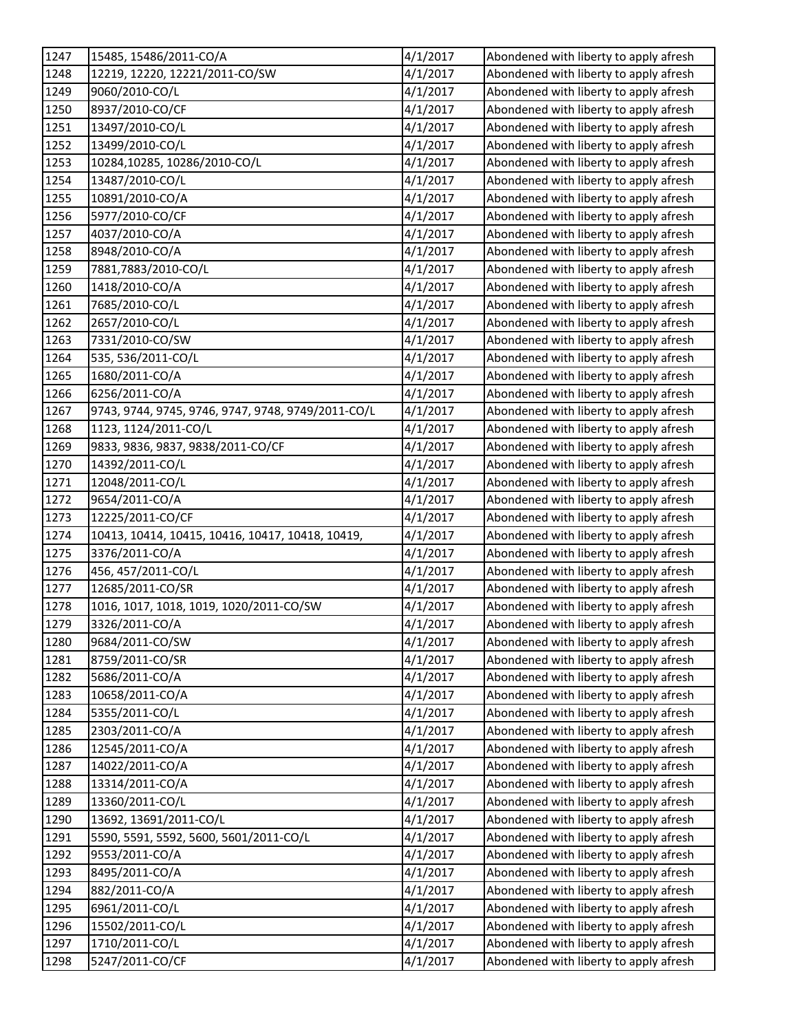| 1247 | 15485, 15486/2011-CO/A | 4/1/2017 | Abondened with liberty to apply afresh |
|---|---|---|---|
| 1248 | 12219, 12220, 12221/2011-CO/SW | 4/1/2017 | Abondened with liberty to apply afresh |
| 1249 | 9060/2010-CO/L | 4/1/2017 | Abondened with liberty to apply afresh |
| 1250 | 8937/2010-CO/CF | 4/1/2017 | Abondened with liberty to apply afresh |
| 1251 | 13497/2010-CO/L | 4/1/2017 | Abondened with liberty to apply afresh |
| 1252 | 13499/2010-CO/L | 4/1/2017 | Abondened with liberty to apply afresh |
| 1253 | 10284,10285, 10286/2010-CO/L | 4/1/2017 | Abondened with liberty to apply afresh |
| 1254 | 13487/2010-CO/L | 4/1/2017 | Abondened with liberty to apply afresh |
| 1255 | 10891/2010-CO/A | 4/1/2017 | Abondened with liberty to apply afresh |
| 1256 | 5977/2010-CO/CF | 4/1/2017 | Abondened with liberty to apply afresh |
| 1257 | 4037/2010-CO/A | 4/1/2017 | Abondened with liberty to apply afresh |
| 1258 | 8948/2010-CO/A | 4/1/2017 | Abondened with liberty to apply afresh |
| 1259 | 7881,7883/2010-CO/L | 4/1/2017 | Abondened with liberty to apply afresh |
| 1260 | 1418/2010-CO/A | 4/1/2017 | Abondened with liberty to apply afresh |
| 1261 | 7685/2010-CO/L | 4/1/2017 | Abondened with liberty to apply afresh |
| 1262 | 2657/2010-CO/L | 4/1/2017 | Abondened with liberty to apply afresh |
| 1263 | 7331/2010-CO/SW | 4/1/2017 | Abondened with liberty to apply afresh |
| 1264 | 535, 536/2011-CO/L | 4/1/2017 | Abondened with liberty to apply afresh |
| 1265 | 1680/2011-CO/A | 4/1/2017 | Abondened with liberty to apply afresh |
| 1266 | 6256/2011-CO/A | 4/1/2017 | Abondened with liberty to apply afresh |
| 1267 | 9743, 9744, 9745, 9746, 9747, 9748, 9749/2011-CO/L | 4/1/2017 | Abondened with liberty to apply afresh |
| 1268 | 1123, 1124/2011-CO/L | 4/1/2017 | Abondened with liberty to apply afresh |
| 1269 | 9833, 9836, 9837, 9838/2011-CO/CF | 4/1/2017 | Abondened with liberty to apply afresh |
| 1270 | 14392/2011-CO/L | 4/1/2017 | Abondened with liberty to apply afresh |
| 1271 | 12048/2011-CO/L | 4/1/2017 | Abondened with liberty to apply afresh |
| 1272 | 9654/2011-CO/A | 4/1/2017 | Abondened with liberty to apply afresh |
| 1273 | 12225/2011-CO/CF | 4/1/2017 | Abondened with liberty to apply afresh |
| 1274 | 10413, 10414, 10415, 10416, 10417, 10418, 10419, | 4/1/2017 | Abondened with liberty to apply afresh |
| 1275 | 3376/2011-CO/A | 4/1/2017 | Abondened with liberty to apply afresh |
| 1276 | 456, 457/2011-CO/L | 4/1/2017 | Abondened with liberty to apply afresh |
| 1277 | 12685/2011-CO/SR | 4/1/2017 | Abondened with liberty to apply afresh |
| 1278 | 1016, 1017, 1018, 1019, 1020/2011-CO/SW | 4/1/2017 | Abondened with liberty to apply afresh |
| 1279 | 3326/2011-CO/A | 4/1/2017 | Abondened with liberty to apply afresh |
| 1280 | 9684/2011-CO/SW | 4/1/2017 | Abondened with liberty to apply afresh |
| 1281 | 8759/2011-CO/SR | 4/1/2017 | Abondened with liberty to apply afresh |
| 1282 | 5686/2011-CO/A | 4/1/2017 | Abondened with liberty to apply afresh |
| 1283 | 10658/2011-CO/A | 4/1/2017 | Abondened with liberty to apply afresh |
| 1284 | 5355/2011-CO/L | 4/1/2017 | Abondened with liberty to apply afresh |
| 1285 | 2303/2011-CO/A | 4/1/2017 | Abondened with liberty to apply afresh |
| 1286 | 12545/2011-CO/A | 4/1/2017 | Abondened with liberty to apply afresh |
| 1287 | 14022/2011-CO/A | 4/1/2017 | Abondened with liberty to apply afresh |
| 1288 | 13314/2011-CO/A | 4/1/2017 | Abondened with liberty to apply afresh |
| 1289 | 13360/2011-CO/L | 4/1/2017 | Abondened with liberty to apply afresh |
| 1290 | 13692, 13691/2011-CO/L | 4/1/2017 | Abondened with liberty to apply afresh |
| 1291 | 5590, 5591, 5592, 5600, 5601/2011-CO/L | 4/1/2017 | Abondened with liberty to apply afresh |
| 1292 | 9553/2011-CO/A | 4/1/2017 | Abondened with liberty to apply afresh |
| 1293 | 8495/2011-CO/A | 4/1/2017 | Abondened with liberty to apply afresh |
| 1294 | 882/2011-CO/A | 4/1/2017 | Abondened with liberty to apply afresh |
| 1295 | 6961/2011-CO/L | 4/1/2017 | Abondened with liberty to apply afresh |
| 1296 | 15502/2011-CO/L | 4/1/2017 | Abondened with liberty to apply afresh |
| 1297 | 1710/2011-CO/L | 4/1/2017 | Abondened with liberty to apply afresh |
| 1298 | 5247/2011-CO/CF | 4/1/2017 | Abondened with liberty to apply afresh |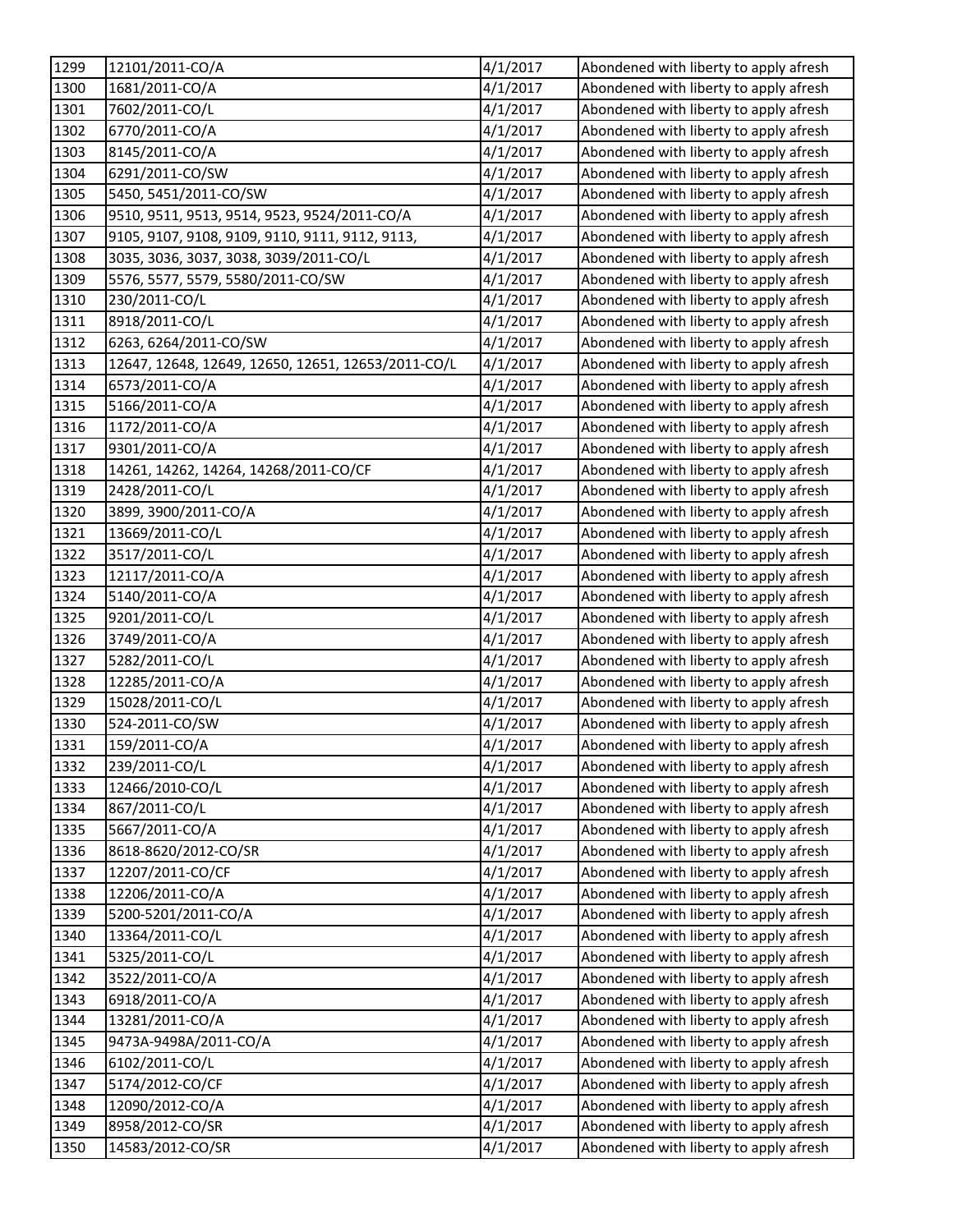| 1299 | 12101/2011-CO/A | 4/1/2017 | Abondened with liberty to apply afresh |
|---|---|---|---|
| 1300 | 1681/2011-CO/A | 4/1/2017 | Abondened with liberty to apply afresh |
| 1301 | 7602/2011-CO/L | 4/1/2017 | Abondened with liberty to apply afresh |
| 1302 | 6770/2011-CO/A | 4/1/2017 | Abondened with liberty to apply afresh |
| 1303 | 8145/2011-CO/A | 4/1/2017 | Abondened with liberty to apply afresh |
| 1304 | 6291/2011-CO/SW | 4/1/2017 | Abondened with liberty to apply afresh |
| 1305 | 5450, 5451/2011-CO/SW | 4/1/2017 | Abondened with liberty to apply afresh |
| 1306 | 9510, 9511, 9513, 9514, 9523, 9524/2011-CO/A | 4/1/2017 | Abondened with liberty to apply afresh |
| 1307 | 9105, 9107, 9108, 9109, 9110, 9111, 9112, 9113, | 4/1/2017 | Abondened with liberty to apply afresh |
| 1308 | 3035, 3036, 3037, 3038, 3039/2011-CO/L | 4/1/2017 | Abondened with liberty to apply afresh |
| 1309 | 5576, 5577, 5579, 5580/2011-CO/SW | 4/1/2017 | Abondened with liberty to apply afresh |
| 1310 | 230/2011-CO/L | 4/1/2017 | Abondened with liberty to apply afresh |
| 1311 | 8918/2011-CO/L | 4/1/2017 | Abondened with liberty to apply afresh |
| 1312 | 6263, 6264/2011-CO/SW | 4/1/2017 | Abondened with liberty to apply afresh |
| 1313 | 12647, 12648, 12649, 12650, 12651, 12653/2011-CO/L | 4/1/2017 | Abondened with liberty to apply afresh |
| 1314 | 6573/2011-CO/A | 4/1/2017 | Abondened with liberty to apply afresh |
| 1315 | 5166/2011-CO/A | 4/1/2017 | Abondened with liberty to apply afresh |
| 1316 | 1172/2011-CO/A | 4/1/2017 | Abondened with liberty to apply afresh |
| 1317 | 9301/2011-CO/A | 4/1/2017 | Abondened with liberty to apply afresh |
| 1318 | 14261, 14262, 14264, 14268/2011-CO/CF | 4/1/2017 | Abondened with liberty to apply afresh |
| 1319 | 2428/2011-CO/L | 4/1/2017 | Abondened with liberty to apply afresh |
| 1320 | 3899, 3900/2011-CO/A | 4/1/2017 | Abondened with liberty to apply afresh |
| 1321 | 13669/2011-CO/L | 4/1/2017 | Abondened with liberty to apply afresh |
| 1322 | 3517/2011-CO/L | 4/1/2017 | Abondened with liberty to apply afresh |
| 1323 | 12117/2011-CO/A | 4/1/2017 | Abondened with liberty to apply afresh |
| 1324 | 5140/2011-CO/A | 4/1/2017 | Abondened with liberty to apply afresh |
| 1325 | 9201/2011-CO/L | 4/1/2017 | Abondened with liberty to apply afresh |
| 1326 | 3749/2011-CO/A | 4/1/2017 | Abondened with liberty to apply afresh |
| 1327 | 5282/2011-CO/L | 4/1/2017 | Abondened with liberty to apply afresh |
| 1328 | 12285/2011-CO/A | 4/1/2017 | Abondened with liberty to apply afresh |
| 1329 | 15028/2011-CO/L | 4/1/2017 | Abondened with liberty to apply afresh |
| 1330 | 524-2011-CO/SW | 4/1/2017 | Abondened with liberty to apply afresh |
| 1331 | 159/2011-CO/A | 4/1/2017 | Abondened with liberty to apply afresh |
| 1332 | 239/2011-CO/L | 4/1/2017 | Abondened with liberty to apply afresh |
| 1333 | 12466/2010-CO/L | 4/1/2017 | Abondened with liberty to apply afresh |
| 1334 | 867/2011-CO/L | 4/1/2017 | Abondened with liberty to apply afresh |
| 1335 | 5667/2011-CO/A | 4/1/2017 | Abondened with liberty to apply afresh |
| 1336 | 8618-8620/2012-CO/SR | 4/1/2017 | Abondened with liberty to apply afresh |
| 1337 | 12207/2011-CO/CF | 4/1/2017 | Abondened with liberty to apply afresh |
| 1338 | 12206/2011-CO/A | 4/1/2017 | Abondened with liberty to apply afresh |
| 1339 | 5200-5201/2011-CO/A | 4/1/2017 | Abondened with liberty to apply afresh |
| 1340 | 13364/2011-CO/L | 4/1/2017 | Abondened with liberty to apply afresh |
| 1341 | 5325/2011-CO/L | 4/1/2017 | Abondened with liberty to apply afresh |
| 1342 | 3522/2011-CO/A | 4/1/2017 | Abondened with liberty to apply afresh |
| 1343 | 6918/2011-CO/A | 4/1/2017 | Abondened with liberty to apply afresh |
| 1344 | 13281/2011-CO/A | 4/1/2017 | Abondened with liberty to apply afresh |
| 1345 | 9473A-9498A/2011-CO/A | 4/1/2017 | Abondened with liberty to apply afresh |
| 1346 | 6102/2011-CO/L | 4/1/2017 | Abondened with liberty to apply afresh |
| 1347 | 5174/2012-CO/CF | 4/1/2017 | Abondened with liberty to apply afresh |
| 1348 | 12090/2012-CO/A | 4/1/2017 | Abondened with liberty to apply afresh |
| 1349 | 8958/2012-CO/SR | 4/1/2017 | Abondened with liberty to apply afresh |
| 1350 | 14583/2012-CO/SR | 4/1/2017 | Abondened with liberty to apply afresh |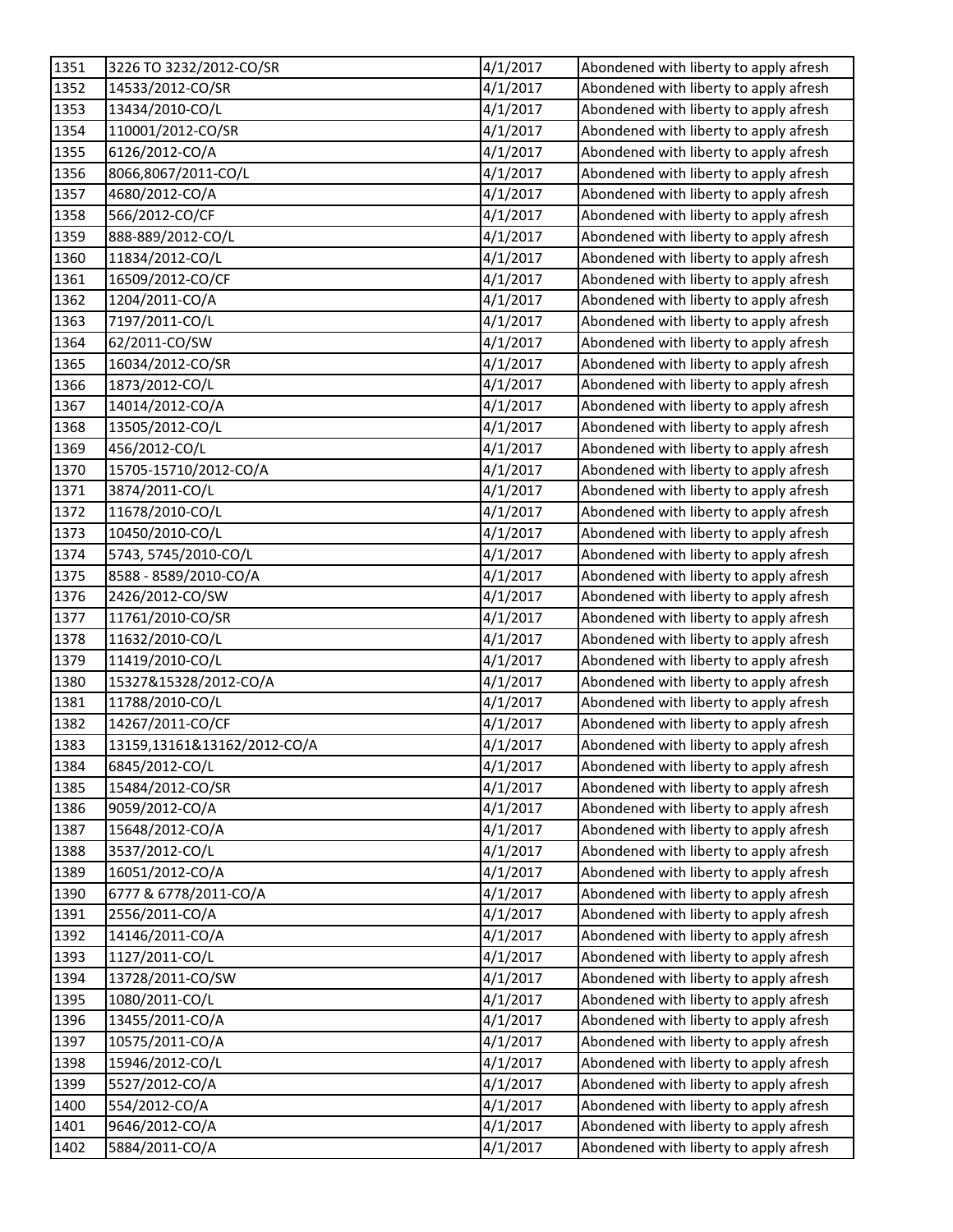| | | | |
|---|---|---|---|
| 1351 | 3226 TO 3232/2012-CO/SR | 4/1/2017 | Abondened with liberty to apply afresh |
| 1352 | 14533/2012-CO/SR | 4/1/2017 | Abondened with liberty to apply afresh |
| 1353 | 13434/2010-CO/L | 4/1/2017 | Abondened with liberty to apply afresh |
| 1354 | 110001/2012-CO/SR | 4/1/2017 | Abondened with liberty to apply afresh |
| 1355 | 6126/2012-CO/A | 4/1/2017 | Abondened with liberty to apply afresh |
| 1356 | 8066,8067/2011-CO/L | 4/1/2017 | Abondened with liberty to apply afresh |
| 1357 | 4680/2012-CO/A | 4/1/2017 | Abondened with liberty to apply afresh |
| 1358 | 566/2012-CO/CF | 4/1/2017 | Abondened with liberty to apply afresh |
| 1359 | 888-889/2012-CO/L | 4/1/2017 | Abondened with liberty to apply afresh |
| 1360 | 11834/2012-CO/L | 4/1/2017 | Abondened with liberty to apply afresh |
| 1361 | 16509/2012-CO/CF | 4/1/2017 | Abondened with liberty to apply afresh |
| 1362 | 1204/2011-CO/A | 4/1/2017 | Abondened with liberty to apply afresh |
| 1363 | 7197/2011-CO/L | 4/1/2017 | Abondened with liberty to apply afresh |
| 1364 | 62/2011-CO/SW | 4/1/2017 | Abondened with liberty to apply afresh |
| 1365 | 16034/2012-CO/SR | 4/1/2017 | Abondened with liberty to apply afresh |
| 1366 | 1873/2012-CO/L | 4/1/2017 | Abondened with liberty to apply afresh |
| 1367 | 14014/2012-CO/A | 4/1/2017 | Abondened with liberty to apply afresh |
| 1368 | 13505/2012-CO/L | 4/1/2017 | Abondened with liberty to apply afresh |
| 1369 | 456/2012-CO/L | 4/1/2017 | Abondened with liberty to apply afresh |
| 1370 | 15705-15710/2012-CO/A | 4/1/2017 | Abondened with liberty to apply afresh |
| 1371 | 3874/2011-CO/L | 4/1/2017 | Abondened with liberty to apply afresh |
| 1372 | 11678/2010-CO/L | 4/1/2017 | Abondened with liberty to apply afresh |
| 1373 | 10450/2010-CO/L | 4/1/2017 | Abondened with liberty to apply afresh |
| 1374 | 5743, 5745/2010-CO/L | 4/1/2017 | Abondened with liberty to apply afresh |
| 1375 | 8588 - 8589/2010-CO/A | 4/1/2017 | Abondened with liberty to apply afresh |
| 1376 | 2426/2012-CO/SW | 4/1/2017 | Abondened with liberty to apply afresh |
| 1377 | 11761/2010-CO/SR | 4/1/2017 | Abondened with liberty to apply afresh |
| 1378 | 11632/2010-CO/L | 4/1/2017 | Abondened with liberty to apply afresh |
| 1379 | 11419/2010-CO/L | 4/1/2017 | Abondened with liberty to apply afresh |
| 1380 | 15327&15328/2012-CO/A | 4/1/2017 | Abondened with liberty to apply afresh |
| 1381 | 11788/2010-CO/L | 4/1/2017 | Abondened with liberty to apply afresh |
| 1382 | 14267/2011-CO/CF | 4/1/2017 | Abondened with liberty to apply afresh |
| 1383 | 13159,13161&13162/2012-CO/A | 4/1/2017 | Abondened with liberty to apply afresh |
| 1384 | 6845/2012-CO/L | 4/1/2017 | Abondened with liberty to apply afresh |
| 1385 | 15484/2012-CO/SR | 4/1/2017 | Abondened with liberty to apply afresh |
| 1386 | 9059/2012-CO/A | 4/1/2017 | Abondened with liberty to apply afresh |
| 1387 | 15648/2012-CO/A | 4/1/2017 | Abondened with liberty to apply afresh |
| 1388 | 3537/2012-CO/L | 4/1/2017 | Abondened with liberty to apply afresh |
| 1389 | 16051/2012-CO/A | 4/1/2017 | Abondened with liberty to apply afresh |
| 1390 | 6777 & 6778/2011-CO/A | 4/1/2017 | Abondened with liberty to apply afresh |
| 1391 | 2556/2011-CO/A | 4/1/2017 | Abondened with liberty to apply afresh |
| 1392 | 14146/2011-CO/A | 4/1/2017 | Abondened with liberty to apply afresh |
| 1393 | 1127/2011-CO/L | 4/1/2017 | Abondened with liberty to apply afresh |
| 1394 | 13728/2011-CO/SW | 4/1/2017 | Abondened with liberty to apply afresh |
| 1395 | 1080/2011-CO/L | 4/1/2017 | Abondened with liberty to apply afresh |
| 1396 | 13455/2011-CO/A | 4/1/2017 | Abondened with liberty to apply afresh |
| 1397 | 10575/2011-CO/A | 4/1/2017 | Abondened with liberty to apply afresh |
| 1398 | 15946/2012-CO/L | 4/1/2017 | Abondened with liberty to apply afresh |
| 1399 | 5527/2012-CO/A | 4/1/2017 | Abondened with liberty to apply afresh |
| 1400 | 554/2012-CO/A | 4/1/2017 | Abondened with liberty to apply afresh |
| 1401 | 9646/2012-CO/A | 4/1/2017 | Abondened with liberty to apply afresh |
| 1402 | 5884/2011-CO/A | 4/1/2017 | Abondened with liberty to apply afresh |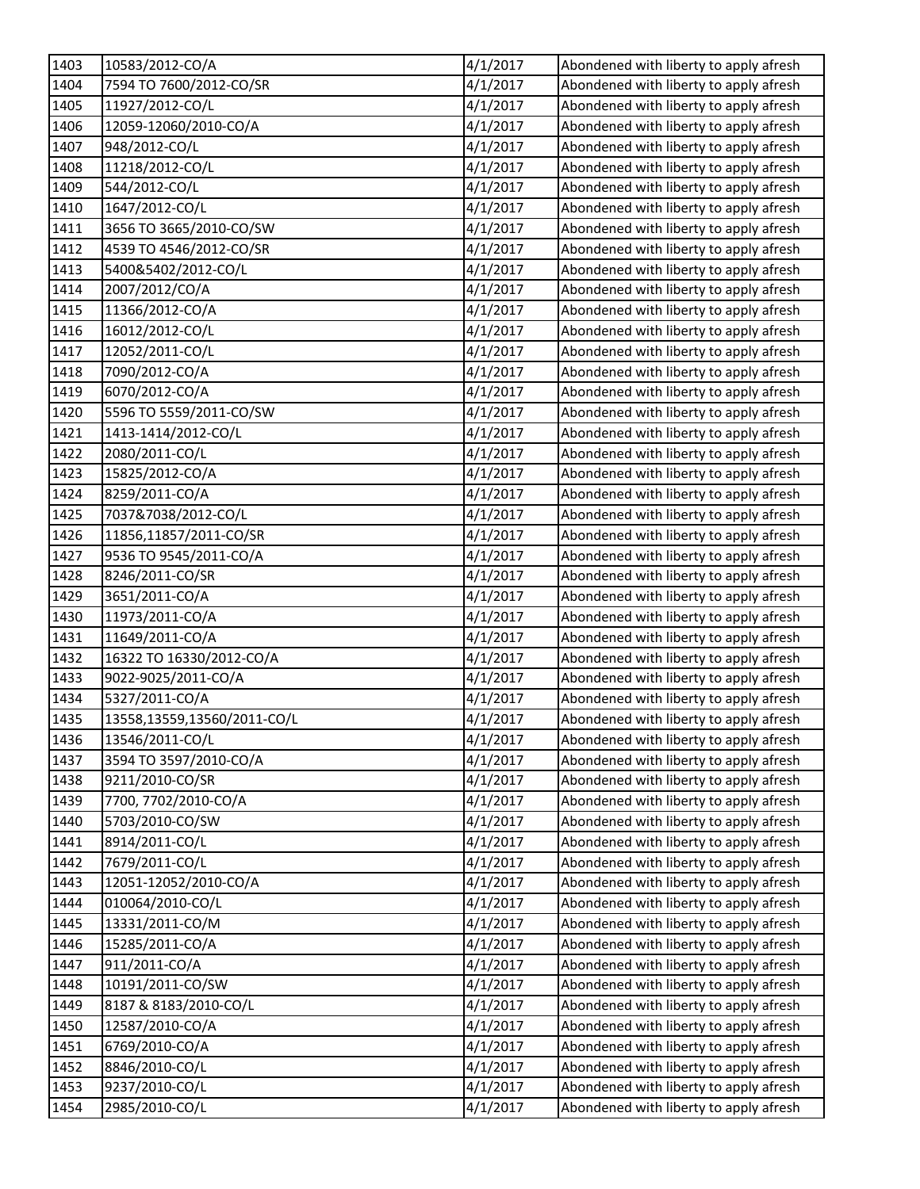| 1403 | 10583/2012-CO/A | 4/1/2017 | Abondened with liberty to apply afresh |
|---|---|---|---|
| 1404 | 7594 TO 7600/2012-CO/SR | 4/1/2017 | Abondened with liberty to apply afresh |
| 1405 | 11927/2012-CO/L | 4/1/2017 | Abondened with liberty to apply afresh |
| 1406 | 12059-12060/2010-CO/A | 4/1/2017 | Abondened with liberty to apply afresh |
| 1407 | 948/2012-CO/L | 4/1/2017 | Abondened with liberty to apply afresh |
| 1408 | 11218/2012-CO/L | 4/1/2017 | Abondened with liberty to apply afresh |
| 1409 | 544/2012-CO/L | 4/1/2017 | Abondened with liberty to apply afresh |
| 1410 | 1647/2012-CO/L | 4/1/2017 | Abondened with liberty to apply afresh |
| 1411 | 3656 TO 3665/2010-CO/SW | 4/1/2017 | Abondened with liberty to apply afresh |
| 1412 | 4539 TO 4546/2012-CO/SR | 4/1/2017 | Abondened with liberty to apply afresh |
| 1413 | 5400&5402/2012-CO/L | 4/1/2017 | Abondened with liberty to apply afresh |
| 1414 | 2007/2012/CO/A | 4/1/2017 | Abondened with liberty to apply afresh |
| 1415 | 11366/2012-CO/A | 4/1/2017 | Abondened with liberty to apply afresh |
| 1416 | 16012/2012-CO/L | 4/1/2017 | Abondened with liberty to apply afresh |
| 1417 | 12052/2011-CO/L | 4/1/2017 | Abondened with liberty to apply afresh |
| 1418 | 7090/2012-CO/A | 4/1/2017 | Abondened with liberty to apply afresh |
| 1419 | 6070/2012-CO/A | 4/1/2017 | Abondened with liberty to apply afresh |
| 1420 | 5596 TO 5559/2011-CO/SW | 4/1/2017 | Abondened with liberty to apply afresh |
| 1421 | 1413-1414/2012-CO/L | 4/1/2017 | Abondened with liberty to apply afresh |
| 1422 | 2080/2011-CO/L | 4/1/2017 | Abondened with liberty to apply afresh |
| 1423 | 15825/2012-CO/A | 4/1/2017 | Abondened with liberty to apply afresh |
| 1424 | 8259/2011-CO/A | 4/1/2017 | Abondened with liberty to apply afresh |
| 1425 | 7037&7038/2012-CO/L | 4/1/2017 | Abondened with liberty to apply afresh |
| 1426 | 11856,11857/2011-CO/SR | 4/1/2017 | Abondened with liberty to apply afresh |
| 1427 | 9536 TO 9545/2011-CO/A | 4/1/2017 | Abondened with liberty to apply afresh |
| 1428 | 8246/2011-CO/SR | 4/1/2017 | Abondened with liberty to apply afresh |
| 1429 | 3651/2011-CO/A | 4/1/2017 | Abondened with liberty to apply afresh |
| 1430 | 11973/2011-CO/A | 4/1/2017 | Abondened with liberty to apply afresh |
| 1431 | 11649/2011-CO/A | 4/1/2017 | Abondened with liberty to apply afresh |
| 1432 | 16322 TO 16330/2012-CO/A | 4/1/2017 | Abondened with liberty to apply afresh |
| 1433 | 9022-9025/2011-CO/A | 4/1/2017 | Abondened with liberty to apply afresh |
| 1434 | 5327/2011-CO/A | 4/1/2017 | Abondened with liberty to apply afresh |
| 1435 | 13558,13559,13560/2011-CO/L | 4/1/2017 | Abondened with liberty to apply afresh |
| 1436 | 13546/2011-CO/L | 4/1/2017 | Abondened with liberty to apply afresh |
| 1437 | 3594 TO 3597/2010-CO/A | 4/1/2017 | Abondened with liberty to apply afresh |
| 1438 | 9211/2010-CO/SR | 4/1/2017 | Abondened with liberty to apply afresh |
| 1439 | 7700, 7702/2010-CO/A | 4/1/2017 | Abondened with liberty to apply afresh |
| 1440 | 5703/2010-CO/SW | 4/1/2017 | Abondened with liberty to apply afresh |
| 1441 | 8914/2011-CO/L | 4/1/2017 | Abondened with liberty to apply afresh |
| 1442 | 7679/2011-CO/L | 4/1/2017 | Abondened with liberty to apply afresh |
| 1443 | 12051-12052/2010-CO/A | 4/1/2017 | Abondened with liberty to apply afresh |
| 1444 | 010064/2010-CO/L | 4/1/2017 | Abondened with liberty to apply afresh |
| 1445 | 13331/2011-CO/M | 4/1/2017 | Abondened with liberty to apply afresh |
| 1446 | 15285/2011-CO/A | 4/1/2017 | Abondened with liberty to apply afresh |
| 1447 | 911/2011-CO/A | 4/1/2017 | Abondened with liberty to apply afresh |
| 1448 | 10191/2011-CO/SW | 4/1/2017 | Abondened with liberty to apply afresh |
| 1449 | 8187 & 8183/2010-CO/L | 4/1/2017 | Abondened with liberty to apply afresh |
| 1450 | 12587/2010-CO/A | 4/1/2017 | Abondened with liberty to apply afresh |
| 1451 | 6769/2010-CO/A | 4/1/2017 | Abondened with liberty to apply afresh |
| 1452 | 8846/2010-CO/L | 4/1/2017 | Abondened with liberty to apply afresh |
| 1453 | 9237/2010-CO/L | 4/1/2017 | Abondened with liberty to apply afresh |
| 1454 | 2985/2010-CO/L | 4/1/2017 | Abondened with liberty to apply afresh |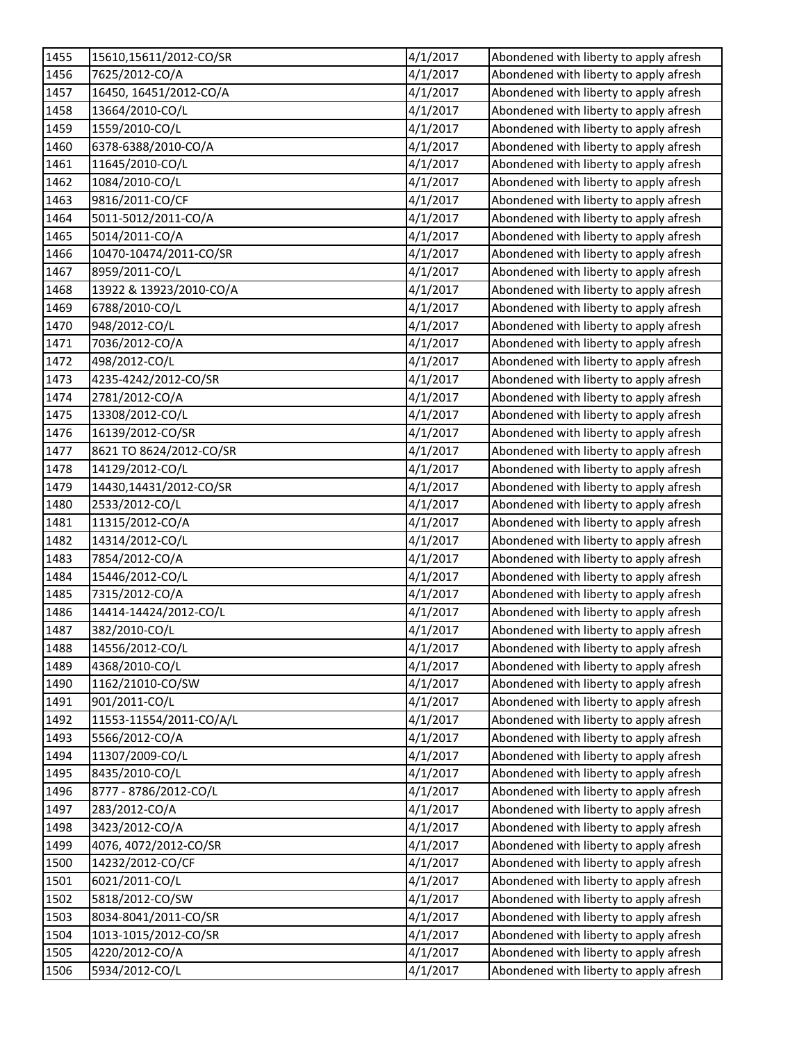| 1455 | 15610,15611/2012-CO/SR | 4/1/2017 | Abondened with liberty to apply afresh |
|---|---|---|---|
| 1456 | 7625/2012-CO/A | 4/1/2017 | Abondened with liberty to apply afresh |
| 1457 | 16450, 16451/2012-CO/A | 4/1/2017 | Abondened with liberty to apply afresh |
| 1458 | 13664/2010-CO/L | 4/1/2017 | Abondened with liberty to apply afresh |
| 1459 | 1559/2010-CO/L | 4/1/2017 | Abondened with liberty to apply afresh |
| 1460 | 6378-6388/2010-CO/A | 4/1/2017 | Abondened with liberty to apply afresh |
| 1461 | 11645/2010-CO/L | 4/1/2017 | Abondened with liberty to apply afresh |
| 1462 | 1084/2010-CO/L | 4/1/2017 | Abondened with liberty to apply afresh |
| 1463 | 9816/2011-CO/CF | 4/1/2017 | Abondened with liberty to apply afresh |
| 1464 | 5011-5012/2011-CO/A | 4/1/2017 | Abondened with liberty to apply afresh |
| 1465 | 5014/2011-CO/A | 4/1/2017 | Abondened with liberty to apply afresh |
| 1466 | 10470-10474/2011-CO/SR | 4/1/2017 | Abondened with liberty to apply afresh |
| 1467 | 8959/2011-CO/L | 4/1/2017 | Abondened with liberty to apply afresh |
| 1468 | 13922 & 13923/2010-CO/A | 4/1/2017 | Abondened with liberty to apply afresh |
| 1469 | 6788/2010-CO/L | 4/1/2017 | Abondened with liberty to apply afresh |
| 1470 | 948/2012-CO/L | 4/1/2017 | Abondened with liberty to apply afresh |
| 1471 | 7036/2012-CO/A | 4/1/2017 | Abondened with liberty to apply afresh |
| 1472 | 498/2012-CO/L | 4/1/2017 | Abondened with liberty to apply afresh |
| 1473 | 4235-4242/2012-CO/SR | 4/1/2017 | Abondened with liberty to apply afresh |
| 1474 | 2781/2012-CO/A | 4/1/2017 | Abondened with liberty to apply afresh |
| 1475 | 13308/2012-CO/L | 4/1/2017 | Abondened with liberty to apply afresh |
| 1476 | 16139/2012-CO/SR | 4/1/2017 | Abondened with liberty to apply afresh |
| 1477 | 8621 TO 8624/2012-CO/SR | 4/1/2017 | Abondened with liberty to apply afresh |
| 1478 | 14129/2012-CO/L | 4/1/2017 | Abondened with liberty to apply afresh |
| 1479 | 14430,14431/2012-CO/SR | 4/1/2017 | Abondened with liberty to apply afresh |
| 1480 | 2533/2012-CO/L | 4/1/2017 | Abondened with liberty to apply afresh |
| 1481 | 11315/2012-CO/A | 4/1/2017 | Abondened with liberty to apply afresh |
| 1482 | 14314/2012-CO/L | 4/1/2017 | Abondened with liberty to apply afresh |
| 1483 | 7854/2012-CO/A | 4/1/2017 | Abondened with liberty to apply afresh |
| 1484 | 15446/2012-CO/L | 4/1/2017 | Abondened with liberty to apply afresh |
| 1485 | 7315/2012-CO/A | 4/1/2017 | Abondened with liberty to apply afresh |
| 1486 | 14414-14424/2012-CO/L | 4/1/2017 | Abondened with liberty to apply afresh |
| 1487 | 382/2010-CO/L | 4/1/2017 | Abondened with liberty to apply afresh |
| 1488 | 14556/2012-CO/L | 4/1/2017 | Abondened with liberty to apply afresh |
| 1489 | 4368/2010-CO/L | 4/1/2017 | Abondened with liberty to apply afresh |
| 1490 | 1162/21010-CO/SW | 4/1/2017 | Abondened with liberty to apply afresh |
| 1491 | 901/2011-CO/L | 4/1/2017 | Abondened with liberty to apply afresh |
| 1492 | 11553-11554/2011-CO/A/L | 4/1/2017 | Abondened with liberty to apply afresh |
| 1493 | 5566/2012-CO/A | 4/1/2017 | Abondened with liberty to apply afresh |
| 1494 | 11307/2009-CO/L | 4/1/2017 | Abondened with liberty to apply afresh |
| 1495 | 8435/2010-CO/L | 4/1/2017 | Abondened with liberty to apply afresh |
| 1496 | 8777 - 8786/2012-CO/L | 4/1/2017 | Abondened with liberty to apply afresh |
| 1497 | 283/2012-CO/A | 4/1/2017 | Abondened with liberty to apply afresh |
| 1498 | 3423/2012-CO/A | 4/1/2017 | Abondened with liberty to apply afresh |
| 1499 | 4076, 4072/2012-CO/SR | 4/1/2017 | Abondened with liberty to apply afresh |
| 1500 | 14232/2012-CO/CF | 4/1/2017 | Abondened with liberty to apply afresh |
| 1501 | 6021/2011-CO/L | 4/1/2017 | Abondened with liberty to apply afresh |
| 1502 | 5818/2012-CO/SW | 4/1/2017 | Abondened with liberty to apply afresh |
| 1503 | 8034-8041/2011-CO/SR | 4/1/2017 | Abondened with liberty to apply afresh |
| 1504 | 1013-1015/2012-CO/SR | 4/1/2017 | Abondened with liberty to apply afresh |
| 1505 | 4220/2012-CO/A | 4/1/2017 | Abondened with liberty to apply afresh |
| 1506 | 5934/2012-CO/L | 4/1/2017 | Abondened with liberty to apply afresh |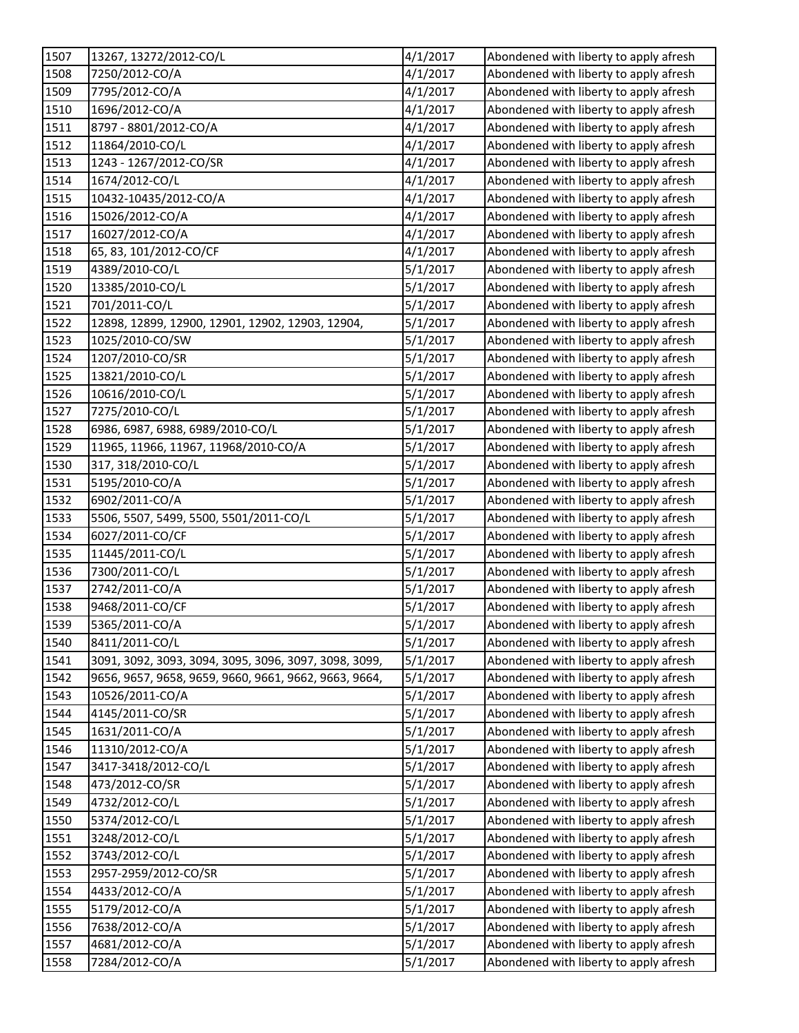| 1507 | 13267, 13272/2012-CO/L | 4/1/2017 | Abondened with liberty to apply afresh |
|---|---|---|---|
| 1508 | 7250/2012-CO/A | 4/1/2017 | Abondened with liberty to apply afresh |
| 1509 | 7795/2012-CO/A | 4/1/2017 | Abondened with liberty to apply afresh |
| 1510 | 1696/2012-CO/A | 4/1/2017 | Abondened with liberty to apply afresh |
| 1511 | 8797 - 8801/2012-CO/A | 4/1/2017 | Abondened with liberty to apply afresh |
| 1512 | 11864/2010-CO/L | 4/1/2017 | Abondened with liberty to apply afresh |
| 1513 | 1243 - 1267/2012-CO/SR | 4/1/2017 | Abondened with liberty to apply afresh |
| 1514 | 1674/2012-CO/L | 4/1/2017 | Abondened with liberty to apply afresh |
| 1515 | 10432-10435/2012-CO/A | 4/1/2017 | Abondened with liberty to apply afresh |
| 1516 | 15026/2012-CO/A | 4/1/2017 | Abondened with liberty to apply afresh |
| 1517 | 16027/2012-CO/A | 4/1/2017 | Abondened with liberty to apply afresh |
| 1518 | 65, 83, 101/2012-CO/CF | 4/1/2017 | Abondened with liberty to apply afresh |
| 1519 | 4389/2010-CO/L | 5/1/2017 | Abondened with liberty to apply afresh |
| 1520 | 13385/2010-CO/L | 5/1/2017 | Abondened with liberty to apply afresh |
| 1521 | 701/2011-CO/L | 5/1/2017 | Abondened with liberty to apply afresh |
| 1522 | 12898, 12899, 12900, 12901, 12902, 12903, 12904, | 5/1/2017 | Abondened with liberty to apply afresh |
| 1523 | 1025/2010-CO/SW | 5/1/2017 | Abondened with liberty to apply afresh |
| 1524 | 1207/2010-CO/SR | 5/1/2017 | Abondened with liberty to apply afresh |
| 1525 | 13821/2010-CO/L | 5/1/2017 | Abondened with liberty to apply afresh |
| 1526 | 10616/2010-CO/L | 5/1/2017 | Abondened with liberty to apply afresh |
| 1527 | 7275/2010-CO/L | 5/1/2017 | Abondened with liberty to apply afresh |
| 1528 | 6986, 6987, 6988, 6989/2010-CO/L | 5/1/2017 | Abondened with liberty to apply afresh |
| 1529 | 11965, 11966, 11967, 11968/2010-CO/A | 5/1/2017 | Abondened with liberty to apply afresh |
| 1530 | 317, 318/2010-CO/L | 5/1/2017 | Abondened with liberty to apply afresh |
| 1531 | 5195/2010-CO/A | 5/1/2017 | Abondened with liberty to apply afresh |
| 1532 | 6902/2011-CO/A | 5/1/2017 | Abondened with liberty to apply afresh |
| 1533 | 5506, 5507, 5499, 5500, 5501/2011-CO/L | 5/1/2017 | Abondened with liberty to apply afresh |
| 1534 | 6027/2011-CO/CF | 5/1/2017 | Abondened with liberty to apply afresh |
| 1535 | 11445/2011-CO/L | 5/1/2017 | Abondened with liberty to apply afresh |
| 1536 | 7300/2011-CO/L | 5/1/2017 | Abondened with liberty to apply afresh |
| 1537 | 2742/2011-CO/A | 5/1/2017 | Abondened with liberty to apply afresh |
| 1538 | 9468/2011-CO/CF | 5/1/2017 | Abondened with liberty to apply afresh |
| 1539 | 5365/2011-CO/A | 5/1/2017 | Abondened with liberty to apply afresh |
| 1540 | 8411/2011-CO/L | 5/1/2017 | Abondened with liberty to apply afresh |
| 1541 | 3091, 3092, 3093, 3094, 3095, 3096, 3097, 3098, 3099, | 5/1/2017 | Abondened with liberty to apply afresh |
| 1542 | 9656, 9657, 9658, 9659, 9660, 9661, 9662, 9663, 9664, | 5/1/2017 | Abondened with liberty to apply afresh |
| 1543 | 10526/2011-CO/A | 5/1/2017 | Abondened with liberty to apply afresh |
| 1544 | 4145/2011-CO/SR | 5/1/2017 | Abondened with liberty to apply afresh |
| 1545 | 1631/2011-CO/A | 5/1/2017 | Abondened with liberty to apply afresh |
| 1546 | 11310/2012-CO/A | 5/1/2017 | Abondened with liberty to apply afresh |
| 1547 | 3417-3418/2012-CO/L | 5/1/2017 | Abondened with liberty to apply afresh |
| 1548 | 473/2012-CO/SR | 5/1/2017 | Abondened with liberty to apply afresh |
| 1549 | 4732/2012-CO/L | 5/1/2017 | Abondened with liberty to apply afresh |
| 1550 | 5374/2012-CO/L | 5/1/2017 | Abondened with liberty to apply afresh |
| 1551 | 3248/2012-CO/L | 5/1/2017 | Abondened with liberty to apply afresh |
| 1552 | 3743/2012-CO/L | 5/1/2017 | Abondened with liberty to apply afresh |
| 1553 | 2957-2959/2012-CO/SR | 5/1/2017 | Abondened with liberty to apply afresh |
| 1554 | 4433/2012-CO/A | 5/1/2017 | Abondened with liberty to apply afresh |
| 1555 | 5179/2012-CO/A | 5/1/2017 | Abondened with liberty to apply afresh |
| 1556 | 7638/2012-CO/A | 5/1/2017 | Abondened with liberty to apply afresh |
| 1557 | 4681/2012-CO/A | 5/1/2017 | Abondened with liberty to apply afresh |
| 1558 | 7284/2012-CO/A | 5/1/2017 | Abondened with liberty to apply afresh |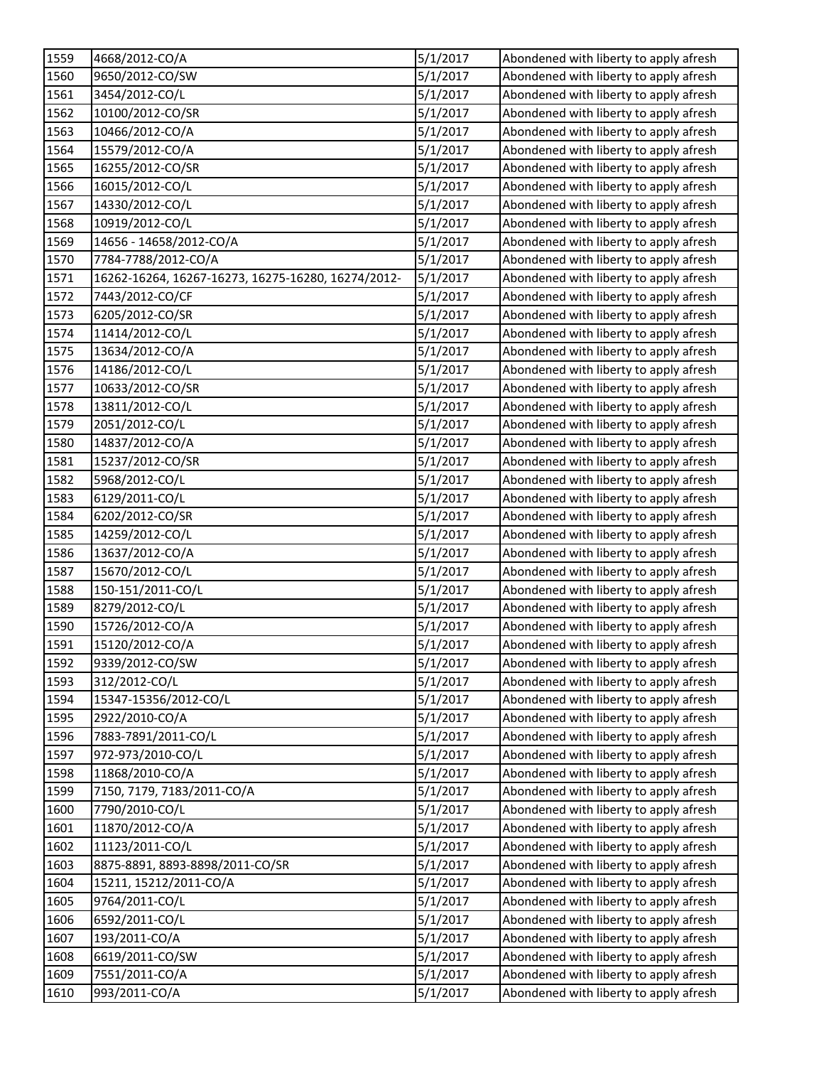| 1559 | 4668/2012-CO/A | 5/1/2017 | Abondened with liberty to apply afresh |
|---|---|---|---|
| 1560 | 9650/2012-CO/SW | 5/1/2017 | Abondened with liberty to apply afresh |
| 1561 | 3454/2012-CO/L | 5/1/2017 | Abondened with liberty to apply afresh |
| 1562 | 10100/2012-CO/SR | 5/1/2017 | Abondened with liberty to apply afresh |
| 1563 | 10466/2012-CO/A | 5/1/2017 | Abondened with liberty to apply afresh |
| 1564 | 15579/2012-CO/A | 5/1/2017 | Abondened with liberty to apply afresh |
| 1565 | 16255/2012-CO/SR | 5/1/2017 | Abondened with liberty to apply afresh |
| 1566 | 16015/2012-CO/L | 5/1/2017 | Abondened with liberty to apply afresh |
| 1567 | 14330/2012-CO/L | 5/1/2017 | Abondened with liberty to apply afresh |
| 1568 | 10919/2012-CO/L | 5/1/2017 | Abondened with liberty to apply afresh |
| 1569 | 14656 - 14658/2012-CO/A | 5/1/2017 | Abondened with liberty to apply afresh |
| 1570 | 7784-7788/2012-CO/A | 5/1/2017 | Abondened with liberty to apply afresh |
| 1571 | 16262-16264, 16267-16273, 16275-16280, 16274/2012- | 5/1/2017 | Abondened with liberty to apply afresh |
| 1572 | 7443/2012-CO/CF | 5/1/2017 | Abondened with liberty to apply afresh |
| 1573 | 6205/2012-CO/SR | 5/1/2017 | Abondened with liberty to apply afresh |
| 1574 | 11414/2012-CO/L | 5/1/2017 | Abondened with liberty to apply afresh |
| 1575 | 13634/2012-CO/A | 5/1/2017 | Abondened with liberty to apply afresh |
| 1576 | 14186/2012-CO/L | 5/1/2017 | Abondened with liberty to apply afresh |
| 1577 | 10633/2012-CO/SR | 5/1/2017 | Abondened with liberty to apply afresh |
| 1578 | 13811/2012-CO/L | 5/1/2017 | Abondened with liberty to apply afresh |
| 1579 | 2051/2012-CO/L | 5/1/2017 | Abondened with liberty to apply afresh |
| 1580 | 14837/2012-CO/A | 5/1/2017 | Abondened with liberty to apply afresh |
| 1581 | 15237/2012-CO/SR | 5/1/2017 | Abondened with liberty to apply afresh |
| 1582 | 5968/2012-CO/L | 5/1/2017 | Abondened with liberty to apply afresh |
| 1583 | 6129/2011-CO/L | 5/1/2017 | Abondened with liberty to apply afresh |
| 1584 | 6202/2012-CO/SR | 5/1/2017 | Abondened with liberty to apply afresh |
| 1585 | 14259/2012-CO/L | 5/1/2017 | Abondened with liberty to apply afresh |
| 1586 | 13637/2012-CO/A | 5/1/2017 | Abondened with liberty to apply afresh |
| 1587 | 15670/2012-CO/L | 5/1/2017 | Abondened with liberty to apply afresh |
| 1588 | 150-151/2011-CO/L | 5/1/2017 | Abondened with liberty to apply afresh |
| 1589 | 8279/2012-CO/L | 5/1/2017 | Abondened with liberty to apply afresh |
| 1590 | 15726/2012-CO/A | 5/1/2017 | Abondened with liberty to apply afresh |
| 1591 | 15120/2012-CO/A | 5/1/2017 | Abondened with liberty to apply afresh |
| 1592 | 9339/2012-CO/SW | 5/1/2017 | Abondened with liberty to apply afresh |
| 1593 | 312/2012-CO/L | 5/1/2017 | Abondened with liberty to apply afresh |
| 1594 | 15347-15356/2012-CO/L | 5/1/2017 | Abondened with liberty to apply afresh |
| 1595 | 2922/2010-CO/A | 5/1/2017 | Abondened with liberty to apply afresh |
| 1596 | 7883-7891/2011-CO/L | 5/1/2017 | Abondened with liberty to apply afresh |
| 1597 | 972-973/2010-CO/L | 5/1/2017 | Abondened with liberty to apply afresh |
| 1598 | 11868/2010-CO/A | 5/1/2017 | Abondened with liberty to apply afresh |
| 1599 | 7150, 7179, 7183/2011-CO/A | 5/1/2017 | Abondened with liberty to apply afresh |
| 1600 | 7790/2010-CO/L | 5/1/2017 | Abondened with liberty to apply afresh |
| 1601 | 11870/2012-CO/A | 5/1/2017 | Abondened with liberty to apply afresh |
| 1602 | 11123/2011-CO/L | 5/1/2017 | Abondened with liberty to apply afresh |
| 1603 | 8875-8891, 8893-8898/2011-CO/SR | 5/1/2017 | Abondened with liberty to apply afresh |
| 1604 | 15211, 15212/2011-CO/A | 5/1/2017 | Abondened with liberty to apply afresh |
| 1605 | 9764/2011-CO/L | 5/1/2017 | Abondened with liberty to apply afresh |
| 1606 | 6592/2011-CO/L | 5/1/2017 | Abondened with liberty to apply afresh |
| 1607 | 193/2011-CO/A | 5/1/2017 | Abondened with liberty to apply afresh |
| 1608 | 6619/2011-CO/SW | 5/1/2017 | Abondened with liberty to apply afresh |
| 1609 | 7551/2011-CO/A | 5/1/2017 | Abondened with liberty to apply afresh |
| 1610 | 993/2011-CO/A | 5/1/2017 | Abondened with liberty to apply afresh |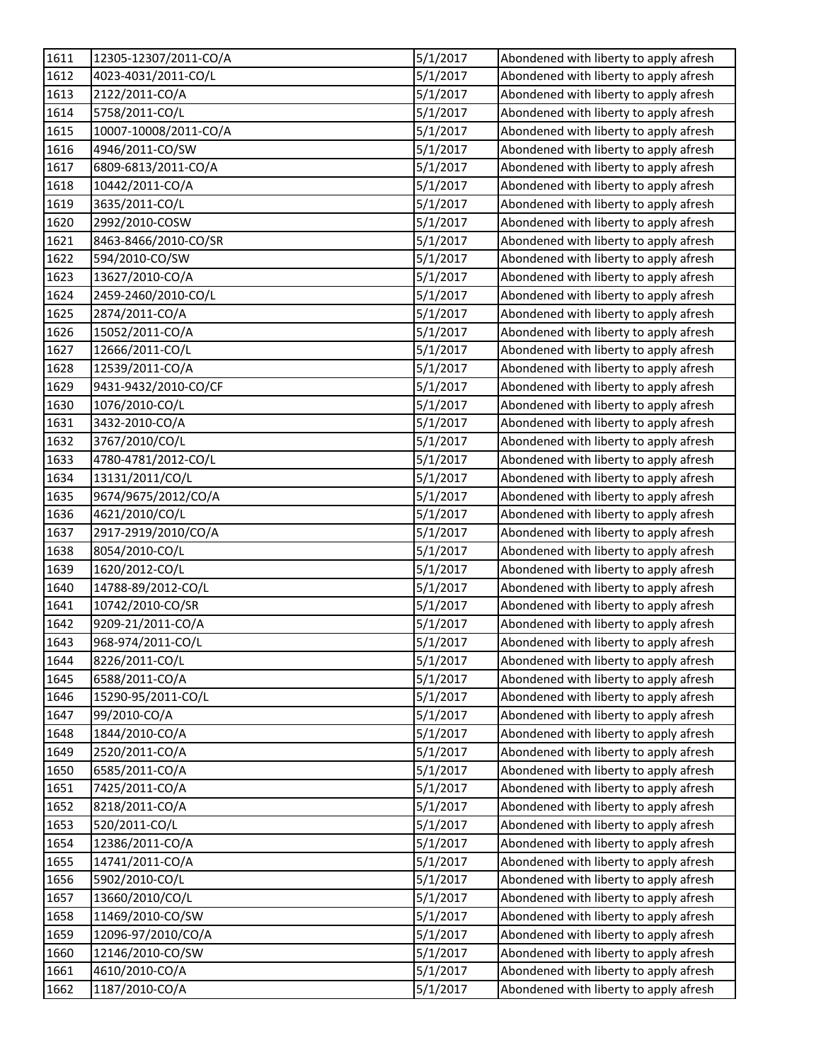| 1611 | 12305-12307/2011-CO/A | 5/1/2017 | Abondened with liberty to apply afresh |
|---|---|---|---|
| 1612 | 4023-4031/2011-CO/L | 5/1/2017 | Abondened with liberty to apply afresh |
| 1613 | 2122/2011-CO/A | 5/1/2017 | Abondened with liberty to apply afresh |
| 1614 | 5758/2011-CO/L | 5/1/2017 | Abondened with liberty to apply afresh |
| 1615 | 10007-10008/2011-CO/A | 5/1/2017 | Abondened with liberty to apply afresh |
| 1616 | 4946/2011-CO/SW | 5/1/2017 | Abondened with liberty to apply afresh |
| 1617 | 6809-6813/2011-CO/A | 5/1/2017 | Abondened with liberty to apply afresh |
| 1618 | 10442/2011-CO/A | 5/1/2017 | Abondened with liberty to apply afresh |
| 1619 | 3635/2011-CO/L | 5/1/2017 | Abondened with liberty to apply afresh |
| 1620 | 2992/2010-COSW | 5/1/2017 | Abondened with liberty to apply afresh |
| 1621 | 8463-8466/2010-CO/SR | 5/1/2017 | Abondened with liberty to apply afresh |
| 1622 | 594/2010-CO/SW | 5/1/2017 | Abondened with liberty to apply afresh |
| 1623 | 13627/2010-CO/A | 5/1/2017 | Abondened with liberty to apply afresh |
| 1624 | 2459-2460/2010-CO/L | 5/1/2017 | Abondened with liberty to apply afresh |
| 1625 | 2874/2011-CO/A | 5/1/2017 | Abondened with liberty to apply afresh |
| 1626 | 15052/2011-CO/A | 5/1/2017 | Abondened with liberty to apply afresh |
| 1627 | 12666/2011-CO/L | 5/1/2017 | Abondened with liberty to apply afresh |
| 1628 | 12539/2011-CO/A | 5/1/2017 | Abondened with liberty to apply afresh |
| 1629 | 9431-9432/2010-CO/CF | 5/1/2017 | Abondened with liberty to apply afresh |
| 1630 | 1076/2010-CO/L | 5/1/2017 | Abondened with liberty to apply afresh |
| 1631 | 3432-2010-CO/A | 5/1/2017 | Abondened with liberty to apply afresh |
| 1632 | 3767/2010/CO/L | 5/1/2017 | Abondened with liberty to apply afresh |
| 1633 | 4780-4781/2012-CO/L | 5/1/2017 | Abondened with liberty to apply afresh |
| 1634 | 13131/2011/CO/L | 5/1/2017 | Abondened with liberty to apply afresh |
| 1635 | 9674/9675/2012/CO/A | 5/1/2017 | Abondened with liberty to apply afresh |
| 1636 | 4621/2010/CO/L | 5/1/2017 | Abondened with liberty to apply afresh |
| 1637 | 2917-2919/2010/CO/A | 5/1/2017 | Abondened with liberty to apply afresh |
| 1638 | 8054/2010-CO/L | 5/1/2017 | Abondened with liberty to apply afresh |
| 1639 | 1620/2012-CO/L | 5/1/2017 | Abondened with liberty to apply afresh |
| 1640 | 14788-89/2012-CO/L | 5/1/2017 | Abondened with liberty to apply afresh |
| 1641 | 10742/2010-CO/SR | 5/1/2017 | Abondened with liberty to apply afresh |
| 1642 | 9209-21/2011-CO/A | 5/1/2017 | Abondened with liberty to apply afresh |
| 1643 | 968-974/2011-CO/L | 5/1/2017 | Abondened with liberty to apply afresh |
| 1644 | 8226/2011-CO/L | 5/1/2017 | Abondened with liberty to apply afresh |
| 1645 | 6588/2011-CO/A | 5/1/2017 | Abondened with liberty to apply afresh |
| 1646 | 15290-95/2011-CO/L | 5/1/2017 | Abondened with liberty to apply afresh |
| 1647 | 99/2010-CO/A | 5/1/2017 | Abondened with liberty to apply afresh |
| 1648 | 1844/2010-CO/A | 5/1/2017 | Abondened with liberty to apply afresh |
| 1649 | 2520/2011-CO/A | 5/1/2017 | Abondened with liberty to apply afresh |
| 1650 | 6585/2011-CO/A | 5/1/2017 | Abondened with liberty to apply afresh |
| 1651 | 7425/2011-CO/A | 5/1/2017 | Abondened with liberty to apply afresh |
| 1652 | 8218/2011-CO/A | 5/1/2017 | Abondened with liberty to apply afresh |
| 1653 | 520/2011-CO/L | 5/1/2017 | Abondened with liberty to apply afresh |
| 1654 | 12386/2011-CO/A | 5/1/2017 | Abondened with liberty to apply afresh |
| 1655 | 14741/2011-CO/A | 5/1/2017 | Abondened with liberty to apply afresh |
| 1656 | 5902/2010-CO/L | 5/1/2017 | Abondened with liberty to apply afresh |
| 1657 | 13660/2010/CO/L | 5/1/2017 | Abondened with liberty to apply afresh |
| 1658 | 11469/2010-CO/SW | 5/1/2017 | Abondened with liberty to apply afresh |
| 1659 | 12096-97/2010/CO/A | 5/1/2017 | Abondened with liberty to apply afresh |
| 1660 | 12146/2010-CO/SW | 5/1/2017 | Abondened with liberty to apply afresh |
| 1661 | 4610/2010-CO/A | 5/1/2017 | Abondened with liberty to apply afresh |
| 1662 | 1187/2010-CO/A | 5/1/2017 | Abondened with liberty to apply afresh |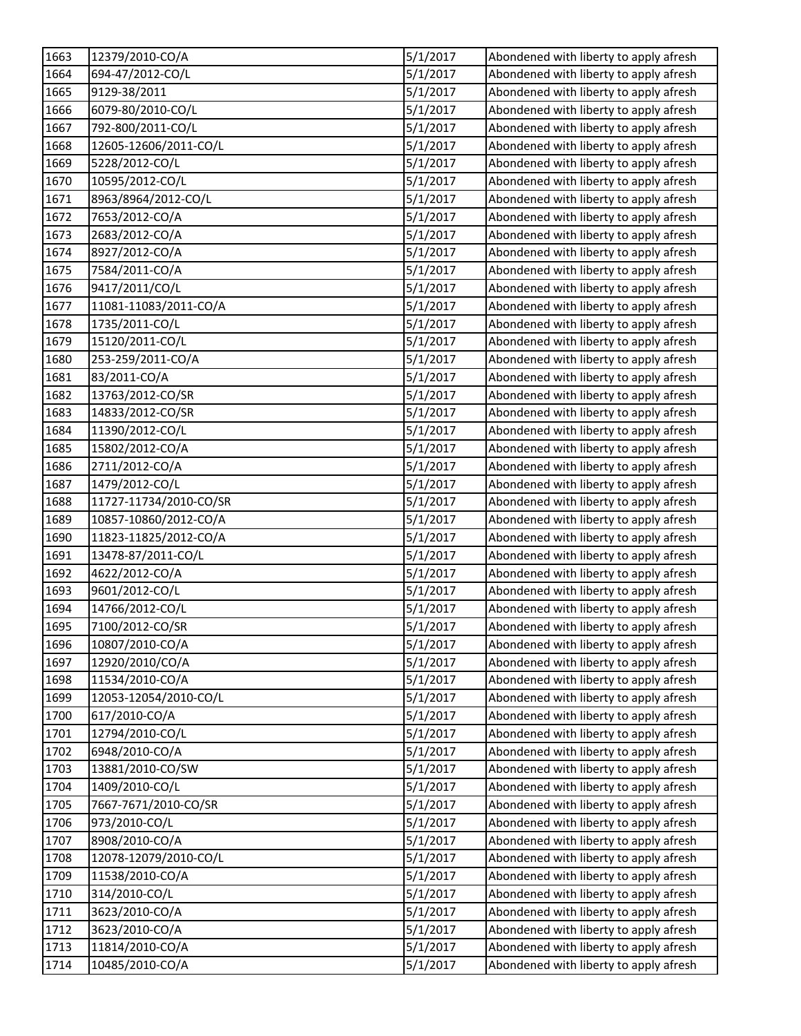| 1663 | 12379/2010-CO/A | 5/1/2017 | Abondened with liberty to apply afresh |
|---|---|---|---|
| 1664 | 694-47/2012-CO/L | 5/1/2017 | Abondened with liberty to apply afresh |
| 1665 | 9129-38/2011 | 5/1/2017 | Abondened with liberty to apply afresh |
| 1666 | 6079-80/2010-CO/L | 5/1/2017 | Abondened with liberty to apply afresh |
| 1667 | 792-800/2011-CO/L | 5/1/2017 | Abondened with liberty to apply afresh |
| 1668 | 12605-12606/2011-CO/L | 5/1/2017 | Abondened with liberty to apply afresh |
| 1669 | 5228/2012-CO/L | 5/1/2017 | Abondened with liberty to apply afresh |
| 1670 | 10595/2012-CO/L | 5/1/2017 | Abondened with liberty to apply afresh |
| 1671 | 8963/8964/2012-CO/L | 5/1/2017 | Abondened with liberty to apply afresh |
| 1672 | 7653/2012-CO/A | 5/1/2017 | Abondened with liberty to apply afresh |
| 1673 | 2683/2012-CO/A | 5/1/2017 | Abondened with liberty to apply afresh |
| 1674 | 8927/2012-CO/A | 5/1/2017 | Abondened with liberty to apply afresh |
| 1675 | 7584/2011-CO/A | 5/1/2017 | Abondened with liberty to apply afresh |
| 1676 | 9417/2011/CO/L | 5/1/2017 | Abondened with liberty to apply afresh |
| 1677 | 11081-11083/2011-CO/A | 5/1/2017 | Abondened with liberty to apply afresh |
| 1678 | 1735/2011-CO/L | 5/1/2017 | Abondened with liberty to apply afresh |
| 1679 | 15120/2011-CO/L | 5/1/2017 | Abondened with liberty to apply afresh |
| 1680 | 253-259/2011-CO/A | 5/1/2017 | Abondened with liberty to apply afresh |
| 1681 | 83/2011-CO/A | 5/1/2017 | Abondened with liberty to apply afresh |
| 1682 | 13763/2012-CO/SR | 5/1/2017 | Abondened with liberty to apply afresh |
| 1683 | 14833/2012-CO/SR | 5/1/2017 | Abondened with liberty to apply afresh |
| 1684 | 11390/2012-CO/L | 5/1/2017 | Abondened with liberty to apply afresh |
| 1685 | 15802/2012-CO/A | 5/1/2017 | Abondened with liberty to apply afresh |
| 1686 | 2711/2012-CO/A | 5/1/2017 | Abondened with liberty to apply afresh |
| 1687 | 1479/2012-CO/L | 5/1/2017 | Abondened with liberty to apply afresh |
| 1688 | 11727-11734/2010-CO/SR | 5/1/2017 | Abondened with liberty to apply afresh |
| 1689 | 10857-10860/2012-CO/A | 5/1/2017 | Abondened with liberty to apply afresh |
| 1690 | 11823-11825/2012-CO/A | 5/1/2017 | Abondened with liberty to apply afresh |
| 1691 | 13478-87/2011-CO/L | 5/1/2017 | Abondened with liberty to apply afresh |
| 1692 | 4622/2012-CO/A | 5/1/2017 | Abondened with liberty to apply afresh |
| 1693 | 9601/2012-CO/L | 5/1/2017 | Abondened with liberty to apply afresh |
| 1694 | 14766/2012-CO/L | 5/1/2017 | Abondened with liberty to apply afresh |
| 1695 | 7100/2012-CO/SR | 5/1/2017 | Abondened with liberty to apply afresh |
| 1696 | 10807/2010-CO/A | 5/1/2017 | Abondened with liberty to apply afresh |
| 1697 | 12920/2010/CO/A | 5/1/2017 | Abondened with liberty to apply afresh |
| 1698 | 11534/2010-CO/A | 5/1/2017 | Abondened with liberty to apply afresh |
| 1699 | 12053-12054/2010-CO/L | 5/1/2017 | Abondened with liberty to apply afresh |
| 1700 | 617/2010-CO/A | 5/1/2017 | Abondened with liberty to apply afresh |
| 1701 | 12794/2010-CO/L | 5/1/2017 | Abondened with liberty to apply afresh |
| 1702 | 6948/2010-CO/A | 5/1/2017 | Abondened with liberty to apply afresh |
| 1703 | 13881/2010-CO/SW | 5/1/2017 | Abondened with liberty to apply afresh |
| 1704 | 1409/2010-CO/L | 5/1/2017 | Abondened with liberty to apply afresh |
| 1705 | 7667-7671/2010-CO/SR | 5/1/2017 | Abondened with liberty to apply afresh |
| 1706 | 973/2010-CO/L | 5/1/2017 | Abondened with liberty to apply afresh |
| 1707 | 8908/2010-CO/A | 5/1/2017 | Abondened with liberty to apply afresh |
| 1708 | 12078-12079/2010-CO/L | 5/1/2017 | Abondened with liberty to apply afresh |
| 1709 | 11538/2010-CO/A | 5/1/2017 | Abondened with liberty to apply afresh |
| 1710 | 314/2010-CO/L | 5/1/2017 | Abondened with liberty to apply afresh |
| 1711 | 3623/2010-CO/A | 5/1/2017 | Abondened with liberty to apply afresh |
| 1712 | 3623/2010-CO/A | 5/1/2017 | Abondened with liberty to apply afresh |
| 1713 | 11814/2010-CO/A | 5/1/2017 | Abondened with liberty to apply afresh |
| 1714 | 10485/2010-CO/A | 5/1/2017 | Abondened with liberty to apply afresh |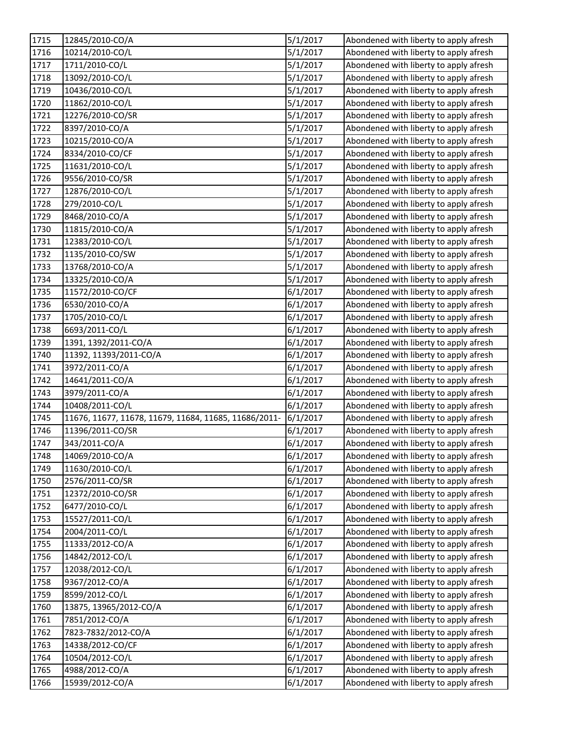| 1715 | 12845/2010-CO/A | 5/1/2017 | Abondened with liberty to apply afresh |
|---|---|---|---|
| 1716 | 10214/2010-CO/L | 5/1/2017 | Abondened with liberty to apply afresh |
| 1717 | 1711/2010-CO/L | 5/1/2017 | Abondened with liberty to apply afresh |
| 1718 | 13092/2010-CO/L | 5/1/2017 | Abondened with liberty to apply afresh |
| 1719 | 10436/2010-CO/L | 5/1/2017 | Abondened with liberty to apply afresh |
| 1720 | 11862/2010-CO/L | 5/1/2017 | Abondened with liberty to apply afresh |
| 1721 | 12276/2010-CO/SR | 5/1/2017 | Abondened with liberty to apply afresh |
| 1722 | 8397/2010-CO/A | 5/1/2017 | Abondened with liberty to apply afresh |
| 1723 | 10215/2010-CO/A | 5/1/2017 | Abondened with liberty to apply afresh |
| 1724 | 8334/2010-CO/CF | 5/1/2017 | Abondened with liberty to apply afresh |
| 1725 | 11631/2010-CO/L | 5/1/2017 | Abondened with liberty to apply afresh |
| 1726 | 9556/2010-CO/SR | 5/1/2017 | Abondened with liberty to apply afresh |
| 1727 | 12876/2010-CO/L | 5/1/2017 | Abondened with liberty to apply afresh |
| 1728 | 279/2010-CO/L | 5/1/2017 | Abondened with liberty to apply afresh |
| 1729 | 8468/2010-CO/A | 5/1/2017 | Abondened with liberty to apply afresh |
| 1730 | 11815/2010-CO/A | 5/1/2017 | Abondened with liberty to apply afresh |
| 1731 | 12383/2010-CO/L | 5/1/2017 | Abondened with liberty to apply afresh |
| 1732 | 1135/2010-CO/SW | 5/1/2017 | Abondened with liberty to apply afresh |
| 1733 | 13768/2010-CO/A | 5/1/2017 | Abondened with liberty to apply afresh |
| 1734 | 13325/2010-CO/A | 5/1/2017 | Abondened with liberty to apply afresh |
| 1735 | 11572/2010-CO/CF | 6/1/2017 | Abondened with liberty to apply afresh |
| 1736 | 6530/2010-CO/A | 6/1/2017 | Abondened with liberty to apply afresh |
| 1737 | 1705/2010-CO/L | 6/1/2017 | Abondened with liberty to apply afresh |
| 1738 | 6693/2011-CO/L | 6/1/2017 | Abondened with liberty to apply afresh |
| 1739 | 1391, 1392/2011-CO/A | 6/1/2017 | Abondened with liberty to apply afresh |
| 1740 | 11392, 11393/2011-CO/A | 6/1/2017 | Abondened with liberty to apply afresh |
| 1741 | 3972/2011-CO/A | 6/1/2017 | Abondened with liberty to apply afresh |
| 1742 | 14641/2011-CO/A | 6/1/2017 | Abondened with liberty to apply afresh |
| 1743 | 3979/2011-CO/A | 6/1/2017 | Abondened with liberty to apply afresh |
| 1744 | 10408/2011-CO/L | 6/1/2017 | Abondened with liberty to apply afresh |
| 1745 | 11676, 11677, 11678, 11679, 11684, 11685, 11686/2011- | 6/1/2017 | Abondened with liberty to apply afresh |
| 1746 | 11396/2011-CO/SR | 6/1/2017 | Abondened with liberty to apply afresh |
| 1747 | 343/2011-CO/A | 6/1/2017 | Abondened with liberty to apply afresh |
| 1748 | 14069/2010-CO/A | 6/1/2017 | Abondened with liberty to apply afresh |
| 1749 | 11630/2010-CO/L | 6/1/2017 | Abondened with liberty to apply afresh |
| 1750 | 2576/2011-CO/SR | 6/1/2017 | Abondened with liberty to apply afresh |
| 1751 | 12372/2010-CO/SR | 6/1/2017 | Abondened with liberty to apply afresh |
| 1752 | 6477/2010-CO/L | 6/1/2017 | Abondened with liberty to apply afresh |
| 1753 | 15527/2011-CO/L | 6/1/2017 | Abondened with liberty to apply afresh |
| 1754 | 2004/2011-CO/L | 6/1/2017 | Abondened with liberty to apply afresh |
| 1755 | 11333/2012-CO/A | 6/1/2017 | Abondened with liberty to apply afresh |
| 1756 | 14842/2012-CO/L | 6/1/2017 | Abondened with liberty to apply afresh |
| 1757 | 12038/2012-CO/L | 6/1/2017 | Abondened with liberty to apply afresh |
| 1758 | 9367/2012-CO/A | 6/1/2017 | Abondened with liberty to apply afresh |
| 1759 | 8599/2012-CO/L | 6/1/2017 | Abondened with liberty to apply afresh |
| 1760 | 13875, 13965/2012-CO/A | 6/1/2017 | Abondened with liberty to apply afresh |
| 1761 | 7851/2012-CO/A | 6/1/2017 | Abondened with liberty to apply afresh |
| 1762 | 7823-7832/2012-CO/A | 6/1/2017 | Abondened with liberty to apply afresh |
| 1763 | 14338/2012-CO/CF | 6/1/2017 | Abondened with liberty to apply afresh |
| 1764 | 10504/2012-CO/L | 6/1/2017 | Abondened with liberty to apply afresh |
| 1765 | 4988/2012-CO/A | 6/1/2017 | Abondened with liberty to apply afresh |
| 1766 | 15939/2012-CO/A | 6/1/2017 | Abondened with liberty to apply afresh |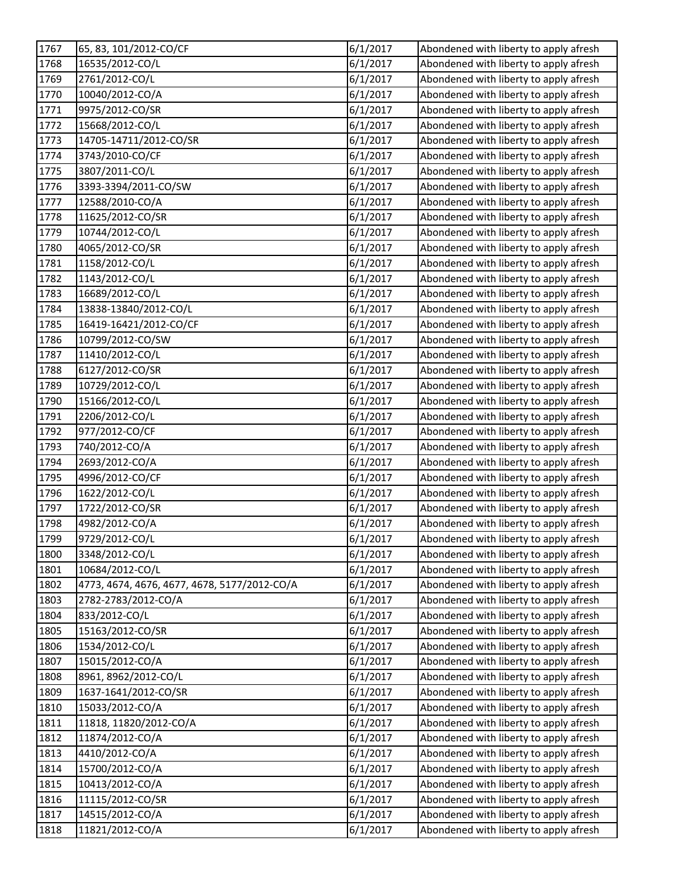| 1767 | 65, 83, 101/2012-CO/CF | 6/1/2017 | Abondened with liberty to apply afresh |
|---|---|---|---|
| 1768 | 16535/2012-CO/L | 6/1/2017 | Abondened with liberty to apply afresh |
| 1769 | 2761/2012-CO/L | 6/1/2017 | Abondened with liberty to apply afresh |
| 1770 | 10040/2012-CO/A | 6/1/2017 | Abondened with liberty to apply afresh |
| 1771 | 9975/2012-CO/SR | 6/1/2017 | Abondened with liberty to apply afresh |
| 1772 | 15668/2012-CO/L | 6/1/2017 | Abondened with liberty to apply afresh |
| 1773 | 14705-14711/2012-CO/SR | 6/1/2017 | Abondened with liberty to apply afresh |
| 1774 | 3743/2010-CO/CF | 6/1/2017 | Abondened with liberty to apply afresh |
| 1775 | 3807/2011-CO/L | 6/1/2017 | Abondened with liberty to apply afresh |
| 1776 | 3393-3394/2011-CO/SW | 6/1/2017 | Abondened with liberty to apply afresh |
| 1777 | 12588/2010-CO/A | 6/1/2017 | Abondened with liberty to apply afresh |
| 1778 | 11625/2012-CO/SR | 6/1/2017 | Abondened with liberty to apply afresh |
| 1779 | 10744/2012-CO/L | 6/1/2017 | Abondened with liberty to apply afresh |
| 1780 | 4065/2012-CO/SR | 6/1/2017 | Abondened with liberty to apply afresh |
| 1781 | 1158/2012-CO/L | 6/1/2017 | Abondened with liberty to apply afresh |
| 1782 | 1143/2012-CO/L | 6/1/2017 | Abondened with liberty to apply afresh |
| 1783 | 16689/2012-CO/L | 6/1/2017 | Abondened with liberty to apply afresh |
| 1784 | 13838-13840/2012-CO/L | 6/1/2017 | Abondened with liberty to apply afresh |
| 1785 | 16419-16421/2012-CO/CF | 6/1/2017 | Abondened with liberty to apply afresh |
| 1786 | 10799/2012-CO/SW | 6/1/2017 | Abondened with liberty to apply afresh |
| 1787 | 11410/2012-CO/L | 6/1/2017 | Abondened with liberty to apply afresh |
| 1788 | 6127/2012-CO/SR | 6/1/2017 | Abondened with liberty to apply afresh |
| 1789 | 10729/2012-CO/L | 6/1/2017 | Abondened with liberty to apply afresh |
| 1790 | 15166/2012-CO/L | 6/1/2017 | Abondened with liberty to apply afresh |
| 1791 | 2206/2012-CO/L | 6/1/2017 | Abondened with liberty to apply afresh |
| 1792 | 977/2012-CO/CF | 6/1/2017 | Abondened with liberty to apply afresh |
| 1793 | 740/2012-CO/A | 6/1/2017 | Abondened with liberty to apply afresh |
| 1794 | 2693/2012-CO/A | 6/1/2017 | Abondened with liberty to apply afresh |
| 1795 | 4996/2012-CO/CF | 6/1/2017 | Abondened with liberty to apply afresh |
| 1796 | 1622/2012-CO/L | 6/1/2017 | Abondened with liberty to apply afresh |
| 1797 | 1722/2012-CO/SR | 6/1/2017 | Abondened with liberty to apply afresh |
| 1798 | 4982/2012-CO/A | 6/1/2017 | Abondened with liberty to apply afresh |
| 1799 | 9729/2012-CO/L | 6/1/2017 | Abondened with liberty to apply afresh |
| 1800 | 3348/2012-CO/L | 6/1/2017 | Abondened with liberty to apply afresh |
| 1801 | 10684/2012-CO/L | 6/1/2017 | Abondened with liberty to apply afresh |
| 1802 | 4773, 4674, 4676, 4677, 4678, 5177/2012-CO/A | 6/1/2017 | Abondened with liberty to apply afresh |
| 1803 | 2782-2783/2012-CO/A | 6/1/2017 | Abondened with liberty to apply afresh |
| 1804 | 833/2012-CO/L | 6/1/2017 | Abondened with liberty to apply afresh |
| 1805 | 15163/2012-CO/SR | 6/1/2017 | Abondened with liberty to apply afresh |
| 1806 | 1534/2012-CO/L | 6/1/2017 | Abondened with liberty to apply afresh |
| 1807 | 15015/2012-CO/A | 6/1/2017 | Abondened with liberty to apply afresh |
| 1808 | 8961, 8962/2012-CO/L | 6/1/2017 | Abondened with liberty to apply afresh |
| 1809 | 1637-1641/2012-CO/SR | 6/1/2017 | Abondened with liberty to apply afresh |
| 1810 | 15033/2012-CO/A | 6/1/2017 | Abondened with liberty to apply afresh |
| 1811 | 11818, 11820/2012-CO/A | 6/1/2017 | Abondened with liberty to apply afresh |
| 1812 | 11874/2012-CO/A | 6/1/2017 | Abondened with liberty to apply afresh |
| 1813 | 4410/2012-CO/A | 6/1/2017 | Abondened with liberty to apply afresh |
| 1814 | 15700/2012-CO/A | 6/1/2017 | Abondened with liberty to apply afresh |
| 1815 | 10413/2012-CO/A | 6/1/2017 | Abondened with liberty to apply afresh |
| 1816 | 11115/2012-CO/SR | 6/1/2017 | Abondened with liberty to apply afresh |
| 1817 | 14515/2012-CO/A | 6/1/2017 | Abondened with liberty to apply afresh |
| 1818 | 11821/2012-CO/A | 6/1/2017 | Abondened with liberty to apply afresh |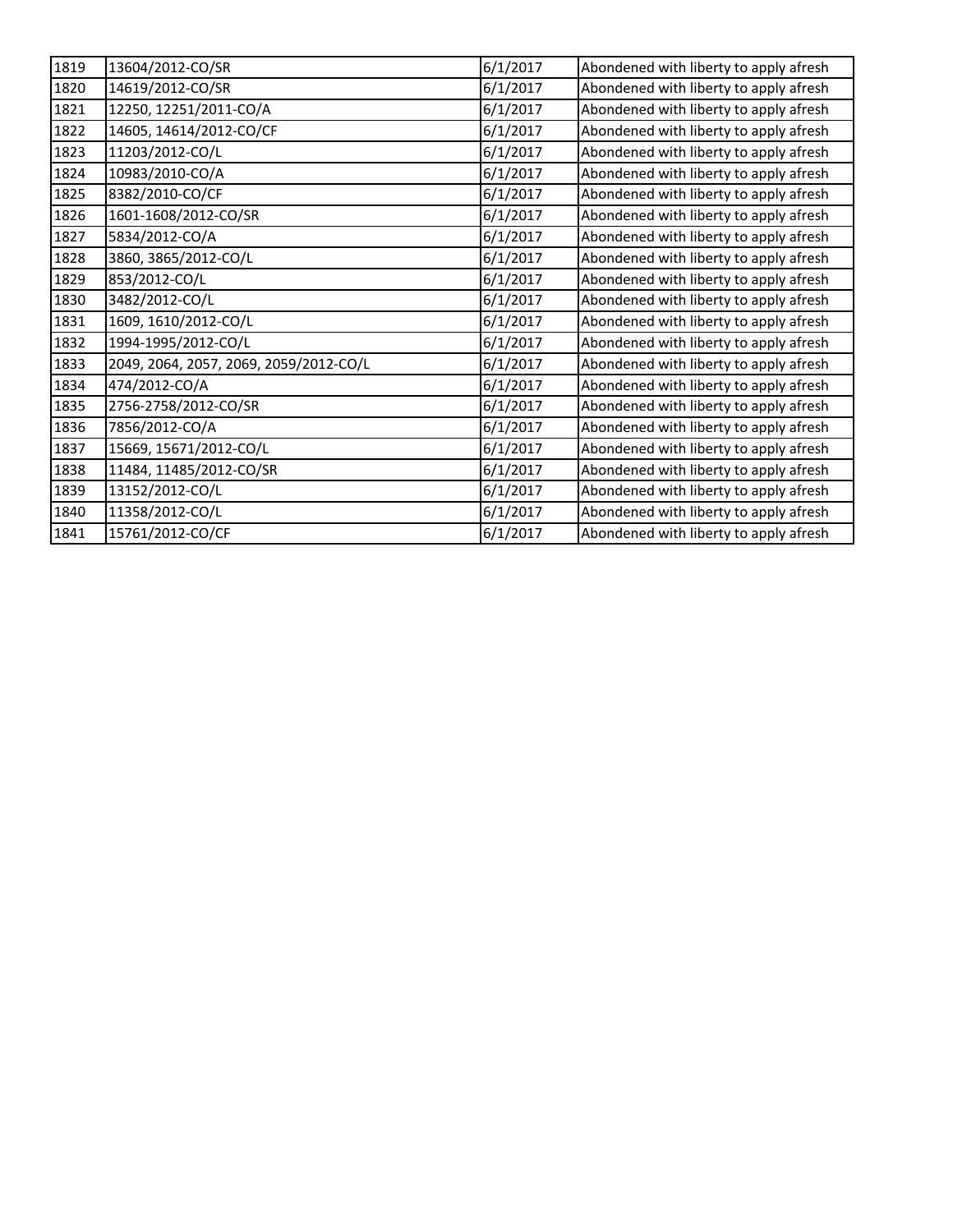| | | | |
|---|---|---|---|
| 1819 | 13604/2012-CO/SR | 6/1/2017 | Abondened with liberty to apply afresh |
| 1820 | 14619/2012-CO/SR | 6/1/2017 | Abondened with liberty to apply afresh |
| 1821 | 12250, 12251/2011-CO/A | 6/1/2017 | Abondened with liberty to apply afresh |
| 1822 | 14605, 14614/2012-CO/CF | 6/1/2017 | Abondened with liberty to apply afresh |
| 1823 | 11203/2012-CO/L | 6/1/2017 | Abondened with liberty to apply afresh |
| 1824 | 10983/2010-CO/A | 6/1/2017 | Abondened with liberty to apply afresh |
| 1825 | 8382/2010-CO/CF | 6/1/2017 | Abondened with liberty to apply afresh |
| 1826 | 1601-1608/2012-CO/SR | 6/1/2017 | Abondened with liberty to apply afresh |
| 1827 | 5834/2012-CO/A | 6/1/2017 | Abondened with liberty to apply afresh |
| 1828 | 3860, 3865/2012-CO/L | 6/1/2017 | Abondened with liberty to apply afresh |
| 1829 | 853/2012-CO/L | 6/1/2017 | Abondened with liberty to apply afresh |
| 1830 | 3482/2012-CO/L | 6/1/2017 | Abondened with liberty to apply afresh |
| 1831 | 1609, 1610/2012-CO/L | 6/1/2017 | Abondened with liberty to apply afresh |
| 1832 | 1994-1995/2012-CO/L | 6/1/2017 | Abondened with liberty to apply afresh |
| 1833 | 2049, 2064, 2057, 2069, 2059/2012-CO/L | 6/1/2017 | Abondened with liberty to apply afresh |
| 1834 | 474/2012-CO/A | 6/1/2017 | Abondened with liberty to apply afresh |
| 1835 | 2756-2758/2012-CO/SR | 6/1/2017 | Abondened with liberty to apply afresh |
| 1836 | 7856/2012-CO/A | 6/1/2017 | Abondened with liberty to apply afresh |
| 1837 | 15669, 15671/2012-CO/L | 6/1/2017 | Abondened with liberty to apply afresh |
| 1838 | 11484, 11485/2012-CO/SR | 6/1/2017 | Abondened with liberty to apply afresh |
| 1839 | 13152/2012-CO/L | 6/1/2017 | Abondened with liberty to apply afresh |
| 1840 | 11358/2012-CO/L | 6/1/2017 | Abondened with liberty to apply afresh |
| 1841 | 15761/2012-CO/CF | 6/1/2017 | Abondened with liberty to apply afresh |